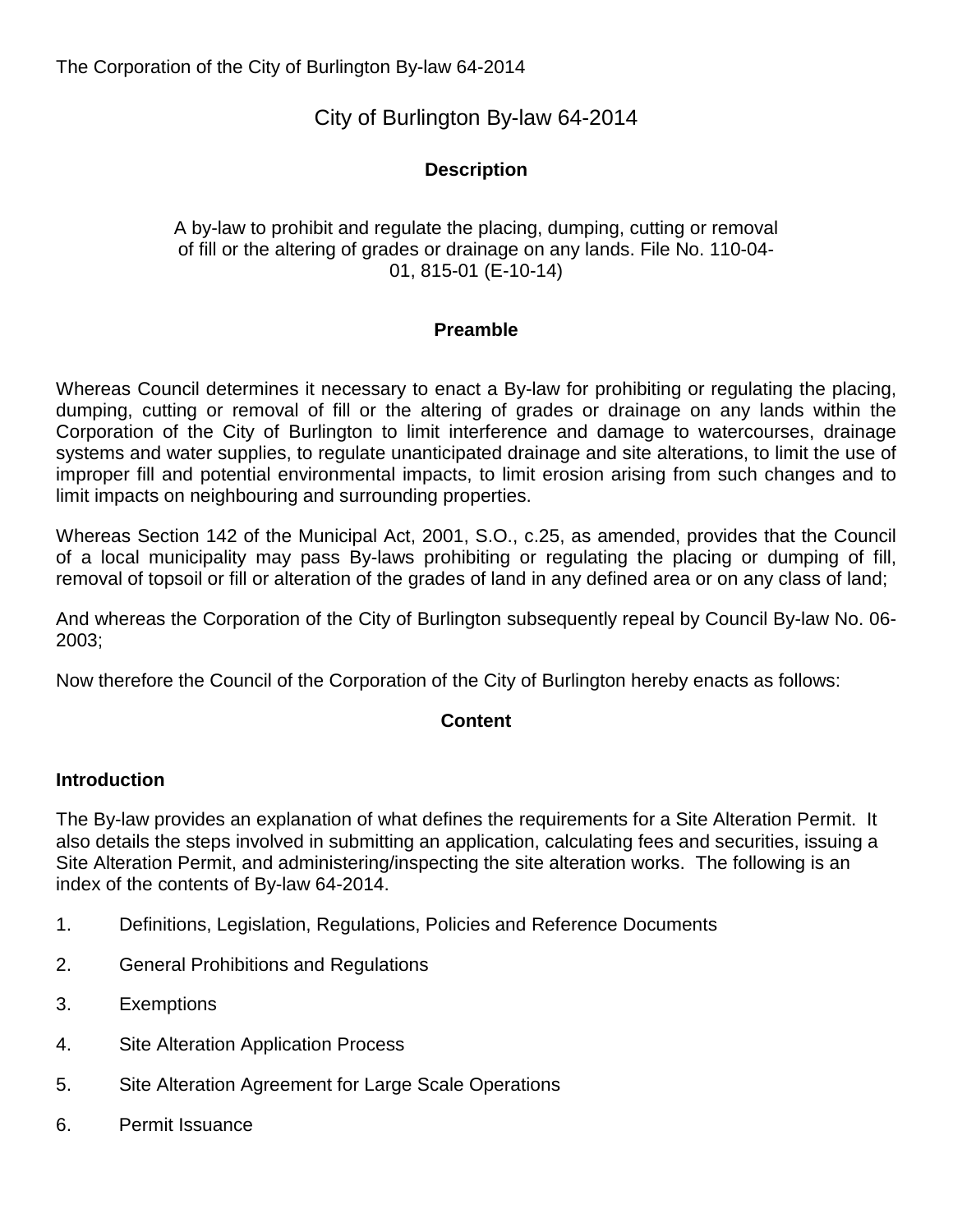The Corporation of the City of Burlington By-law 64-2014

# City of Burlington By-law 64-2014

## Description

A by-law to prohibit and regulate the placing, dumping, cutting or removal of fill or the altering of grades or drainage on any lands. File No. 110-04-01, 815-01 (E-10-14)

## Preamble

Whereas Council determines it necessary to enact a By-law for prohibiting or regulating the placing, dumping, cutting or removal of fill or the altering of grades or drainage on any lands within the Corporation of the City of Burlington to limit interference and damage to watercourses, drainage systems and water supplies, to regulate unanticipated drainage and site alterations, to limit the use of improper fill and potential environmental impacts, to limit erosion arising from such changes and to limit impacts on neighbouring and surrounding properties.

Whereas Section 142 of the Municipal Act, 2001, S.O., c.25, as amended, provides that the Council of a local municipality may pass By-laws prohibiting or regulating the placing or dumping of fill, removal of topsoil or fill or alteration of the grades of land in any defined area or on any class of land;

And whereas the Corporation of the City of Burlington subsequently repeal by Council By-law No. 06-2003;

Now therefore the Council of the Corporation of the City of Burlington hereby enacts as follows:

## Content

### Introduction

The By-law provides an explanation of what defines the requirements for a Site Alteration Permit. It also details the steps involved in submitting an application, calculating fees and securities, issuing a Site Alteration Permit, and administering/inspecting the site alteration works. The following is an index of the contents of By-law 64-2014.

1. Definitions, Legislation, Regulations, Policies and Reference Documents
2. General Prohibitions and Regulations
3. Exemptions
4. Site Alteration Application Process
5. Site Alteration Agreement for Large Scale Operations
6. Permit Issuance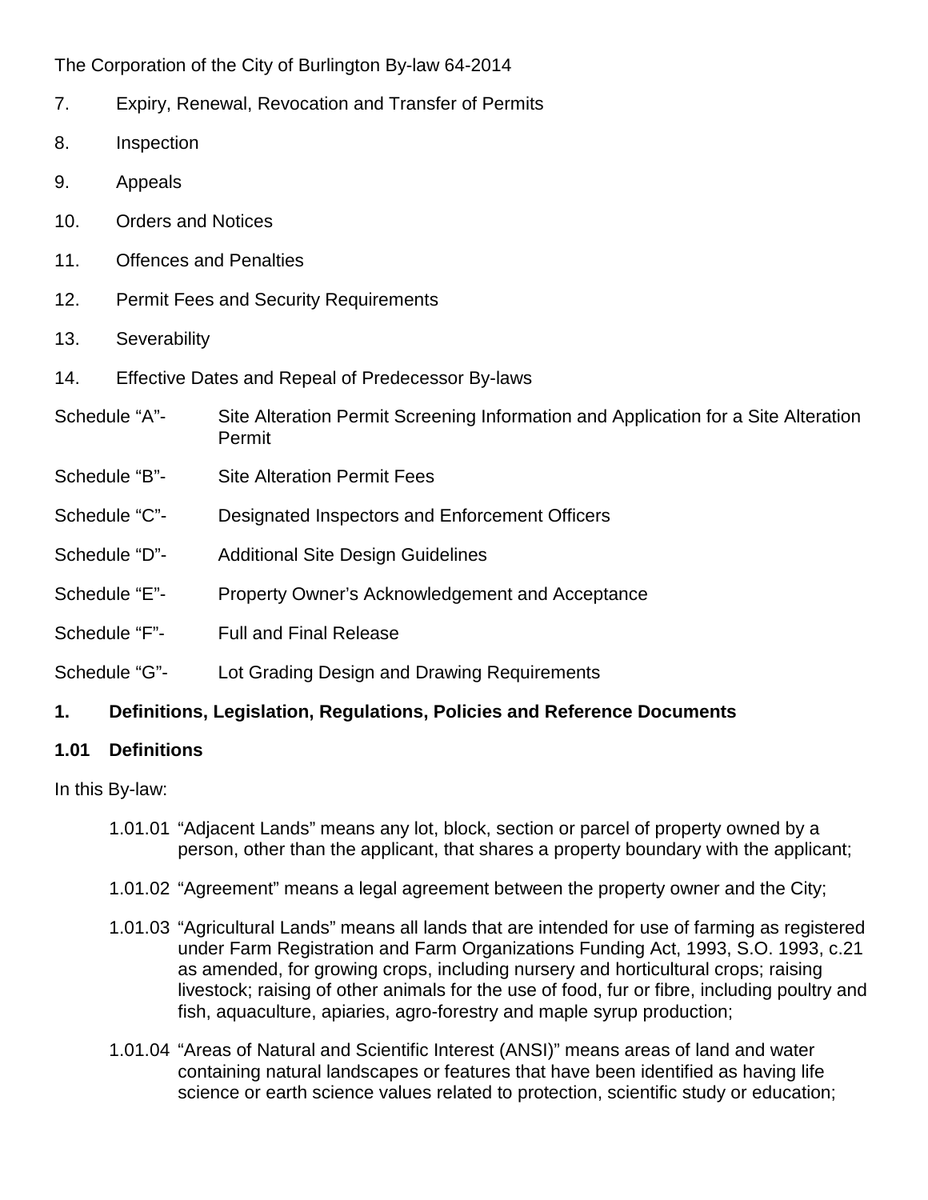7. Expiry, Renewal, Revocation and Transfer of Permits

8. Inspection

9. Appeals

10. Orders and Notices

11. Offences and Penalties

12. Permit Fees and Security Requirements

13. Severability

14. Effective Dates and Repeal of Predecessor By-laws

Schedule "A"- Site Alteration Permit Screening Information and Application for a Site Alteration Permit

Schedule "B"- Site Alteration Permit Fees

Schedule "C"- Designated Inspectors and Enforcement Officers

Schedule "D"- Additional Site Design Guidelines

Schedule "E"- Property Owner's Acknowledgement and Acceptance

Schedule "F"- Full and Final Release

Schedule "G"- Lot Grading Design and Drawing Requirements

## 1. Definitions, Legislation, Regulations, Policies and Reference Documents

### 1.01 Definitions

In this By-law:

1.01.01 "Adjacent Lands" means any lot, block, section or parcel of property owned by a person, other than the applicant, that shares a property boundary with the applicant;

1.01.02 "Agreement" means a legal agreement between the property owner and the City;

1.01.03 "Agricultural Lands" means all lands that are intended for use of farming as registered under Farm Registration and Farm Organizations Funding Act, 1993, S.O. 1993, c.21 as amended, for growing crops, including nursery and horticultural crops; raising livestock; raising of other animals for the use of food, fur or fibre, including poultry and fish, aquaculture, apiaries, agro-forestry and maple syrup production;

1.01.04 "Areas of Natural and Scientific Interest (ANSI)" means areas of land and water containing natural landscapes or features that have been identified as having life science or earth science values related to protection, scientific study or education;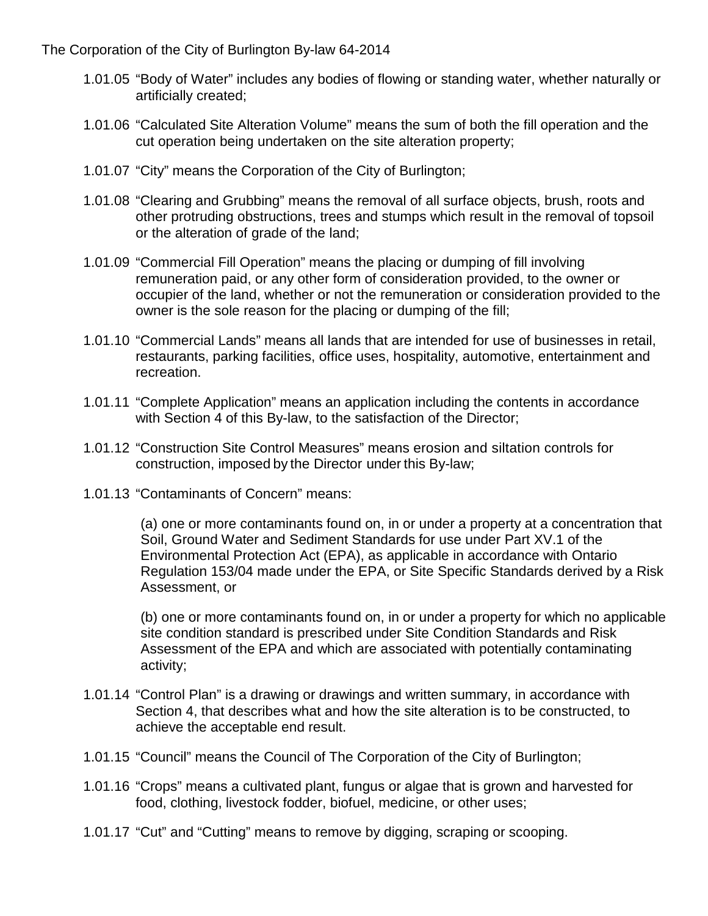1.01.05 “Body of Water” includes any bodies of flowing or standing water, whether naturally or artificially created;

1.01.06 “Calculated Site Alteration Volume” means the sum of both the fill operation and the cut operation being undertaken on the site alteration property;

1.01.07 “City” means the Corporation of the City of Burlington;

1.01.08 “Clearing and Grubbing” means the removal of all surface objects, brush, roots and other protruding obstructions, trees and stumps which result in the removal of topsoil or the alteration of grade of the land;

1.01.09 “Commercial Fill Operation” means the placing or dumping of fill involving remuneration paid, or any other form of consideration provided, to the owner or occupier of the land, whether or not the remuneration or consideration provided to the owner is the sole reason for the placing or dumping of the fill;

1.01.10 “Commercial Lands” means all lands that are intended for use of businesses in retail, restaurants, parking facilities, office uses, hospitality, automotive, entertainment and recreation.

1.01.11 “Complete Application” means an application including the contents in accordance with Section 4 of this By-law, to the satisfaction of the Director;

1.01.12 “Construction Site Control Measures” means erosion and siltation controls for construction, imposed by the Director under this By-law;

1.01.13 “Contaminants of Concern” means:

(a) one or more contaminants found on, in or under a property at a concentration that Soil, Ground Water and Sediment Standards for use under Part XV.1 of the Environmental Protection Act (EPA), as applicable in accordance with Ontario Regulation 153/04 made under the EPA, or Site Specific Standards derived by a Risk Assessment, or

(b) one or more contaminants found on, in or under a property for which no applicable site condition standard is prescribed under Site Condition Standards and Risk Assessment of the EPA and which are associated with potentially contaminating activity;

1.01.14 “Control Plan” is a drawing or drawings and written summary, in accordance with Section 4, that describes what and how the site alteration is to be constructed, to achieve the acceptable end result.

1.01.15 “Council” means the Council of The Corporation of the City of Burlington;

1.01.16 “Crops” means a cultivated plant, fungus or algae that is grown and harvested for food, clothing, livestock fodder, biofuel, medicine, or other uses;

1.01.17 “Cut” and “Cutting” means to remove by digging, scraping or scooping.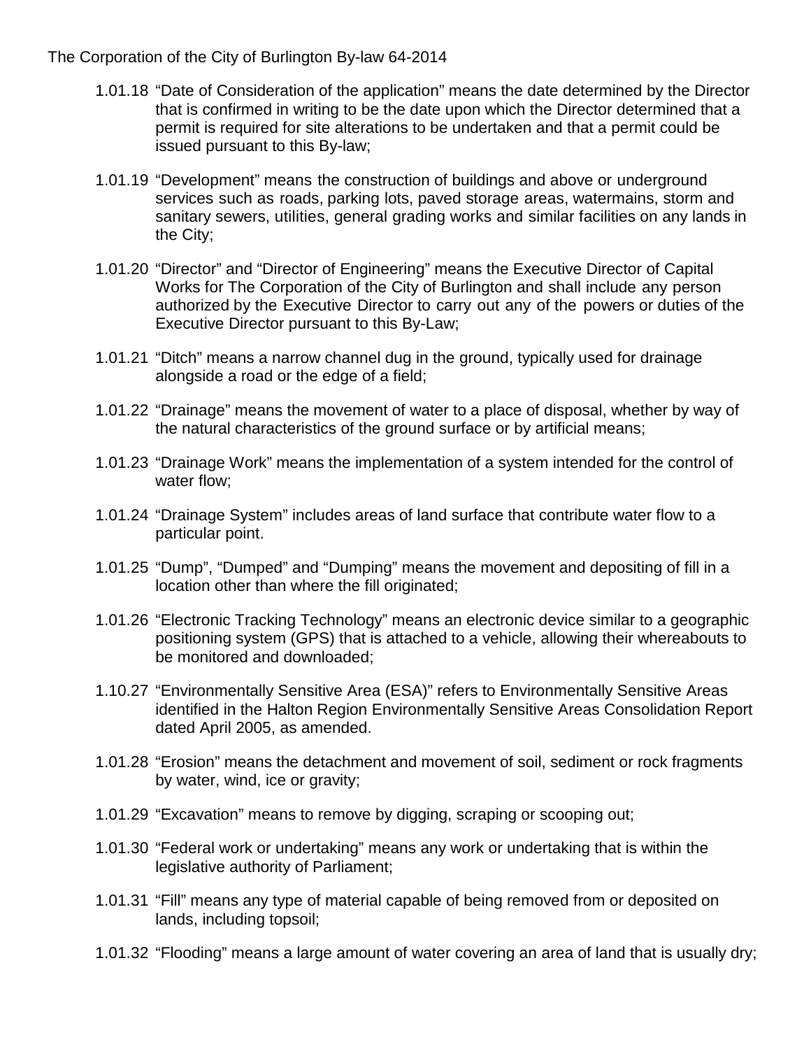1.01.18 “Date of Consideration of the application” means the date determined by the Director that is confirmed in writing to be the date upon which the Director determined that a permit is required for site alterations to be undertaken and that a permit could be issued pursuant to this By-law;

1.01.19 “Development” means the construction of buildings and above or underground services such as roads, parking lots, paved storage areas, watermains, storm and sanitary sewers, utilities, general grading works and similar facilities on any lands in the City;

1.01.20 “Director” and “Director of Engineering” means the Executive Director of Capital Works for The Corporation of the City of Burlington and shall include any person authorized by the Executive Director to carry out any of the powers or duties of the Executive Director pursuant to this By-Law;

1.01.21 “Ditch” means a narrow channel dug in the ground, typically used for drainage alongside a road or the edge of a field;

1.01.22 “Drainage” means the movement of water to a place of disposal, whether by way of the natural characteristics of the ground surface or by artificial means;

1.01.23 “Drainage Work” means the implementation of a system intended for the control of water flow;

1.01.24 “Drainage System” includes areas of land surface that contribute water flow to a particular point.

1.01.25 “Dump”, “Dumped” and “Dumping” means the movement and depositing of fill in a location other than where the fill originated;

1.01.26 “Electronic Tracking Technology” means an electronic device similar to a geographic positioning system (GPS) that is attached to a vehicle, allowing their whereabouts to be monitored and downloaded;

1.10.27 “Environmentally Sensitive Area (ESA)” refers to Environmentally Sensitive Areas identified in the Halton Region Environmentally Sensitive Areas Consolidation Report dated April 2005, as amended.

1.01.28 “Erosion” means the detachment and movement of soil, sediment or rock fragments by water, wind, ice or gravity;

1.01.29 “Excavation” means to remove by digging, scraping or scooping out;

1.01.30 “Federal work or undertaking” means any work or undertaking that is within the legislative authority of Parliament;

1.01.31 “Fill” means any type of material capable of being removed from or deposited on lands, including topsoil;

1.01.32 “Flooding” means a large amount of water covering an area of land that is usually dry;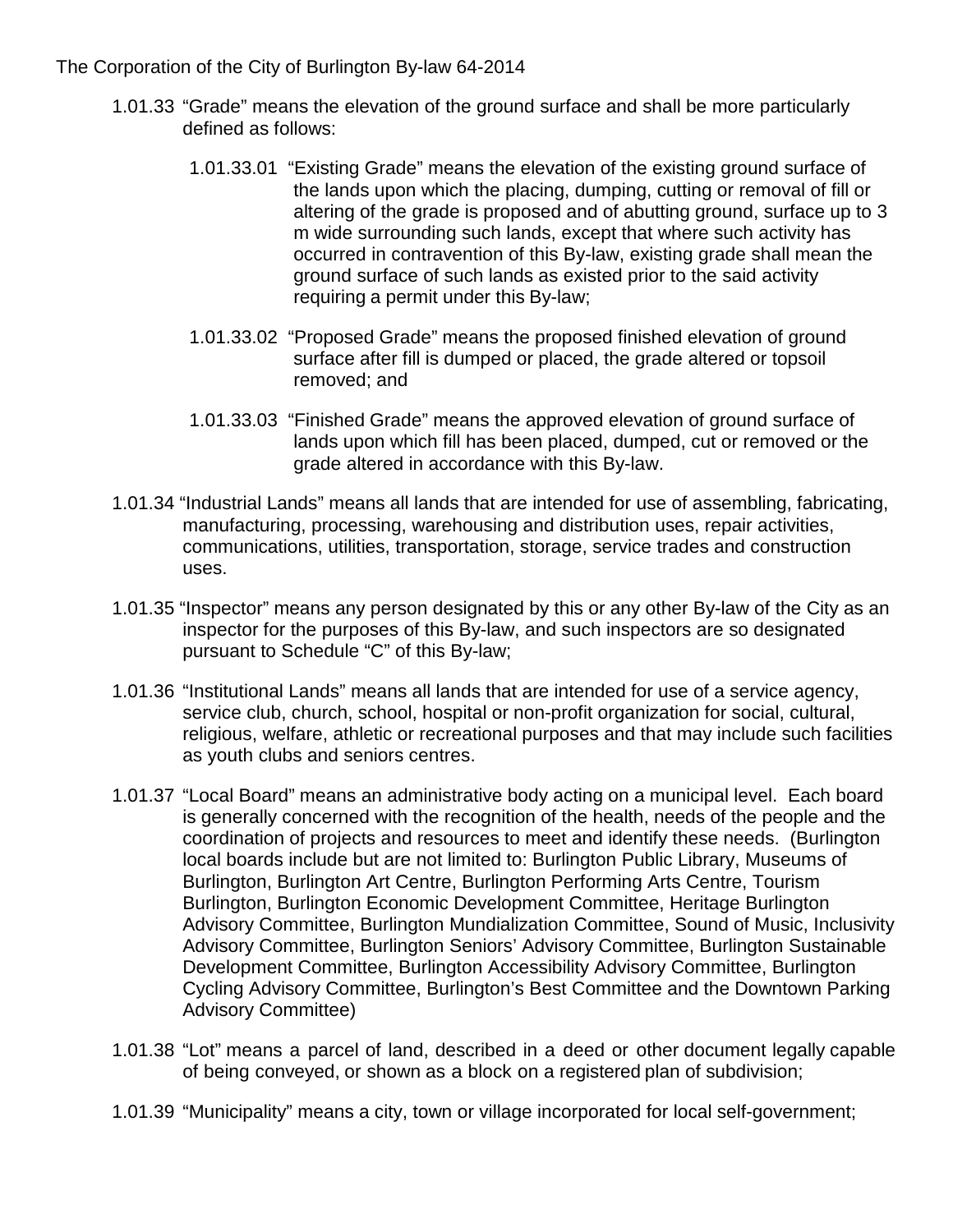1.01.33 "Grade" means the elevation of the ground surface and shall be more particularly defined as follows:

1.01.33.01 "Existing Grade" means the elevation of the existing ground surface of the lands upon which the placing, dumping, cutting or removal of fill or altering of the grade is proposed and of abutting ground, surface up to 3 m wide surrounding such lands, except that where such activity has occurred in contravention of this By-law, existing grade shall mean the ground surface of such lands as existed prior to the said activity requiring a permit under this By-law;

1.01.33.02 "Proposed Grade" means the proposed finished elevation of ground surface after fill is dumped or placed, the grade altered or topsoil removed; and

1.01.33.03 "Finished Grade" means the approved elevation of ground surface of lands upon which fill has been placed, dumped, cut or removed or the grade altered in accordance with this By-law.

1.01.34 "Industrial Lands" means all lands that are intended for use of assembling, fabricating, manufacturing, processing, warehousing and distribution uses, repair activities, communications, utilities, transportation, storage, service trades and construction uses.

1.01.35 "Inspector" means any person designated by this or any other By-law of the City as an inspector for the purposes of this By-law, and such inspectors are so designated pursuant to Schedule "C" of this By-law;

1.01.36 "Institutional Lands" means all lands that are intended for use of a service agency, service club, church, school, hospital or non-profit organization for social, cultural, religious, welfare, athletic or recreational purposes and that may include such facilities as youth clubs and seniors centres.

1.01.37 "Local Board" means an administrative body acting on a municipal level. Each board is generally concerned with the recognition of the health, needs of the people and the coordination of projects and resources to meet and identify these needs. (Burlington local boards include but are not limited to: Burlington Public Library, Museums of Burlington, Burlington Art Centre, Burlington Performing Arts Centre, Tourism Burlington, Burlington Economic Development Committee, Heritage Burlington Advisory Committee, Burlington Mundialization Committee, Sound of Music, Inclusivity Advisory Committee, Burlington Seniors' Advisory Committee, Burlington Sustainable Development Committee, Burlington Accessibility Advisory Committee, Burlington Cycling Advisory Committee, Burlington's Best Committee and the Downtown Parking Advisory Committee)

1.01.38 "Lot" means a parcel of land, described in a deed or other document legally capable of being conveyed, or shown as a block on a registered plan of subdivision;

1.01.39 "Municipality" means a city, town or village incorporated for local self-government;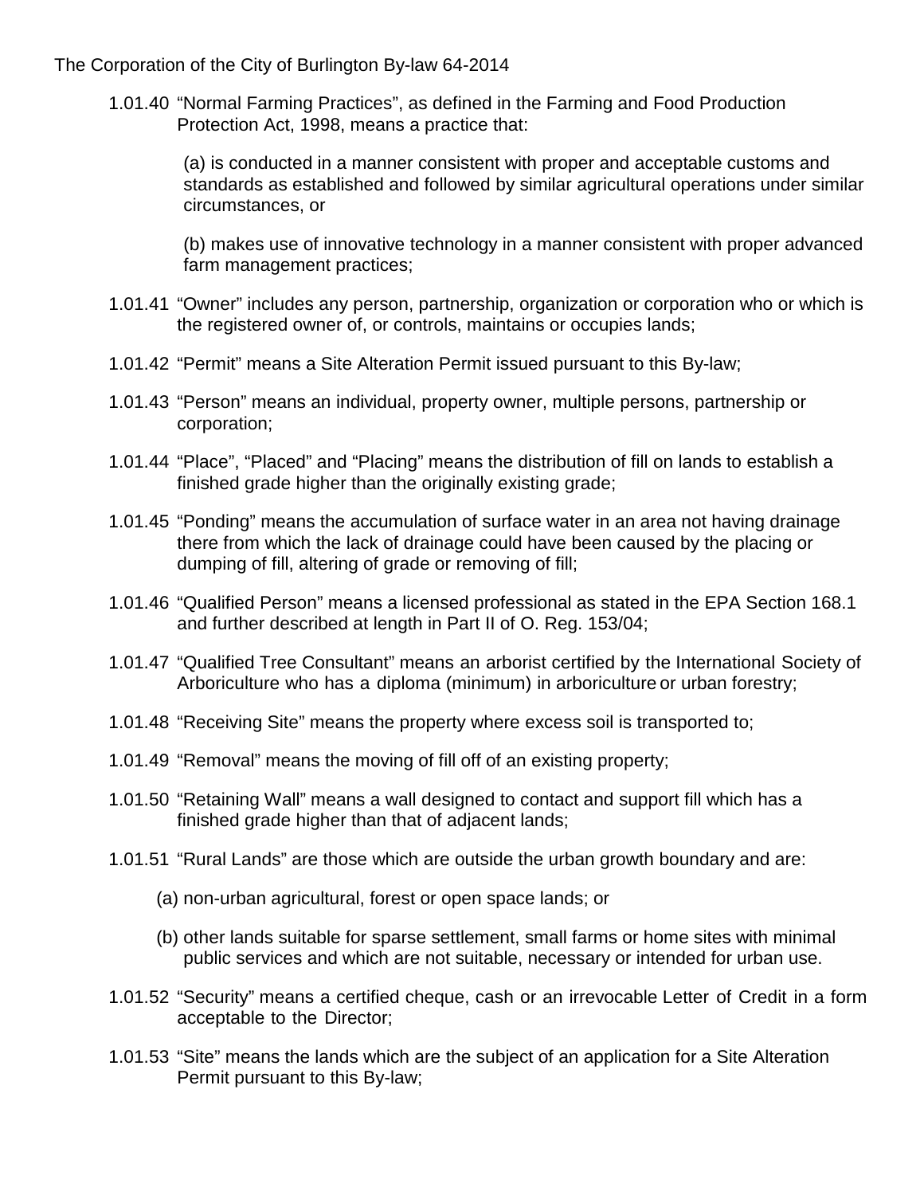1.01.40 “Normal Farming Practices”, as defined in the Farming and Food Production Protection Act, 1998, means a practice that:

(a) is conducted in a manner consistent with proper and acceptable customs and standards as established and followed by similar agricultural operations under similar circumstances, or

(b) makes use of innovative technology in a manner consistent with proper advanced farm management practices;

1.01.41 “Owner” includes any person, partnership, organization or corporation who or which is the registered owner of, or controls, maintains or occupies lands;

1.01.42 “Permit” means a Site Alteration Permit issued pursuant to this By-law;

1.01.43 “Person” means an individual, property owner, multiple persons, partnership or corporation;

1.01.44 “Place”, “Placed” and “Placing” means the distribution of fill on lands to establish a finished grade higher than the originally existing grade;

1.01.45 “Ponding” means the accumulation of surface water in an area not having drainage there from which the lack of drainage could have been caused by the placing or dumping of fill, altering of grade or removing of fill;

1.01.46 “Qualified Person” means a licensed professional as stated in the EPA Section 168.1 and further described at length in Part II of O. Reg. 153/04;

1.01.47 “Qualified Tree Consultant” means an arborist certified by the International Society of Arboriculture who has a diploma (minimum) in arboriculture or urban forestry;

1.01.48 “Receiving Site” means the property where excess soil is transported to;

1.01.49 “Removal” means the moving of fill off of an existing property;

1.01.50 “Retaining Wall” means a wall designed to contact and support fill which has a finished grade higher than that of adjacent lands;

1.01.51 “Rural Lands” are those which are outside the urban growth boundary and are:

(a) non-urban agricultural, forest or open space lands; or

(b) other lands suitable for sparse settlement, small farms or home sites with minimal public services and which are not suitable, necessary or intended for urban use.

1.01.52 “Security” means a certified cheque, cash or an irrevocable Letter of Credit in a form acceptable to the Director;

1.01.53 “Site” means the lands which are the subject of an application for a Site Alteration Permit pursuant to this By-law;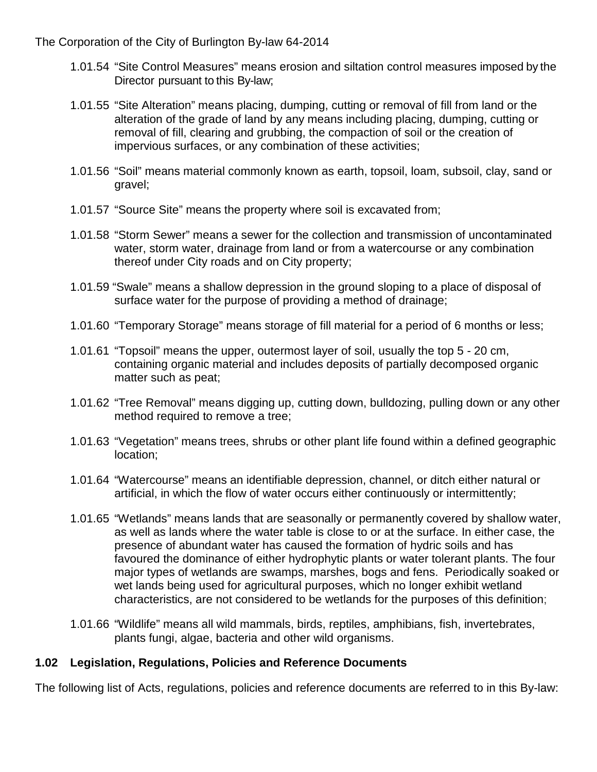1.01.54 “Site Control Measures” means erosion and siltation control measures imposed by the Director pursuant to this By-law;

1.01.55 “Site Alteration” means placing, dumping, cutting or removal of fill from land or the alteration of the grade of land by any means including placing, dumping, cutting or removal of fill, clearing and grubbing, the compaction of soil or the creation of impervious surfaces, or any combination of these activities;

1.01.56 “Soil” means material commonly known as earth, topsoil, loam, subsoil, clay, sand or gravel;

1.01.57 “Source Site” means the property where soil is excavated from;

1.01.58 “Storm Sewer” means a sewer for the collection and transmission of uncontaminated water, storm water, drainage from land or from a watercourse or any combination thereof under City roads and on City property;

1.01.59 “Swale” means a shallow depression in the ground sloping to a place of disposal of surface water for the purpose of providing a method of drainage;

1.01.60 “Temporary Storage” means storage of fill material for a period of 6 months or less;

1.01.61 “Topsoil” means the upper, outermost layer of soil, usually the top 5 - 20 cm, containing organic material and includes deposits of partially decomposed organic matter such as peat;

1.01.62 “Tree Removal” means digging up, cutting down, bulldozing, pulling down or any other method required to remove a tree;

1.01.63 “Vegetation” means trees, shrubs or other plant life found within a defined geographic location;

1.01.64 “Watercourse” means an identifiable depression, channel, or ditch either natural or artificial, in which the flow of water occurs either continuously or intermittently;

1.01.65 “Wetlands” means lands that are seasonally or permanently covered by shallow water, as well as lands where the water table is close to or at the surface. In either case, the presence of abundant water has caused the formation of hydric soils and has favoured the dominance of either hydrophytic plants or water tolerant plants. The four major types of wetlands are swamps, marshes, bogs and fens. Periodically soaked or wet lands being used for agricultural purposes, which no longer exhibit wetland characteristics, are not considered to be wetlands for the purposes of this definition;

1.01.66 “Wildlife” means all wild mammals, birds, reptiles, amphibians, fish, invertebrates, plants fungi, algae, bacteria and other wild organisms.

## 1.02 Legislation, Regulations, Policies and Reference Documents

The following list of Acts, regulations, policies and reference documents are referred to in this By-law: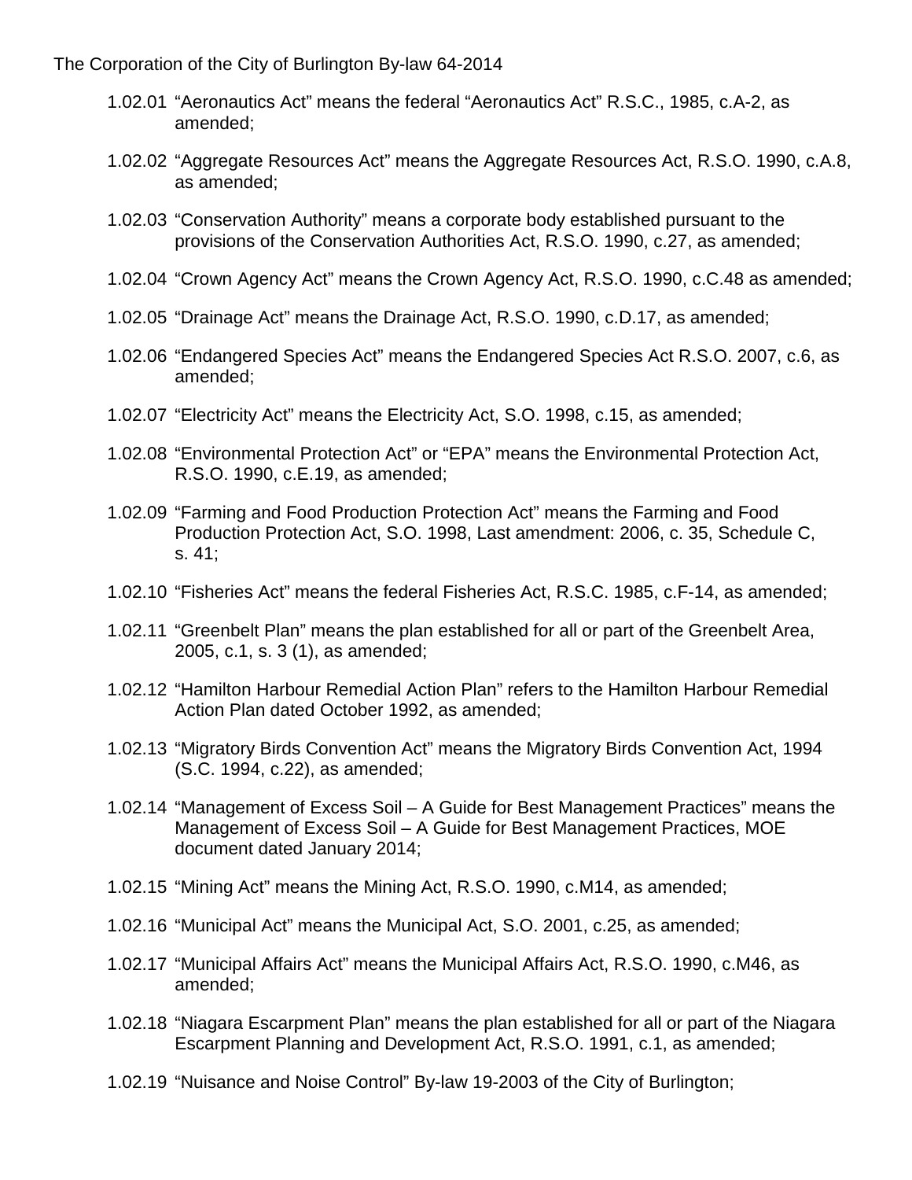1.02.01 “Aeronautics Act” means the federal “Aeronautics Act” R.S.C., 1985, c.A-2, as amended;

1.02.02 “Aggregate Resources Act” means the Aggregate Resources Act, R.S.O. 1990, c.A.8, as amended;

1.02.03 “Conservation Authority” means a corporate body established pursuant to the provisions of the Conservation Authorities Act, R.S.O. 1990, c.27, as amended;

1.02.04 “Crown Agency Act” means the Crown Agency Act, R.S.O. 1990, c.C.48 as amended;

1.02.05 “Drainage Act” means the Drainage Act, R.S.O. 1990, c.D.17, as amended;

1.02.06 “Endangered Species Act” means the Endangered Species Act R.S.O. 2007, c.6, as amended;

1.02.07 “Electricity Act” means the Electricity Act, S.O. 1998, c.15, as amended;

1.02.08 “Environmental Protection Act” or “EPA” means the Environmental Protection Act, R.S.O. 1990, c.E.19, as amended;

1.02.09 “Farming and Food Production Protection Act” means the Farming and Food Production Protection Act, S.O. 1998, Last amendment: 2006, c. 35, Schedule C, s. 41;

1.02.10 “Fisheries Act” means the federal Fisheries Act, R.S.C. 1985, c.F-14, as amended;

1.02.11 “Greenbelt Plan” means the plan established for all or part of the Greenbelt Area, 2005, c.1, s. 3 (1), as amended;

1.02.12 “Hamilton Harbour Remedial Action Plan” refers to the Hamilton Harbour Remedial Action Plan dated October 1992, as amended;

1.02.13 “Migratory Birds Convention Act” means the Migratory Birds Convention Act, 1994 (S.C. 1994, c.22), as amended;

1.02.14 “Management of Excess Soil – A Guide for Best Management Practices” means the Management of Excess Soil – A Guide for Best Management Practices, MOE document dated January 2014;

1.02.15 “Mining Act” means the Mining Act, R.S.O. 1990, c.M14, as amended;

1.02.16 “Municipal Act” means the Municipal Act, S.O. 2001, c.25, as amended;

1.02.17 “Municipal Affairs Act” means the Municipal Affairs Act, R.S.O. 1990, c.M46, as amended;

1.02.18 “Niagara Escarpment Plan” means the plan established for all or part of the Niagara Escarpment Planning and Development Act, R.S.O. 1991, c.1, as amended;

1.02.19 “Nuisance and Noise Control” By-law 19-2003 of the City of Burlington;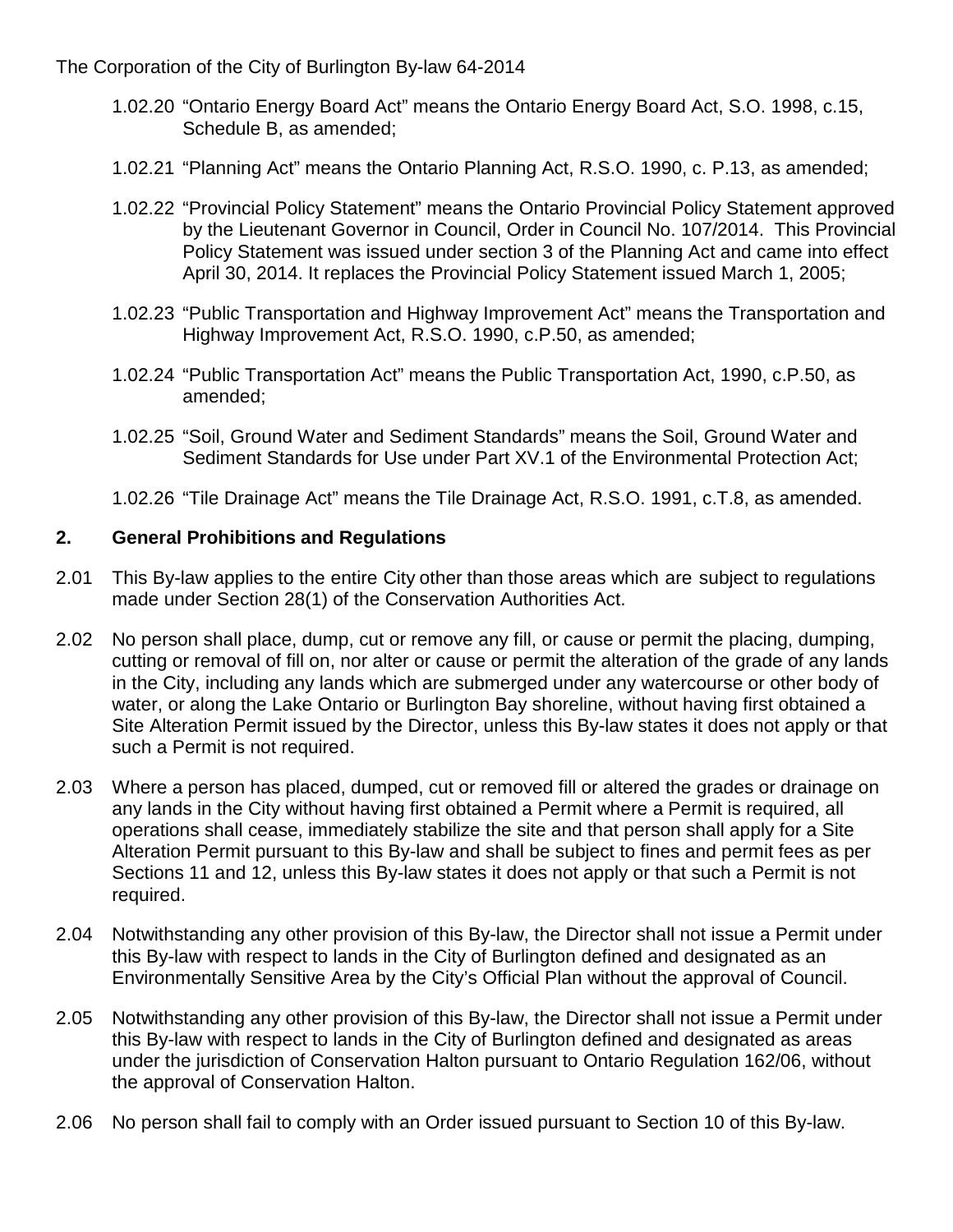1.02.20 "Ontario Energy Board Act" means the Ontario Energy Board Act, S.O. 1998, c.15, Schedule B, as amended;

1.02.21 "Planning Act" means the Ontario Planning Act, R.S.O. 1990, c. P.13, as amended;

1.02.22 "Provincial Policy Statement" means the Ontario Provincial Policy Statement approved by the Lieutenant Governor in Council, Order in Council No. 107/2014. This Provincial Policy Statement was issued under section 3 of the Planning Act and came into effect April 30, 2014. It replaces the Provincial Policy Statement issued March 1, 2005;

1.02.23 "Public Transportation and Highway Improvement Act" means the Transportation and Highway Improvement Act, R.S.O. 1990, c.P.50, as amended;

1.02.24 "Public Transportation Act" means the Public Transportation Act, 1990, c.P.50, as amended;

1.02.25 "Soil, Ground Water and Sediment Standards" means the Soil, Ground Water and Sediment Standards for Use under Part XV.1 of the Environmental Protection Act;

1.02.26 "Tile Drainage Act" means the Tile Drainage Act, R.S.O. 1991, c.T.8, as amended.

## 2. General Prohibitions and Regulations

2.01 This By-law applies to the entire City other than those areas which are subject to regulations made under Section 28(1) of the Conservation Authorities Act.

2.02 No person shall place, dump, cut or remove any fill, or cause or permit the placing, dumping, cutting or removal of fill on, nor alter or cause or permit the alteration of the grade of any lands in the City, including any lands which are submerged under any watercourse or other body of water, or along the Lake Ontario or Burlington Bay shoreline, without having first obtained a Site Alteration Permit issued by the Director, unless this By-law states it does not apply or that such a Permit is not required.

2.03 Where a person has placed, dumped, cut or removed fill or altered the grades or drainage on any lands in the City without having first obtained a Permit where a Permit is required, all operations shall cease, immediately stabilize the site and that person shall apply for a Site Alteration Permit pursuant to this By-law and shall be subject to fines and permit fees as per Sections 11 and 12, unless this By-law states it does not apply or that such a Permit is not required.

2.04 Notwithstanding any other provision of this By-law, the Director shall not issue a Permit under this By-law with respect to lands in the City of Burlington defined and designated as an Environmentally Sensitive Area by the City's Official Plan without the approval of Council.

2.05 Notwithstanding any other provision of this By-law, the Director shall not issue a Permit under this By-law with respect to lands in the City of Burlington defined and designated as areas under the jurisdiction of Conservation Halton pursuant to Ontario Regulation 162/06, without the approval of Conservation Halton.

2.06 No person shall fail to comply with an Order issued pursuant to Section 10 of this By-law.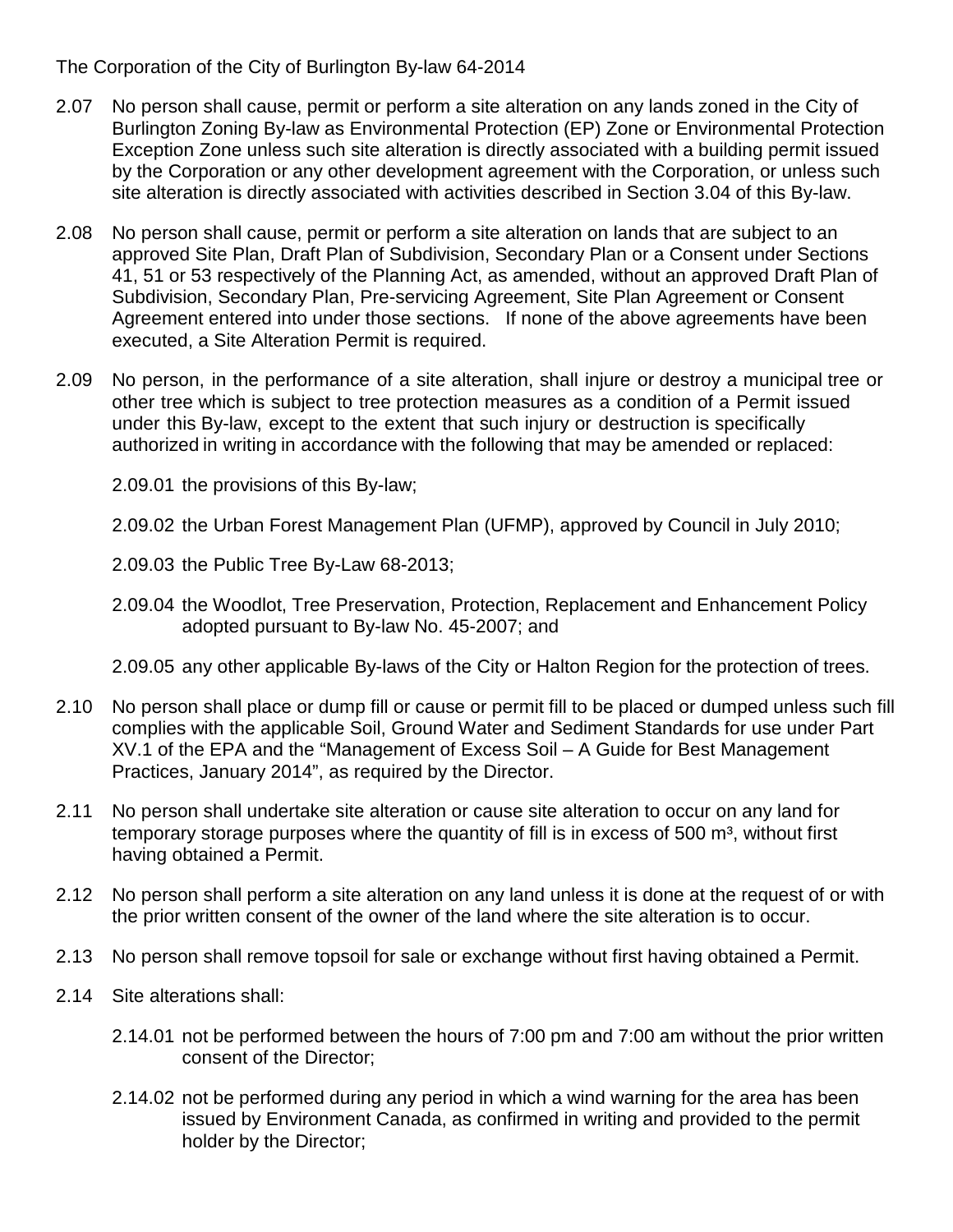2.07 No person shall cause, permit or perform a site alteration on any lands zoned in the City of Burlington Zoning By-law as Environmental Protection (EP) Zone or Environmental Protection Exception Zone unless such site alteration is directly associated with a building permit issued by the Corporation or any other development agreement with the Corporation, or unless such site alteration is directly associated with activities described in Section 3.04 of this By-law.

2.08 No person shall cause, permit or perform a site alteration on lands that are subject to an approved Site Plan, Draft Plan of Subdivision, Secondary Plan or a Consent under Sections 41, 51 or 53 respectively of the Planning Act, as amended, without an approved Draft Plan of Subdivision, Secondary Plan, Pre-servicing Agreement, Site Plan Agreement or Consent Agreement entered into under those sections. If none of the above agreements have been executed, a Site Alteration Permit is required.

2.09 No person, in the performance of a site alteration, shall injure or destroy a municipal tree or other tree which is subject to tree protection measures as a condition of a Permit issued under this By-law, except to the extent that such injury or destruction is specifically authorized in writing in accordance with the following that may be amended or replaced:

2.09.01 the provisions of this By-law;

2.09.02 the Urban Forest Management Plan (UFMP), approved by Council in July 2010;

2.09.03 the Public Tree By-Law 68-2013;

2.09.04 the Woodlot, Tree Preservation, Protection, Replacement and Enhancement Policy adopted pursuant to By-law No. 45-2007; and

2.09.05 any other applicable By-laws of the City or Halton Region for the protection of trees.

2.10 No person shall place or dump fill or cause or permit fill to be placed or dumped unless such fill complies with the applicable Soil, Ground Water and Sediment Standards for use under Part XV.1 of the EPA and the "Management of Excess Soil – A Guide for Best Management Practices, January 2014", as required by the Director.

2.11 No person shall undertake site alteration or cause site alteration to occur on any land for temporary storage purposes where the quantity of fill is in excess of 500 m³, without first having obtained a Permit.

2.12 No person shall perform a site alteration on any land unless it is done at the request of or with the prior written consent of the owner of the land where the site alteration is to occur.

2.13 No person shall remove topsoil for sale or exchange without first having obtained a Permit.

2.14 Site alterations shall:

2.14.01 not be performed between the hours of 7:00 pm and 7:00 am without the prior written consent of the Director;

2.14.02 not be performed during any period in which a wind warning for the area has been issued by Environment Canada, as confirmed in writing and provided to the permit holder by the Director;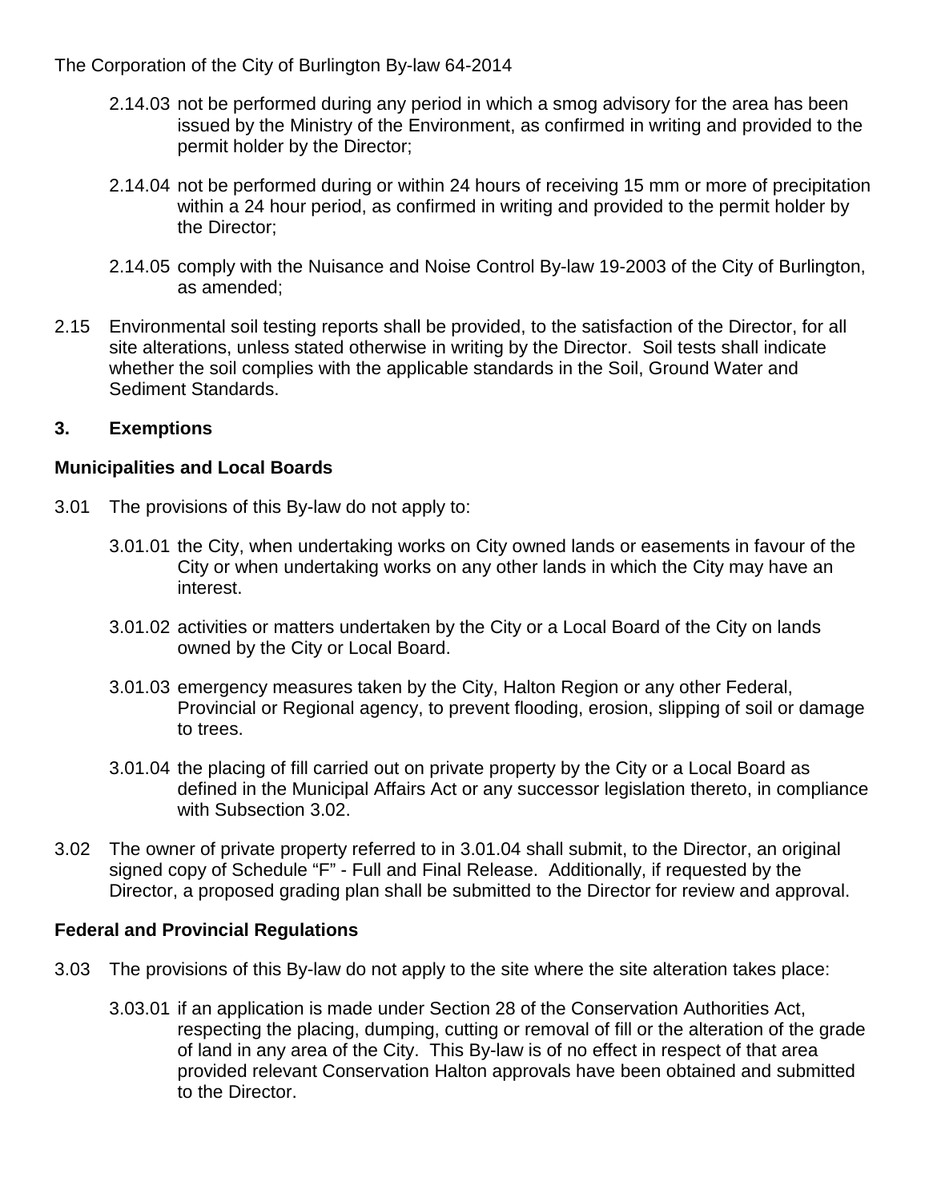2.14.03 not be performed during any period in which a smog advisory for the area has been issued by the Ministry of the Environment, as confirmed in writing and provided to the permit holder by the Director;

2.14.04 not be performed during or within 24 hours of receiving 15 mm or more of precipitation within a 24 hour period, as confirmed in writing and provided to the permit holder by the Director;

2.14.05 comply with the Nuisance and Noise Control By-law 19-2003 of the City of Burlington, as amended;

2.15 Environmental soil testing reports shall be provided, to the satisfaction of the Director, for all site alterations, unless stated otherwise in writing by the Director. Soil tests shall indicate whether the soil complies with the applicable standards in the Soil, Ground Water and Sediment Standards.

## 3. Exemptions

### Municipalities and Local Boards

3.01 The provisions of this By-law do not apply to:

3.01.01 the City, when undertaking works on City owned lands or easements in favour of the City or when undertaking works on any other lands in which the City may have an interest.

3.01.02 activities or matters undertaken by the City or a Local Board of the City on lands owned by the City or Local Board.

3.01.03 emergency measures taken by the City, Halton Region or any other Federal, Provincial or Regional agency, to prevent flooding, erosion, slipping of soil or damage to trees.

3.01.04 the placing of fill carried out on private property by the City or a Local Board as defined in the Municipal Affairs Act or any successor legislation thereto, in compliance with Subsection 3.02.

3.02 The owner of private property referred to in 3.01.04 shall submit, to the Director, an original signed copy of Schedule "F" - Full and Final Release. Additionally, if requested by the Director, a proposed grading plan shall be submitted to the Director for review and approval.

### Federal and Provincial Regulations

3.03 The provisions of this By-law do not apply to the site where the site alteration takes place:

3.03.01 if an application is made under Section 28 of the Conservation Authorities Act, respecting the placing, dumping, cutting or removal of fill or the alteration of the grade of land in any area of the City. This By-law is of no effect in respect of that area provided relevant Conservation Halton approvals have been obtained and submitted to the Director.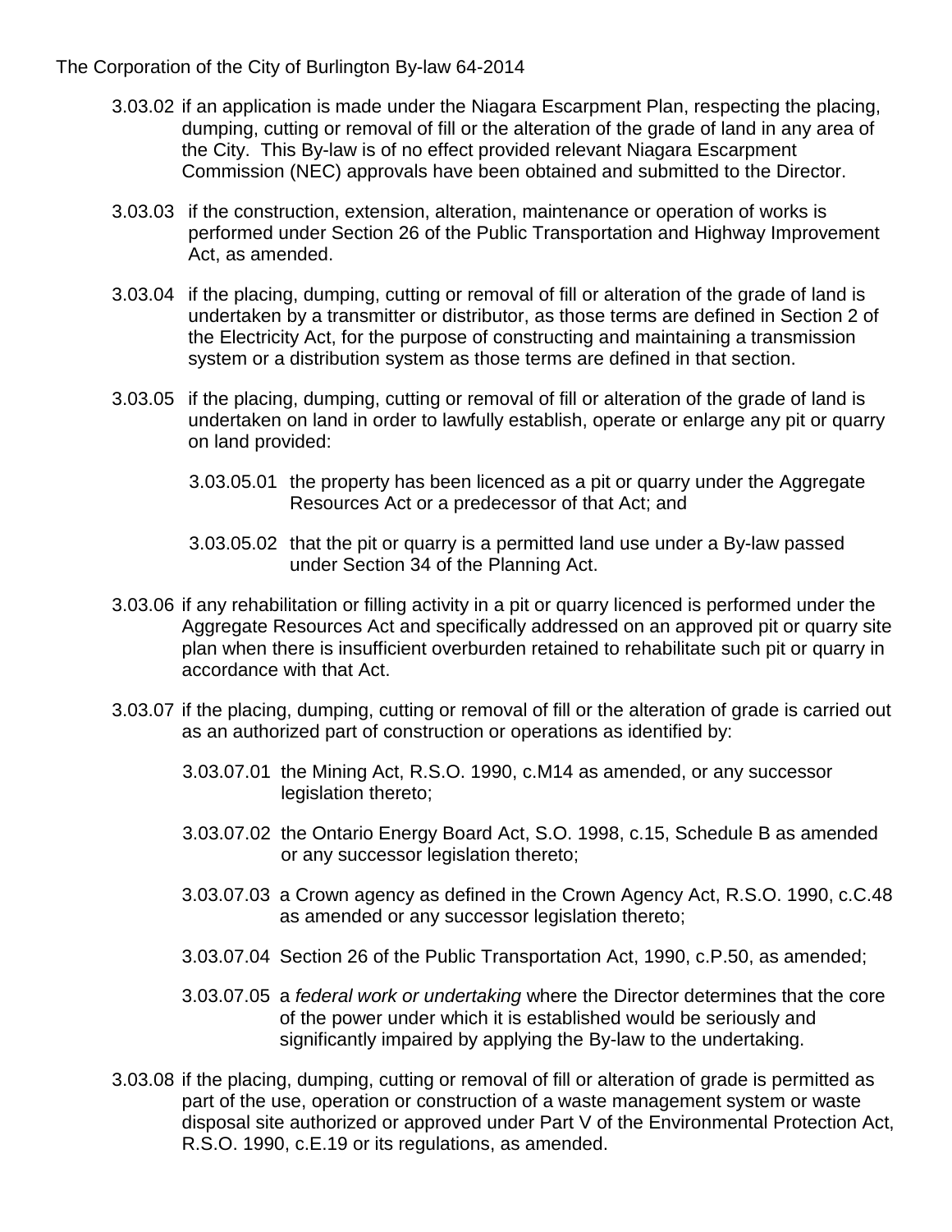3.03.02 if an application is made under the Niagara Escarpment Plan, respecting the placing, dumping, cutting or removal of fill or the alteration of the grade of land in any area of the City. This By-law is of no effect provided relevant Niagara Escarpment Commission (NEC) approvals have been obtained and submitted to the Director.

3.03.03 if the construction, extension, alteration, maintenance or operation of works is performed under Section 26 of the Public Transportation and Highway Improvement Act, as amended.

3.03.04 if the placing, dumping, cutting or removal of fill or alteration of the grade of land is undertaken by a transmitter or distributor, as those terms are defined in Section 2 of the Electricity Act, for the purpose of constructing and maintaining a transmission system or a distribution system as those terms are defined in that section.

3.03.05 if the placing, dumping, cutting or removal of fill or alteration of the grade of land is undertaken on land in order to lawfully establish, operate or enlarge any pit or quarry on land provided:

3.03.05.01 the property has been licenced as a pit or quarry under the Aggregate Resources Act or a predecessor of that Act; and

3.03.05.02 that the pit or quarry is a permitted land use under a By-law passed under Section 34 of the Planning Act.

3.03.06 if any rehabilitation or filling activity in a pit or quarry licenced is performed under the Aggregate Resources Act and specifically addressed on an approved pit or quarry site plan when there is insufficient overburden retained to rehabilitate such pit or quarry in accordance with that Act.

3.03.07 if the placing, dumping, cutting or removal of fill or the alteration of grade is carried out as an authorized part of construction or operations as identified by:

3.03.07.01 the Mining Act, R.S.O. 1990, c.M14 as amended, or any successor legislation thereto;

3.03.07.02 the Ontario Energy Board Act, S.O. 1998, c.15, Schedule B as amended or any successor legislation thereto;

3.03.07.03 a Crown agency as defined in the Crown Agency Act, R.S.O. 1990, c.C.48 as amended or any successor legislation thereto;

3.03.07.04 Section 26 of the Public Transportation Act, 1990, c.P.50, as amended;

3.03.07.05 a *federal work or undertaking* where the Director determines that the core of the power under which it is established would be seriously and significantly impaired by applying the By-law to the undertaking.

3.03.08 if the placing, dumping, cutting or removal of fill or alteration of grade is permitted as part of the use, operation or construction of a waste management system or waste disposal site authorized or approved under Part V of the Environmental Protection Act, R.S.O. 1990, c.E.19 or its regulations, as amended.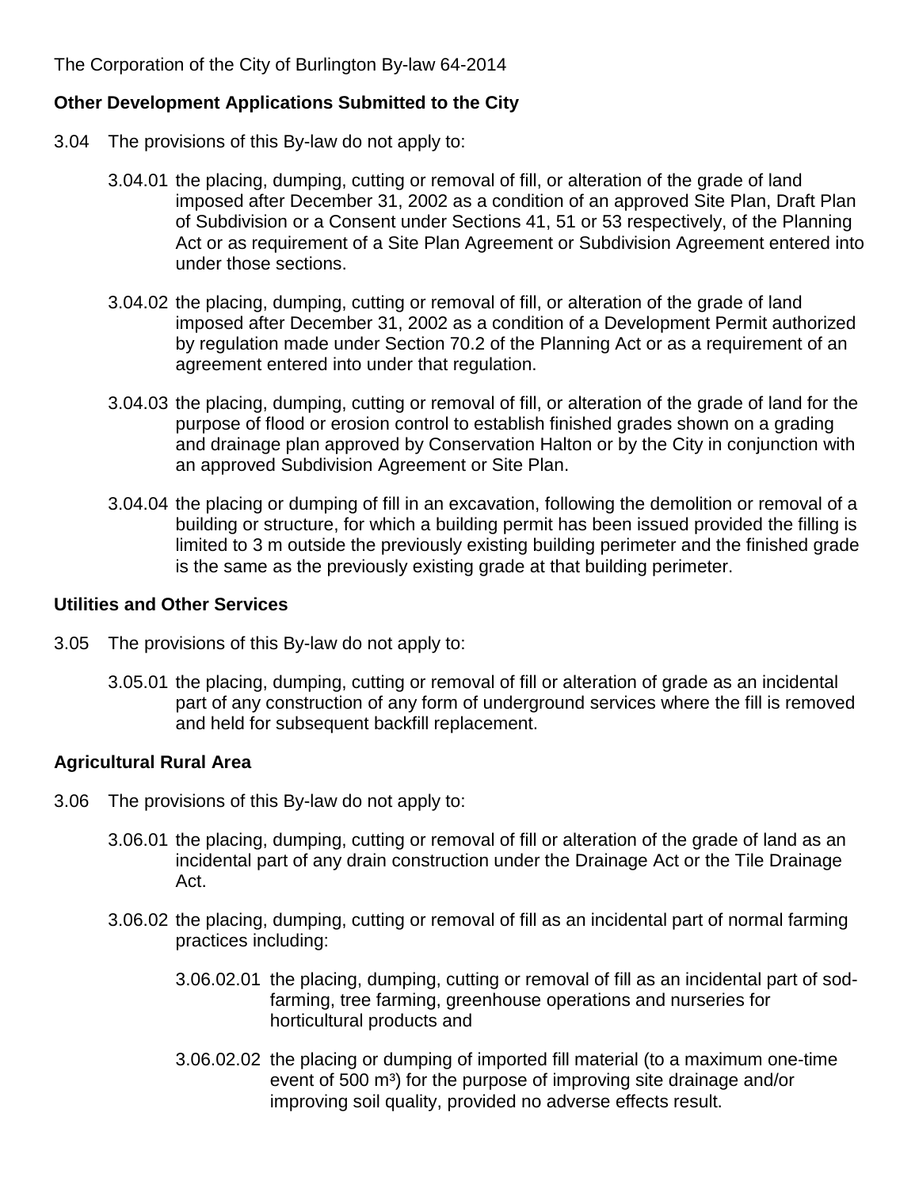**Other Development Applications Submitted to the City**

3.04 The provisions of this By-law do not apply to:

3.04.01 the placing, dumping, cutting or removal of fill, or alteration of the grade of land imposed after December 31, 2002 as a condition of an approved Site Plan, Draft Plan of Subdivision or a Consent under Sections 41, 51 or 53 respectively, of the Planning Act or as requirement of a Site Plan Agreement or Subdivision Agreement entered into under those sections.

3.04.02 the placing, dumping, cutting or removal of fill, or alteration of the grade of land imposed after December 31, 2002 as a condition of a Development Permit authorized by regulation made under Section 70.2 of the Planning Act or as a requirement of an agreement entered into under that regulation.

3.04.03 the placing, dumping, cutting or removal of fill, or alteration of the grade of land for the purpose of flood or erosion control to establish finished grades shown on a grading and drainage plan approved by Conservation Halton or by the City in conjunction with an approved Subdivision Agreement or Site Plan.

3.04.04 the placing or dumping of fill in an excavation, following the demolition or removal of a building or structure, for which a building permit has been issued provided the filling is limited to 3 m outside the previously existing building perimeter and the finished grade is the same as the previously existing grade at that building perimeter.

**Utilities and Other Services**

3.05 The provisions of this By-law do not apply to:

3.05.01 the placing, dumping, cutting or removal of fill or alteration of grade as an incidental part of any construction of any form of underground services where the fill is removed and held for subsequent backfill replacement.

**Agricultural Rural Area**

3.06 The provisions of this By-law do not apply to:

3.06.01 the placing, dumping, cutting or removal of fill or alteration of the grade of land as an incidental part of any drain construction under the Drainage Act or the Tile Drainage Act.

3.06.02 the placing, dumping, cutting or removal of fill as an incidental part of normal farming practices including:

3.06.02.01 the placing, dumping, cutting or removal of fill as an incidental part of sod-farming, tree farming, greenhouse operations and nurseries for horticultural products and

3.06.02.02 the placing or dumping of imported fill material (to a maximum one-time event of 500 $m^3$) for the purpose of improving site drainage and/or improving soil quality, provided no adverse effects result.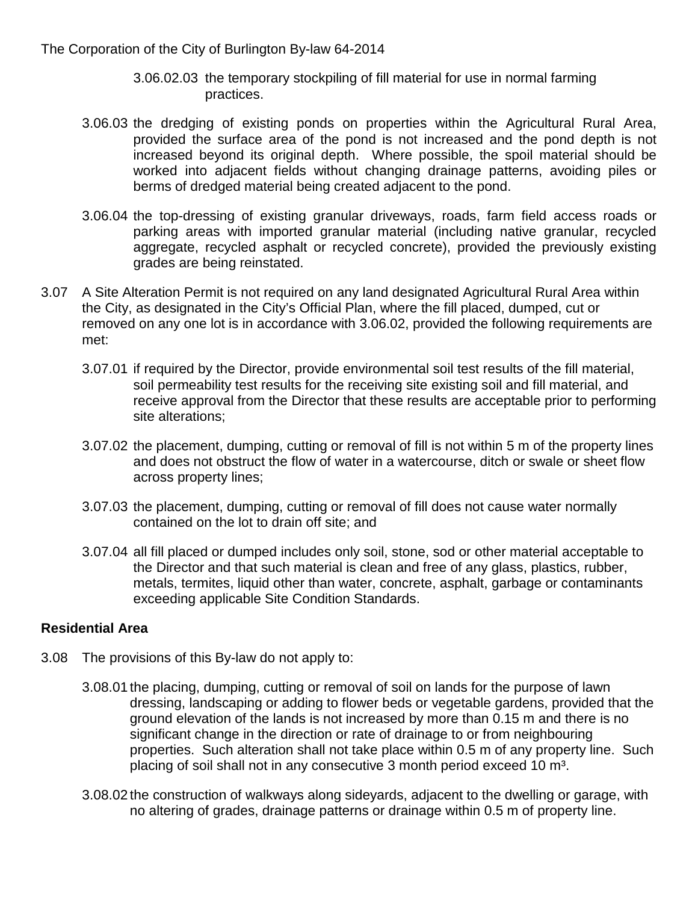3.06.02.03 the temporary stockpiling of fill material for use in normal farming practices.

3.06.03 the dredging of existing ponds on properties within the Agricultural Rural Area, provided the surface area of the pond is not increased and the pond depth is not increased beyond its original depth. Where possible, the spoil material should be worked into adjacent fields without changing drainage patterns, avoiding piles or berms of dredged material being created adjacent to the pond.

3.06.04 the top-dressing of existing granular driveways, roads, farm field access roads or parking areas with imported granular material (including native granular, recycled aggregate, recycled asphalt or recycled concrete), provided the previously existing grades are being reinstated.

3.07 A Site Alteration Permit is not required on any land designated Agricultural Rural Area within the City, as designated in the City's Official Plan, where the fill placed, dumped, cut or removed on any one lot is in accordance with 3.06.02, provided the following requirements are met:

3.07.01 if required by the Director, provide environmental soil test results of the fill material, soil permeability test results for the receiving site existing soil and fill material, and receive approval from the Director that these results are acceptable prior to performing site alterations;

3.07.02 the placement, dumping, cutting or removal of fill is not within 5 m of the property lines and does not obstruct the flow of water in a watercourse, ditch or swale or sheet flow across property lines;

3.07.03 the placement, dumping, cutting or removal of fill does not cause water normally contained on the lot to drain off site; and

3.07.04 all fill placed or dumped includes only soil, stone, sod or other material acceptable to the Director and that such material is clean and free of any glass, plastics, rubber, metals, termites, liquid other than water, concrete, asphalt, garbage or contaminants exceeding applicable Site Condition Standards.

**Residential Area**

3.08 The provisions of this By-law do not apply to:

3.08.01 the placing, dumping, cutting or removal of soil on lands for the purpose of lawn dressing, landscaping or adding to flower beds or vegetable gardens, provided that the ground elevation of the lands is not increased by more than 0.15 m and there is no significant change in the direction or rate of drainage to or from neighbouring properties. Such alteration shall not take place within 0.5 m of any property line. Such placing of soil shall not in any consecutive 3 month period exceed 10 $m^3$.

3.08.02 the construction of walkways along sideyards, adjacent to the dwelling or garage, with no altering of grades, drainage patterns or drainage within 0.5 m of property line.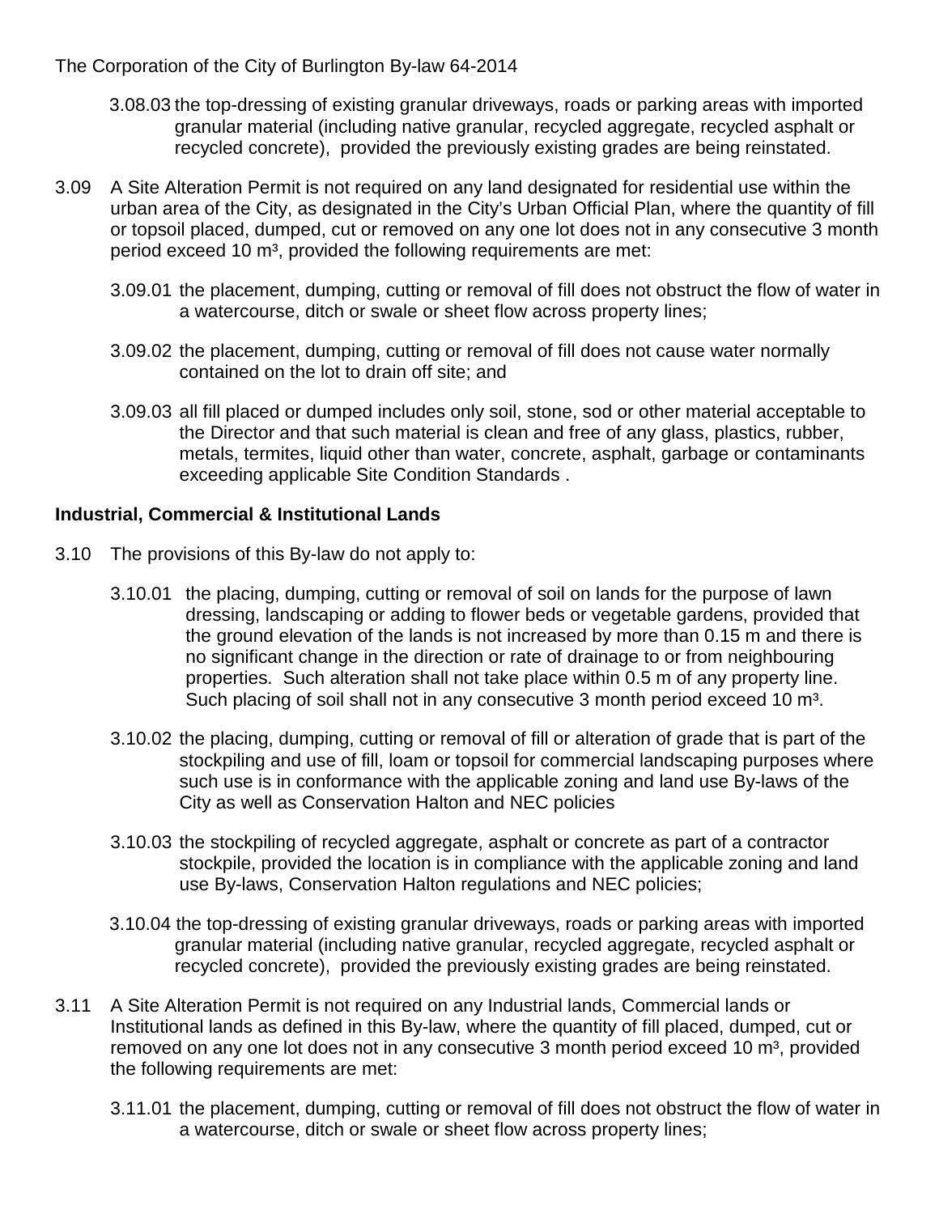3.08.03 the top-dressing of existing granular driveways, roads or parking areas with imported granular material (including native granular, recycled aggregate, recycled asphalt or recycled concrete), provided the previously existing grades are being reinstated.

3.09 A Site Alteration Permit is not required on any land designated for residential use within the urban area of the City, as designated in the City's Urban Official Plan, where the quantity of fill or topsoil placed, dumped, cut or removed on any one lot does not in any consecutive 3 month period exceed 10 m³, provided the following requirements are met:

3.09.01 the placement, dumping, cutting or removal of fill does not obstruct the flow of water in a watercourse, ditch or swale or sheet flow across property lines;

3.09.02 the placement, dumping, cutting or removal of fill does not cause water normally contained on the lot to drain off site; and

3.09.03 all fill placed or dumped includes only soil, stone, sod or other material acceptable to the Director and that such material is clean and free of any glass, plastics, rubber, metals, termites, liquid other than water, concrete, asphalt, garbage or contaminants exceeding applicable Site Condition Standards .

**Industrial, Commercial & Institutional Lands**

3.10 The provisions of this By-law do not apply to:

3.10.01 the placing, dumping, cutting or removal of soil on lands for the purpose of lawn dressing, landscaping or adding to flower beds or vegetable gardens, provided that the ground elevation of the lands is not increased by more than 0.15 m and there is no significant change in the direction or rate of drainage to or from neighbouring properties. Such alteration shall not take place within 0.5 m of any property line. Such placing of soil shall not in any consecutive 3 month period exceed 10 m³.

3.10.02 the placing, dumping, cutting or removal of fill or alteration of grade that is part of the stockpiling and use of fill, loam or topsoil for commercial landscaping purposes where such use is in conformance with the applicable zoning and land use By-laws of the City as well as Conservation Halton and NEC policies

3.10.03 the stockpiling of recycled aggregate, asphalt or concrete as part of a contractor stockpile, provided the location is in compliance with the applicable zoning and land use By-laws, Conservation Halton regulations and NEC policies;

3.10.04 the top-dressing of existing granular driveways, roads or parking areas with imported granular material (including native granular, recycled aggregate, recycled asphalt or recycled concrete), provided the previously existing grades are being reinstated.

3.11 A Site Alteration Permit is not required on any Industrial lands, Commercial lands or Institutional lands as defined in this By-law, where the quantity of fill placed, dumped, cut or removed on any one lot does not in any consecutive 3 month period exceed 10 m³, provided the following requirements are met:

3.11.01 the placement, dumping, cutting or removal of fill does not obstruct the flow of water in a watercourse, ditch or swale or sheet flow across property lines;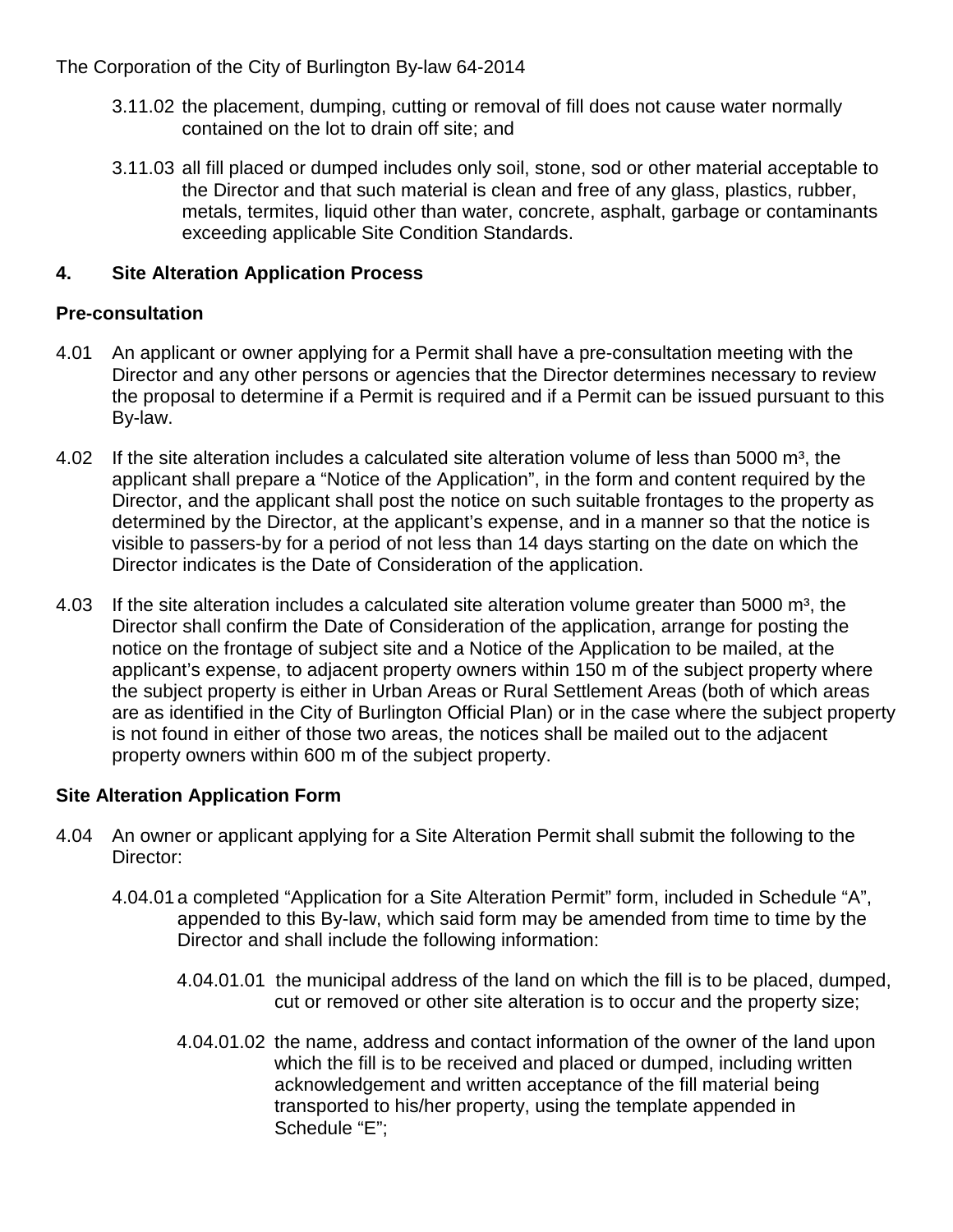3.11.02 the placement, dumping, cutting or removal of fill does not cause water normally contained on the lot to drain off site; and

3.11.03 all fill placed or dumped includes only soil, stone, sod or other material acceptable to the Director and that such material is clean and free of any glass, plastics, rubber, metals, termites, liquid other than water, concrete, asphalt, garbage or contaminants exceeding applicable Site Condition Standards.

## 4. Site Alteration Application Process

### Pre-consultation

4.01 An applicant or owner applying for a Permit shall have a pre-consultation meeting with the Director and any other persons or agencies that the Director determines necessary to review the proposal to determine if a Permit is required and if a Permit can be issued pursuant to this By-law.

4.02 If the site alteration includes a calculated site alteration volume of less than 5000 m³, the applicant shall prepare a "Notice of the Application", in the form and content required by the Director, and the applicant shall post the notice on such suitable frontages to the property as determined by the Director, at the applicant's expense, and in a manner so that the notice is visible to passers-by for a period of not less than 14 days starting on the date on which the Director indicates is the Date of Consideration of the application.

4.03 If the site alteration includes a calculated site alteration volume greater than 5000 m³, the Director shall confirm the Date of Consideration of the application, arrange for posting the notice on the frontage of subject site and a Notice of the Application to be mailed, at the applicant's expense, to adjacent property owners within 150 m of the subject property where the subject property is either in Urban Areas or Rural Settlement Areas (both of which areas are as identified in the City of Burlington Official Plan) or in the case where the subject property is not found in either of those two areas, the notices shall be mailed out to the adjacent property owners within 600 m of the subject property.

### Site Alteration Application Form

4.04 An owner or applicant applying for a Site Alteration Permit shall submit the following to the Director:

4.04.01 a completed "Application for a Site Alteration Permit" form, included in Schedule "A", appended to this By-law, which said form may be amended from time to time by the Director and shall include the following information:

4.04.01.01 the municipal address of the land on which the fill is to be placed, dumped, cut or removed or other site alteration is to occur and the property size;

4.04.01.02 the name, address and contact information of the owner of the land upon which the fill is to be received and placed or dumped, including written acknowledgement and written acceptance of the fill material being transported to his/her property, using the template appended in Schedule "E";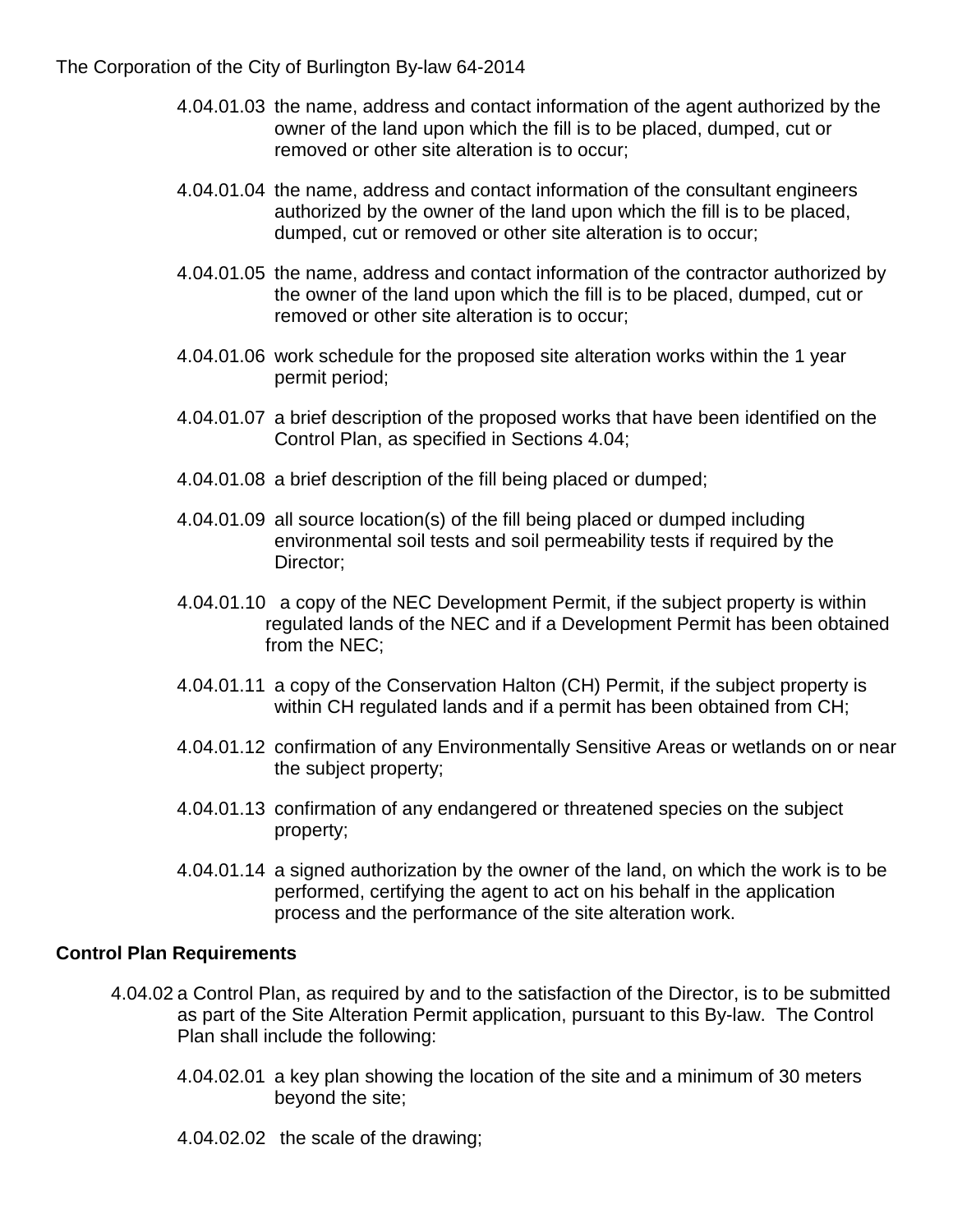4.04.01.03 the name, address and contact information of the agent authorized by the owner of the land upon which the fill is to be placed, dumped, cut or removed or other site alteration is to occur;

4.04.01.04 the name, address and contact information of the consultant engineers authorized by the owner of the land upon which the fill is to be placed, dumped, cut or removed or other site alteration is to occur;

4.04.01.05 the name, address and contact information of the contractor authorized by the owner of the land upon which the fill is to be placed, dumped, cut or removed or other site alteration is to occur;

4.04.01.06 work schedule for the proposed site alteration works within the 1 year permit period;

4.04.01.07 a brief description of the proposed works that have been identified on the Control Plan, as specified in Sections 4.04;

4.04.01.08 a brief description of the fill being placed or dumped;

4.04.01.09 all source location(s) of the fill being placed or dumped including environmental soil tests and soil permeability tests if required by the Director;

4.04.01.10 a copy of the NEC Development Permit, if the subject property is within regulated lands of the NEC and if a Development Permit has been obtained from the NEC;

4.04.01.11 a copy of the Conservation Halton (CH) Permit, if the subject property is within CH regulated lands and if a permit has been obtained from CH;

4.04.01.12 confirmation of any Environmentally Sensitive Areas or wetlands on or near the subject property;

4.04.01.13 confirmation of any endangered or threatened species on the subject property;

4.04.01.14 a signed authorization by the owner of the land, on which the work is to be performed, certifying the agent to act on his behalf in the application process and the performance of the site alteration work.

**Control Plan Requirements**

4.04.02 a Control Plan, as required by and to the satisfaction of the Director, is to be submitted as part of the Site Alteration Permit application, pursuant to this By-law. The Control Plan shall include the following:

4.04.02.01 a key plan showing the location of the site and a minimum of 30 meters beyond the site;

4.04.02.02 the scale of the drawing;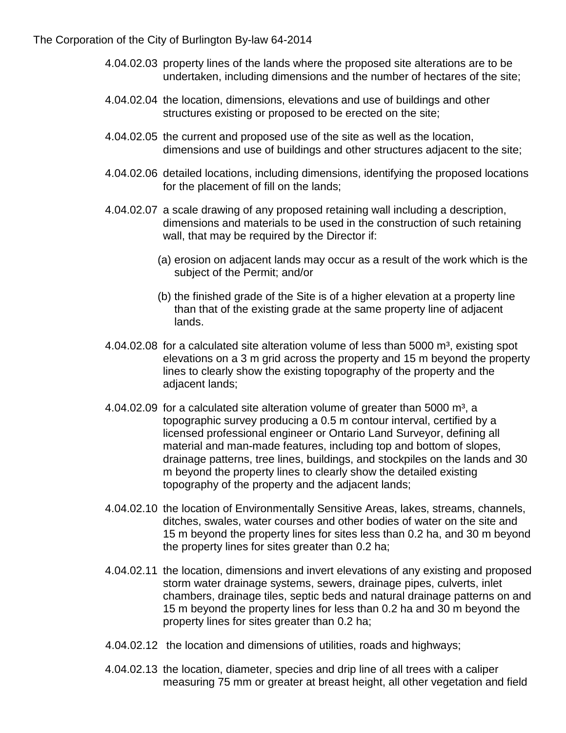4.04.02.03 property lines of the lands where the proposed site alterations are to be undertaken, including dimensions and the number of hectares of the site;

4.04.02.04 the location, dimensions, elevations and use of buildings and other structures existing or proposed to be erected on the site;

4.04.02.05 the current and proposed use of the site as well as the location, dimensions and use of buildings and other structures adjacent to the site;

4.04.02.06 detailed locations, including dimensions, identifying the proposed locations for the placement of fill on the lands;

4.04.02.07 a scale drawing of any proposed retaining wall including a description, dimensions and materials to be used in the construction of such retaining wall, that may be required by the Director if:

(a) erosion on adjacent lands may occur as a result of the work which is the subject of the Permit; and/or

(b) the finished grade of the Site is of a higher elevation at a property line than that of the existing grade at the same property line of adjacent lands.

4.04.02.08 for a calculated site alteration volume of less than 5000 m³, existing spot elevations on a 3 m grid across the property and 15 m beyond the property lines to clearly show the existing topography of the property and the adjacent lands;

4.04.02.09 for a calculated site alteration volume of greater than 5000 m³, a topographic survey producing a 0.5 m contour interval, certified by a licensed professional engineer or Ontario Land Surveyor, defining all material and man-made features, including top and bottom of slopes, drainage patterns, tree lines, buildings, and stockpiles on the lands and 30 m beyond the property lines to clearly show the detailed existing topography of the property and the adjacent lands;

4.04.02.10 the location of Environmentally Sensitive Areas, lakes, streams, channels, ditches, swales, water courses and other bodies of water on the site and 15 m beyond the property lines for sites less than 0.2 ha, and 30 m beyond the property lines for sites greater than 0.2 ha;

4.04.02.11 the location, dimensions and invert elevations of any existing and proposed storm water drainage systems, sewers, drainage pipes, culverts, inlet chambers, drainage tiles, septic beds and natural drainage patterns on and 15 m beyond the property lines for less than 0.2 ha and 30 m beyond the property lines for sites greater than 0.2 ha;

4.04.02.12 the location and dimensions of utilities, roads and highways;

4.04.02.13 the location, diameter, species and drip line of all trees with a caliper measuring 75 mm or greater at breast height, all other vegetation and field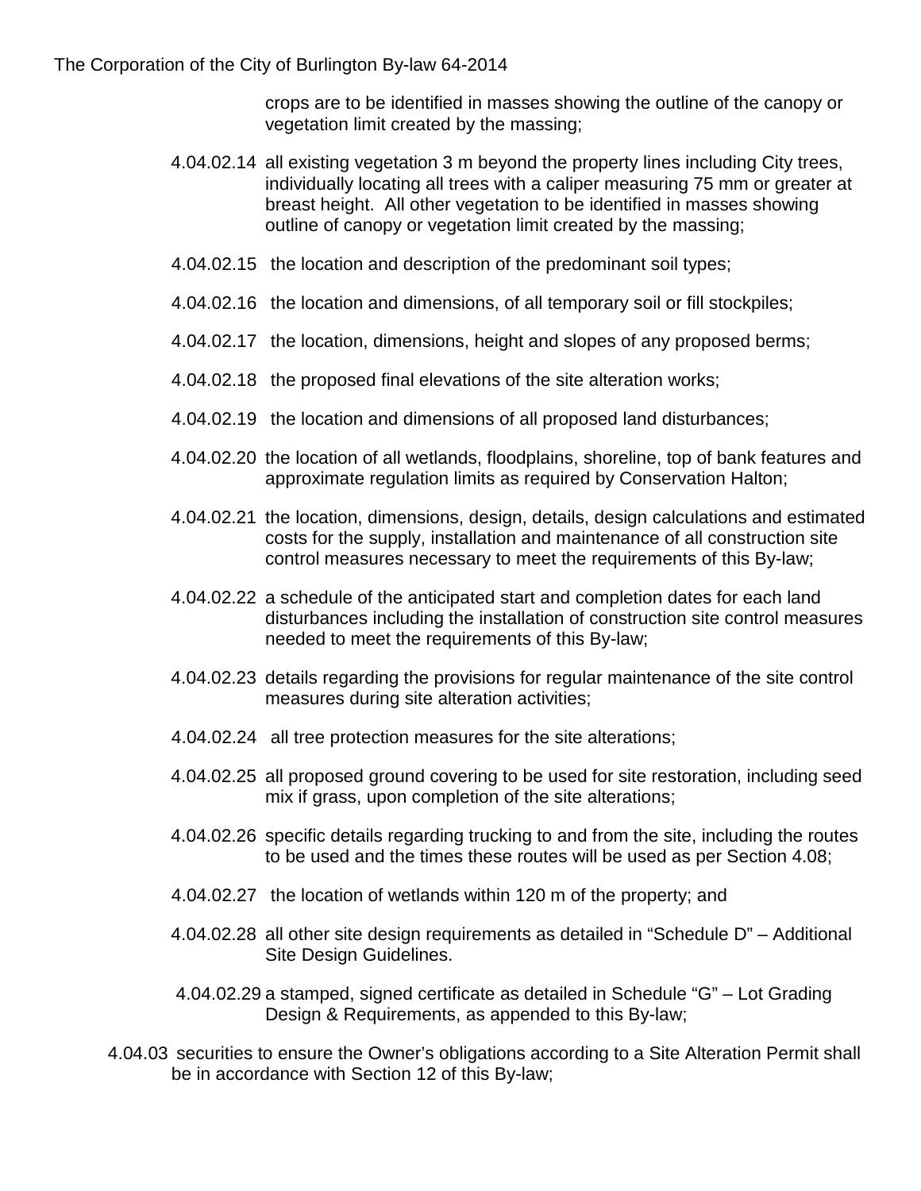crops are to be identified in masses showing the outline of the canopy or vegetation limit created by the massing;

4.04.02.14 all existing vegetation 3 m beyond the property lines including City trees, individually locating all trees with a caliper measuring 75 mm or greater at breast height. All other vegetation to be identified in masses showing outline of canopy or vegetation limit created by the massing;

4.04.02.15 the location and description of the predominant soil types;

4.04.02.16 the location and dimensions, of all temporary soil or fill stockpiles;

4.04.02.17 the location, dimensions, height and slopes of any proposed berms;

4.04.02.18 the proposed final elevations of the site alteration works;

4.04.02.19 the location and dimensions of all proposed land disturbances;

4.04.02.20 the location of all wetlands, floodplains, shoreline, top of bank features and approximate regulation limits as required by Conservation Halton;

4.04.02.21 the location, dimensions, design, details, design calculations and estimated costs for the supply, installation and maintenance of all construction site control measures necessary to meet the requirements of this By-law;

4.04.02.22 a schedule of the anticipated start and completion dates for each land disturbances including the installation of construction site control measures needed to meet the requirements of this By-law;

4.04.02.23 details regarding the provisions for regular maintenance of the site control measures during site alteration activities;

4.04.02.24 all tree protection measures for the site alterations;

4.04.02.25 all proposed ground covering to be used for site restoration, including seed mix if grass, upon completion of the site alterations;

4.04.02.26 specific details regarding trucking to and from the site, including the routes to be used and the times these routes will be used as per Section 4.08;

4.04.02.27 the location of wetlands within 120 m of the property; and

4.04.02.28 all other site design requirements as detailed in "Schedule D" – Additional Site Design Guidelines.

4.04.02.29 a stamped, signed certificate as detailed in Schedule "G" – Lot Grading Design & Requirements, as appended to this By-law;

4.04.03 securities to ensure the Owner's obligations according to a Site Alteration Permit shall be in accordance with Section 12 of this By-law;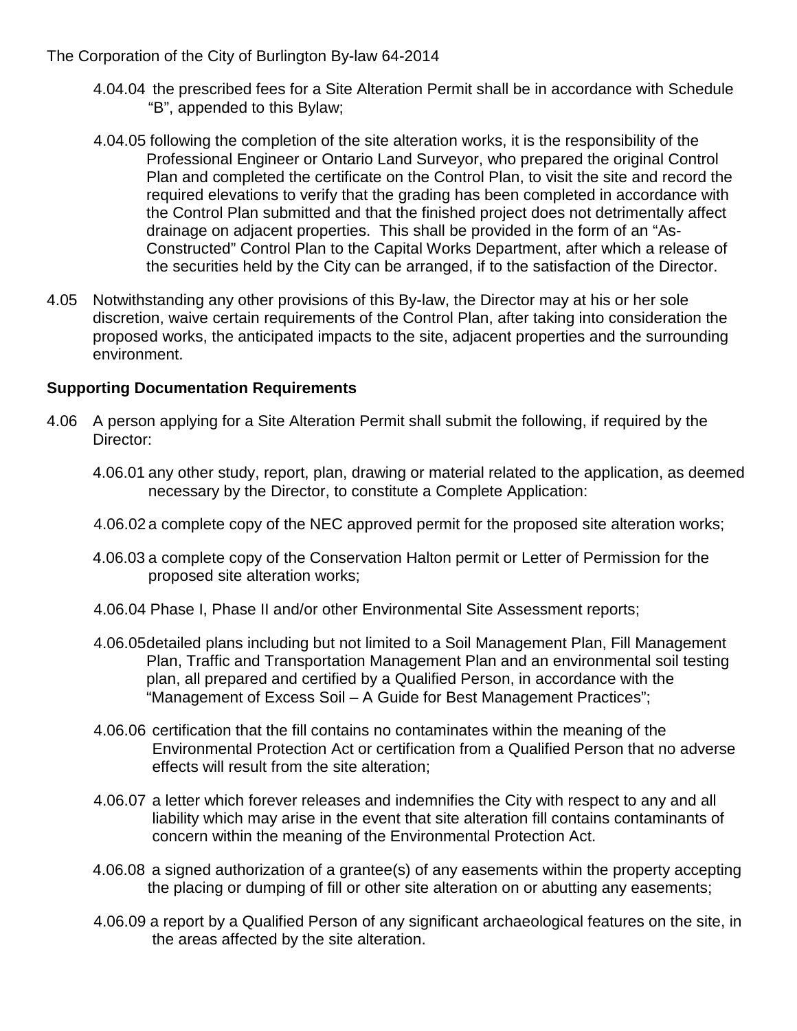4.04.04 the prescribed fees for a Site Alteration Permit shall be in accordance with Schedule "B", appended to this Bylaw;

4.04.05 following the completion of the site alteration works, it is the responsibility of the Professional Engineer or Ontario Land Surveyor, who prepared the original Control Plan and completed the certificate on the Control Plan, to visit the site and record the required elevations to verify that the grading has been completed in accordance with the Control Plan submitted and that the finished project does not detrimentally affect drainage on adjacent properties. This shall be provided in the form of an "As-Constructed" Control Plan to the Capital Works Department, after which a release of the securities held by the City can be arranged, if to the satisfaction of the Director.

4.05 Notwithstanding any other provisions of this By-law, the Director may at his or her sole discretion, waive certain requirements of the Control Plan, after taking into consideration the proposed works, the anticipated impacts to the site, adjacent properties and the surrounding environment.

**Supporting Documentation Requirements**

4.06 A person applying for a Site Alteration Permit shall submit the following, if required by the Director:

4.06.01 any other study, report, plan, drawing or material related to the application, as deemed necessary by the Director, to constitute a Complete Application:

4.06.02 a complete copy of the NEC approved permit for the proposed site alteration works;

4.06.03 a complete copy of the Conservation Halton permit or Letter of Permission for the proposed site alteration works;

4.06.04 Phase I, Phase II and/or other Environmental Site Assessment reports;

4.06.05 detailed plans including but not limited to a Soil Management Plan, Fill Management Plan, Traffic and Transportation Management Plan and an environmental soil testing plan, all prepared and certified by a Qualified Person, in accordance with the "Management of Excess Soil – A Guide for Best Management Practices";

4.06.06 certification that the fill contains no contaminates within the meaning of the Environmental Protection Act or certification from a Qualified Person that no adverse effects will result from the site alteration;

4.06.07 a letter which forever releases and indemnifies the City with respect to any and all liability which may arise in the event that site alteration fill contains contaminants of concern within the meaning of the Environmental Protection Act.

4.06.08 a signed authorization of a grantee(s) of any easements within the property accepting the placing or dumping of fill or other site alteration on or abutting any easements;

4.06.09 a report by a Qualified Person of any significant archaeological features on the site, in the areas affected by the site alteration.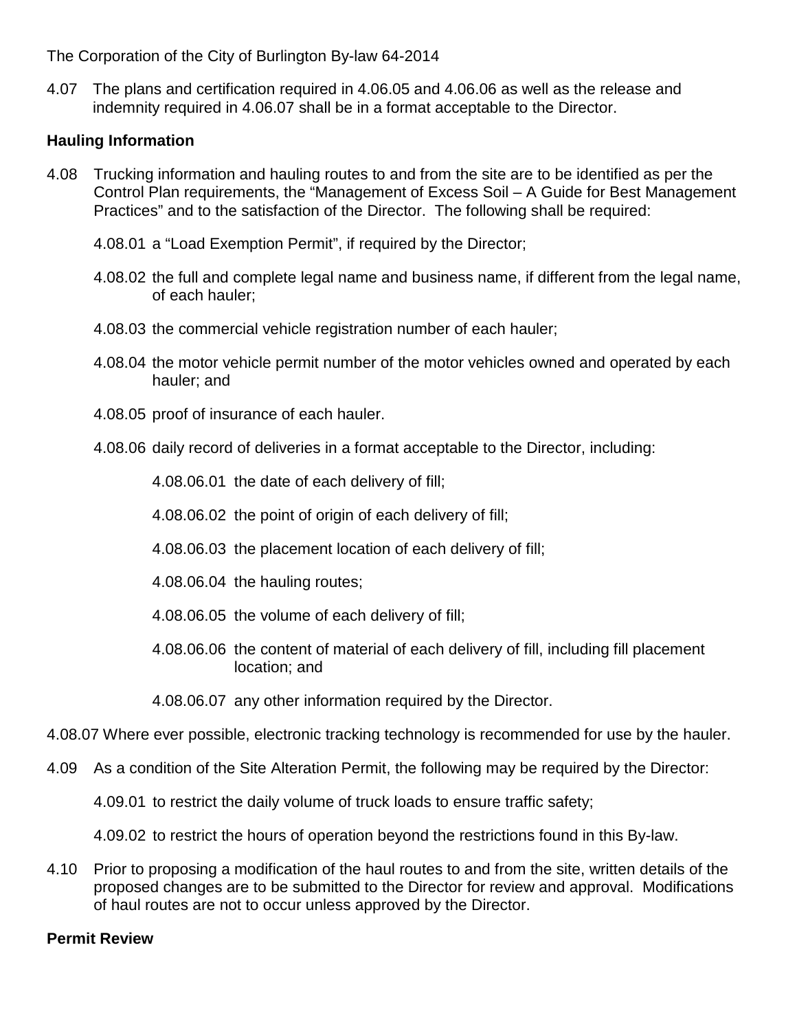4.07 The plans and certification required in 4.06.05 and 4.06.06 as well as the release and indemnity required in 4.06.07 shall be in a format acceptable to the Director.

**Hauling Information**

4.08 Trucking information and hauling routes to and from the site are to be identified as per the Control Plan requirements, the "Management of Excess Soil – A Guide for Best Management Practices" and to the satisfaction of the Director. The following shall be required:

4.08.01 a "Load Exemption Permit", if required by the Director;

4.08.02 the full and complete legal name and business name, if different from the legal name, of each hauler;

4.08.03 the commercial vehicle registration number of each hauler;

4.08.04 the motor vehicle permit number of the motor vehicles owned and operated by each hauler; and

4.08.05 proof of insurance of each hauler.

4.08.06 daily record of deliveries in a format acceptable to the Director, including:

4.08.06.01 the date of each delivery of fill;

4.08.06.02 the point of origin of each delivery of fill;

4.08.06.03 the placement location of each delivery of fill;

4.08.06.04 the hauling routes;

4.08.06.05 the volume of each delivery of fill;

4.08.06.06 the content of material of each delivery of fill, including fill placement location; and

4.08.06.07 any other information required by the Director.

4.08.07 Where ever possible, electronic tracking technology is recommended for use by the hauler.

4.09 As a condition of the Site Alteration Permit, the following may be required by the Director:

4.09.01 to restrict the daily volume of truck loads to ensure traffic safety;

4.09.02 to restrict the hours of operation beyond the restrictions found in this By-law.

4.10 Prior to proposing a modification of the haul routes to and from the site, written details of the proposed changes are to be submitted to the Director for review and approval. Modifications of haul routes are not to occur unless approved by the Director.

**Permit Review**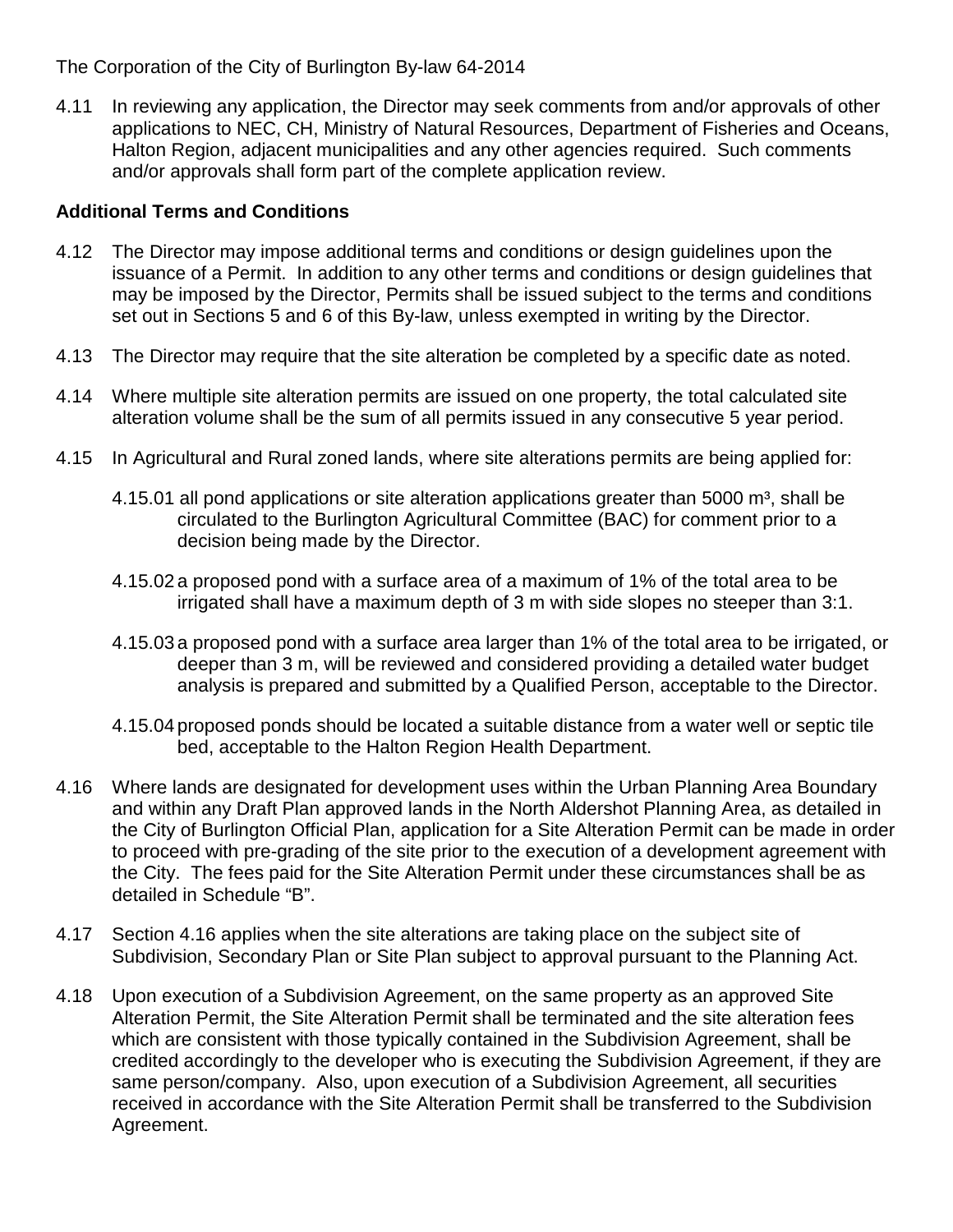4.11 In reviewing any application, the Director may seek comments from and/or approvals of other applications to NEC, CH, Ministry of Natural Resources, Department of Fisheries and Oceans, Halton Region, adjacent municipalities and any other agencies required. Such comments and/or approvals shall form part of the complete application review.

**Additional Terms and Conditions**

4.12 The Director may impose additional terms and conditions or design guidelines upon the issuance of a Permit. In addition to any other terms and conditions or design guidelines that may be imposed by the Director, Permits shall be issued subject to the terms and conditions set out in Sections 5 and 6 of this By-law, unless exempted in writing by the Director.

4.13 The Director may require that the site alteration be completed by a specific date as noted.

4.14 Where multiple site alteration permits are issued on one property, the total calculated site alteration volume shall be the sum of all permits issued in any consecutive 5 year period.

4.15 In Agricultural and Rural zoned lands, where site alterations permits are being applied for:

4.15.01 all pond applications or site alteration applications greater than 5000 $m^3$, shall be circulated to the Burlington Agricultural Committee (BAC) for comment prior to a decision being made by the Director.

4.15.02 a proposed pond with a surface area of a maximum of 1% of the total area to be irrigated shall have a maximum depth of 3 m with side slopes no steeper than 3:1.

4.15.03 a proposed pond with a surface area larger than 1% of the total area to be irrigated, or deeper than 3 m, will be reviewed and considered providing a detailed water budget analysis is prepared and submitted by a Qualified Person, acceptable to the Director.

4.15.04 proposed ponds should be located a suitable distance from a water well or septic tile bed, acceptable to the Halton Region Health Department.

4.16 Where lands are designated for development uses within the Urban Planning Area Boundary and within any Draft Plan approved lands in the North Aldershot Planning Area, as detailed in the City of Burlington Official Plan, application for a Site Alteration Permit can be made in order to proceed with pre-grading of the site prior to the execution of a development agreement with the City. The fees paid for the Site Alteration Permit under these circumstances shall be as detailed in Schedule "B".

4.17 Section 4.16 applies when the site alterations are taking place on the subject site of Subdivision, Secondary Plan or Site Plan subject to approval pursuant to the Planning Act.

4.18 Upon execution of a Subdivision Agreement, on the same property as an approved Site Alteration Permit, the Site Alteration Permit shall be terminated and the site alteration fees which are consistent with those typically contained in the Subdivision Agreement, shall be credited accordingly to the developer who is executing the Subdivision Agreement, if they are same person/company. Also, upon execution of a Subdivision Agreement, all securities received in accordance with the Site Alteration Permit shall be transferred to the Subdivision Agreement.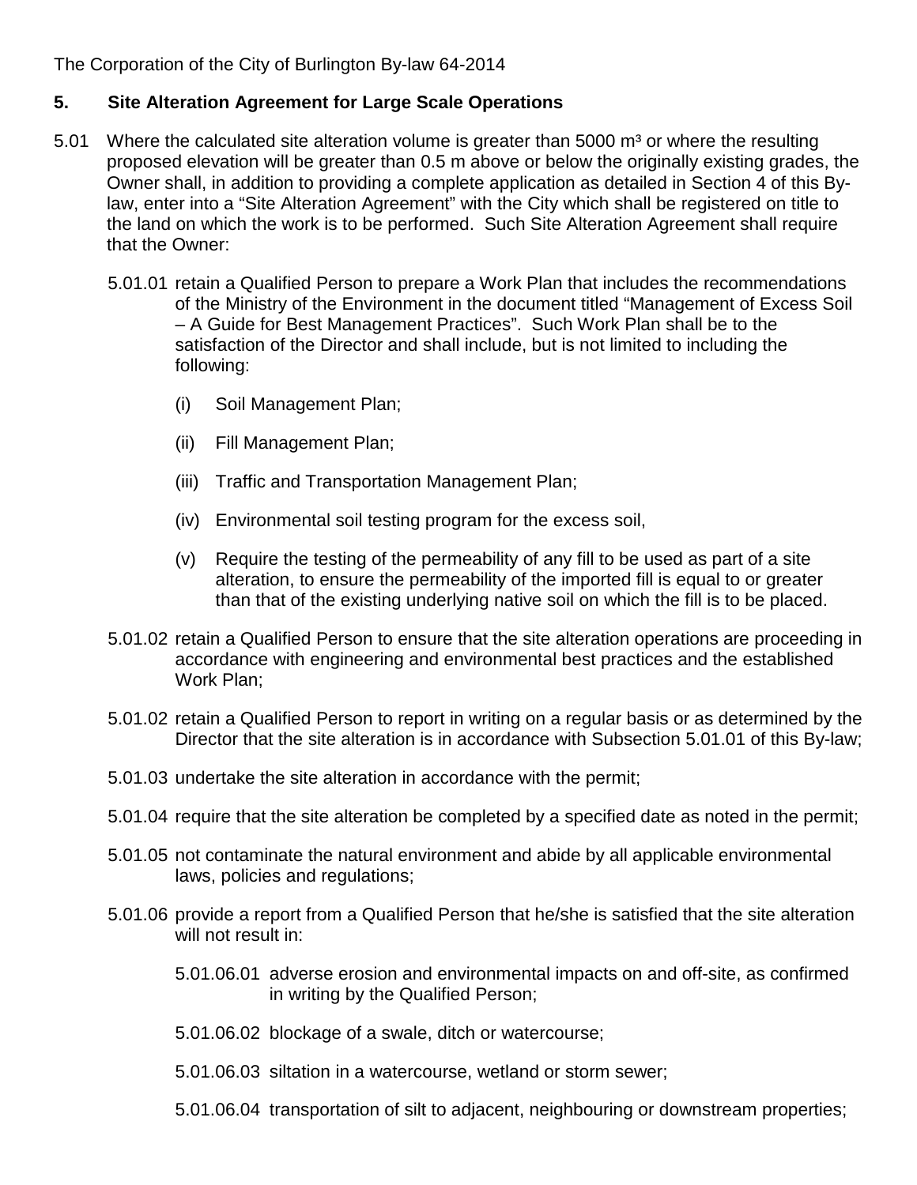The Corporation of the City of Burlington By-law 64-2014

## 5. Site Alteration Agreement for Large Scale Operations

5.01 Where the calculated site alteration volume is greater than 5000 m³ or where the resulting proposed elevation will be greater than 0.5 m above or below the originally existing grades, the Owner shall, in addition to providing a complete application as detailed in Section 4 of this By-law, enter into a "Site Alteration Agreement" with the City which shall be registered on title to the land on which the work is to be performed. Such Site Alteration Agreement shall require that the Owner:

5.01.01 retain a Qualified Person to prepare a Work Plan that includes the recommendations of the Ministry of the Environment in the document titled "Management of Excess Soil – A Guide for Best Management Practices". Such Work Plan shall be to the satisfaction of the Director and shall include, but is not limited to including the following:

(i) Soil Management Plan;

(ii) Fill Management Plan;

(iii) Traffic and Transportation Management Plan;

(iv) Environmental soil testing program for the excess soil,

(v) Require the testing of the permeability of any fill to be used as part of a site alteration, to ensure the permeability of the imported fill is equal to or greater than that of the existing underlying native soil on which the fill is to be placed.

5.01.02 retain a Qualified Person to ensure that the site alteration operations are proceeding in accordance with engineering and environmental best practices and the established Work Plan;

5.01.02 retain a Qualified Person to report in writing on a regular basis or as determined by the Director that the site alteration is in accordance with Subsection 5.01.01 of this By-law;

5.01.03 undertake the site alteration in accordance with the permit;

5.01.04 require that the site alteration be completed by a specified date as noted in the permit;

5.01.05 not contaminate the natural environment and abide by all applicable environmental laws, policies and regulations;

5.01.06 provide a report from a Qualified Person that he/she is satisfied that the site alteration will not result in:

5.01.06.01 adverse erosion and environmental impacts on and off-site, as confirmed in writing by the Qualified Person;

5.01.06.02 blockage of a swale, ditch or watercourse;

5.01.06.03 siltation in a watercourse, wetland or storm sewer;

5.01.06.04 transportation of silt to adjacent, neighbouring or downstream properties;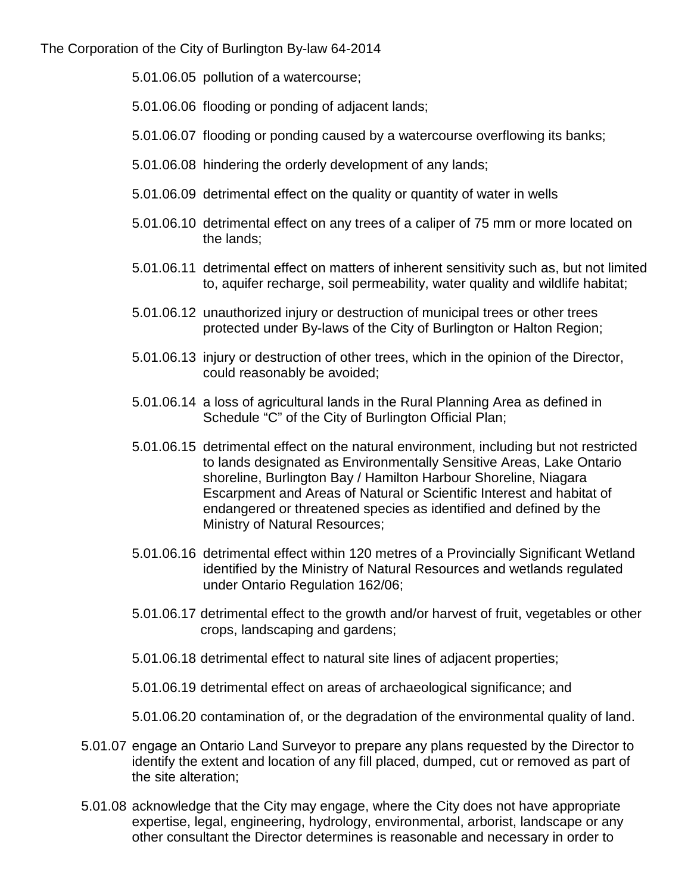5.01.06.05 pollution of a watercourse;

5.01.06.06 flooding or ponding of adjacent lands;

5.01.06.07 flooding or ponding caused by a watercourse overflowing its banks;

5.01.06.08 hindering the orderly development of any lands;

5.01.06.09 detrimental effect on the quality or quantity of water in wells

5.01.06.10 detrimental effect on any trees of a caliper of 75 mm or more located on the lands;

5.01.06.11 detrimental effect on matters of inherent sensitivity such as, but not limited to, aquifer recharge, soil permeability, water quality and wildlife habitat;

5.01.06.12 unauthorized injury or destruction of municipal trees or other trees protected under By-laws of the City of Burlington or Halton Region;

5.01.06.13 injury or destruction of other trees, which in the opinion of the Director, could reasonably be avoided;

5.01.06.14 a loss of agricultural lands in the Rural Planning Area as defined in Schedule "C" of the City of Burlington Official Plan;

5.01.06.15 detrimental effect on the natural environment, including but not restricted to lands designated as Environmentally Sensitive Areas, Lake Ontario shoreline, Burlington Bay / Hamilton Harbour Shoreline, Niagara Escarpment and Areas of Natural or Scientific Interest and habitat of endangered or threatened species as identified and defined by the Ministry of Natural Resources;

5.01.06.16 detrimental effect within 120 metres of a Provincially Significant Wetland identified by the Ministry of Natural Resources and wetlands regulated under Ontario Regulation 162/06;

5.01.06.17 detrimental effect to the growth and/or harvest of fruit, vegetables or other crops, landscaping and gardens;

5.01.06.18 detrimental effect to natural site lines of adjacent properties;

5.01.06.19 detrimental effect on areas of archaeological significance; and

5.01.06.20 contamination of, or the degradation of the environmental quality of land.

5.01.07 engage an Ontario Land Surveyor to prepare any plans requested by the Director to identify the extent and location of any fill placed, dumped, cut or removed as part of the site alteration;

5.01.08 acknowledge that the City may engage, where the City does not have appropriate expertise, legal, engineering, hydrology, environmental, arborist, landscape or any other consultant the Director determines is reasonable and necessary in order to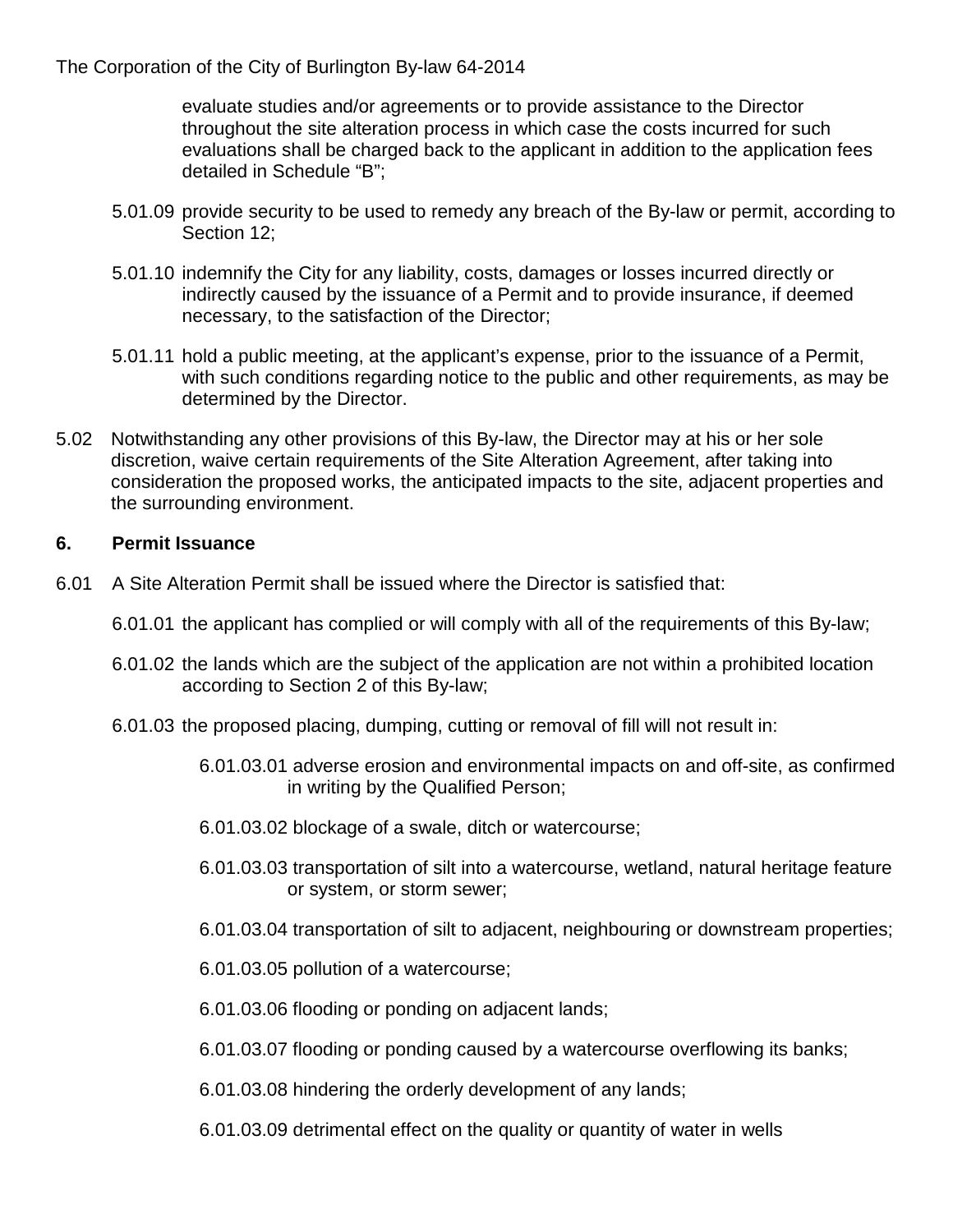evaluate studies and/or agreements or to provide assistance to the Director throughout the site alteration process in which case the costs incurred for such evaluations shall be charged back to the applicant in addition to the application fees detailed in Schedule "B";

5.01.09 provide security to be used to remedy any breach of the By-law or permit, according to Section 12;

5.01.10 indemnify the City for any liability, costs, damages or losses incurred directly or indirectly caused by the issuance of a Permit and to provide insurance, if deemed necessary, to the satisfaction of the Director;

5.01.11 hold a public meeting, at the applicant's expense, prior to the issuance of a Permit, with such conditions regarding notice to the public and other requirements, as may be determined by the Director.

5.02 Notwithstanding any other provisions of this By-law, the Director may at his or her sole discretion, waive certain requirements of the Site Alteration Agreement, after taking into consideration the proposed works, the anticipated impacts to the site, adjacent properties and the surrounding environment.

## 6. Permit Issuance

6.01 A Site Alteration Permit shall be issued where the Director is satisfied that:

6.01.01 the applicant has complied or will comply with all of the requirements of this By-law;

6.01.02 the lands which are the subject of the application are not within a prohibited location according to Section 2 of this By-law;

6.01.03 the proposed placing, dumping, cutting or removal of fill will not result in:

6.01.03.01 adverse erosion and environmental impacts on and off-site, as confirmed in writing by the Qualified Person;

6.01.03.02 blockage of a swale, ditch or watercourse;

6.01.03.03 transportation of silt into a watercourse, wetland, natural heritage feature or system, or storm sewer;

6.01.03.04 transportation of silt to adjacent, neighbouring or downstream properties;

6.01.03.05 pollution of a watercourse;

6.01.03.06 flooding or ponding on adjacent lands;

6.01.03.07 flooding or ponding caused by a watercourse overflowing its banks;

6.01.03.08 hindering the orderly development of any lands;

6.01.03.09 detrimental effect on the quality or quantity of water in wells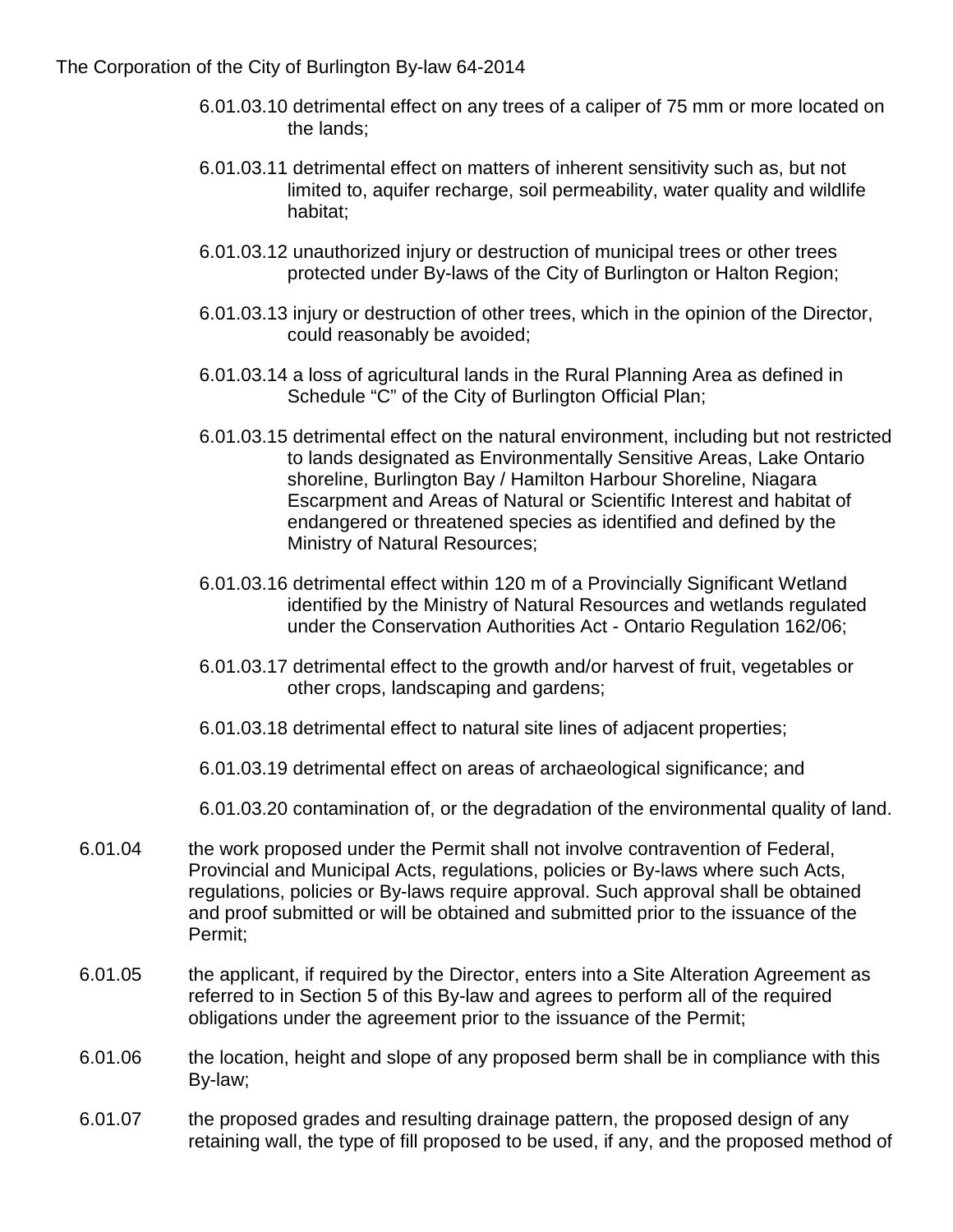6.01.03.10 detrimental effect on any trees of a caliper of 75 mm or more located on the lands;

6.01.03.11 detrimental effect on matters of inherent sensitivity such as, but not limited to, aquifer recharge, soil permeability, water quality and wildlife habitat;

6.01.03.12 unauthorized injury or destruction of municipal trees or other trees protected under By-laws of the City of Burlington or Halton Region;

6.01.03.13 injury or destruction of other trees, which in the opinion of the Director, could reasonably be avoided;

6.01.03.14 a loss of agricultural lands in the Rural Planning Area as defined in Schedule "C" of the City of Burlington Official Plan;

6.01.03.15 detrimental effect on the natural environment, including but not restricted to lands designated as Environmentally Sensitive Areas, Lake Ontario shoreline, Burlington Bay / Hamilton Harbour Shoreline, Niagara Escarpment and Areas of Natural or Scientific Interest and habitat of endangered or threatened species as identified and defined by the Ministry of Natural Resources;

6.01.03.16 detrimental effect within 120 m of a Provincially Significant Wetland identified by the Ministry of Natural Resources and wetlands regulated under the Conservation Authorities Act - Ontario Regulation 162/06;

6.01.03.17 detrimental effect to the growth and/or harvest of fruit, vegetables or other crops, landscaping and gardens;

6.01.03.18 detrimental effect to natural site lines of adjacent properties;

6.01.03.19 detrimental effect on areas of archaeological significance; and

6.01.03.20 contamination of, or the degradation of the environmental quality of land.

6.01.04 the work proposed under the Permit shall not involve contravention of Federal, Provincial and Municipal Acts, regulations, policies or By-laws where such Acts, regulations, policies or By-laws require approval. Such approval shall be obtained and proof submitted or will be obtained and submitted prior to the issuance of the Permit;

6.01.05 the applicant, if required by the Director, enters into a Site Alteration Agreement as referred to in Section 5 of this By-law and agrees to perform all of the required obligations under the agreement prior to the issuance of the Permit;

6.01.06 the location, height and slope of any proposed berm shall be in compliance with this By-law;

6.01.07 the proposed grades and resulting drainage pattern, the proposed design of any retaining wall, the type of fill proposed to be used, if any, and the proposed method of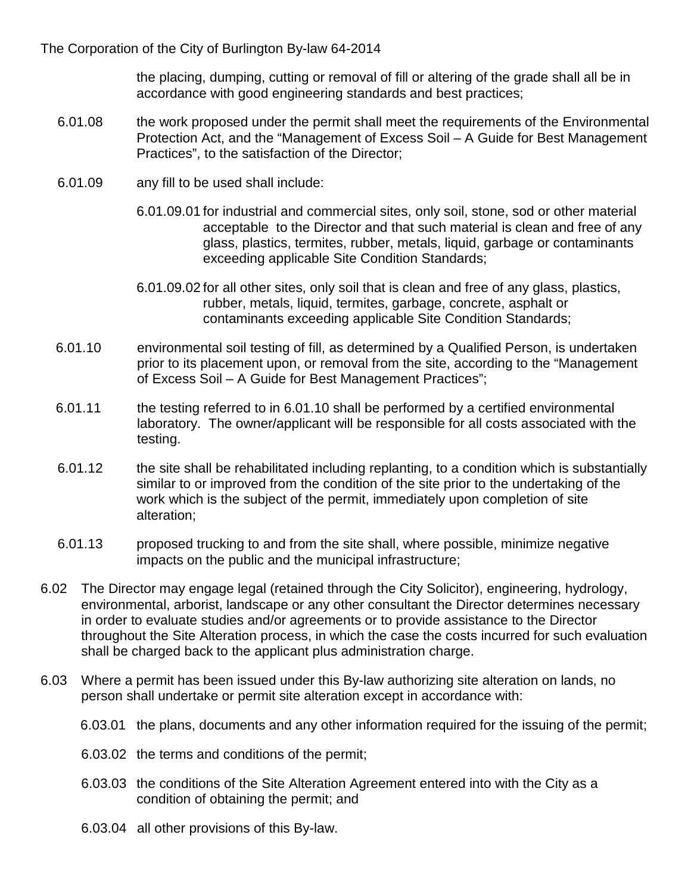the placing, dumping, cutting or removal of fill or altering of the grade shall all be in accordance with good engineering standards and best practices;

6.01.08 the work proposed under the permit shall meet the requirements of the Environmental Protection Act, and the “Management of Excess Soil – A Guide for Best Management Practices”, to the satisfaction of the Director;

6.01.09 any fill to be used shall include:

6.01.09.01 for industrial and commercial sites, only soil, stone, sod or other material acceptable to the Director and that such material is clean and free of any glass, plastics, termites, rubber, metals, liquid, garbage or contaminants exceeding applicable Site Condition Standards;

6.01.09.02 for all other sites, only soil that is clean and free of any glass, plastics, rubber, metals, liquid, termites, garbage, concrete, asphalt or contaminants exceeding applicable Site Condition Standards;

6.01.10 environmental soil testing of fill, as determined by a Qualified Person, is undertaken prior to its placement upon, or removal from the site, according to the “Management of Excess Soil – A Guide for Best Management Practices”;

6.01.11 the testing referred to in 6.01.10 shall be performed by a certified environmental laboratory. The owner/applicant will be responsible for all costs associated with the testing.

6.01.12 the site shall be rehabilitated including replanting, to a condition which is substantially similar to or improved from the condition of the site prior to the undertaking of the work which is the subject of the permit, immediately upon completion of site alteration;

6.01.13 proposed trucking to and from the site shall, where possible, minimize negative impacts on the public and the municipal infrastructure;

6.02 The Director may engage legal (retained through the City Solicitor), engineering, hydrology, environmental, arborist, landscape or any other consultant the Director determines necessary in order to evaluate studies and/or agreements or to provide assistance to the Director throughout the Site Alteration process, in which the case the costs incurred for such evaluation shall be charged back to the applicant plus administration charge.

6.03 Where a permit has been issued under this By-law authorizing site alteration on lands, no person shall undertake or permit site alteration except in accordance with:

6.03.01 the plans, documents and any other information required for the issuing of the permit;

6.03.02 the terms and conditions of the permit;

6.03.03 the conditions of the Site Alteration Agreement entered into with the City as a condition of obtaining the permit; and

6.03.04 all other provisions of this By-law.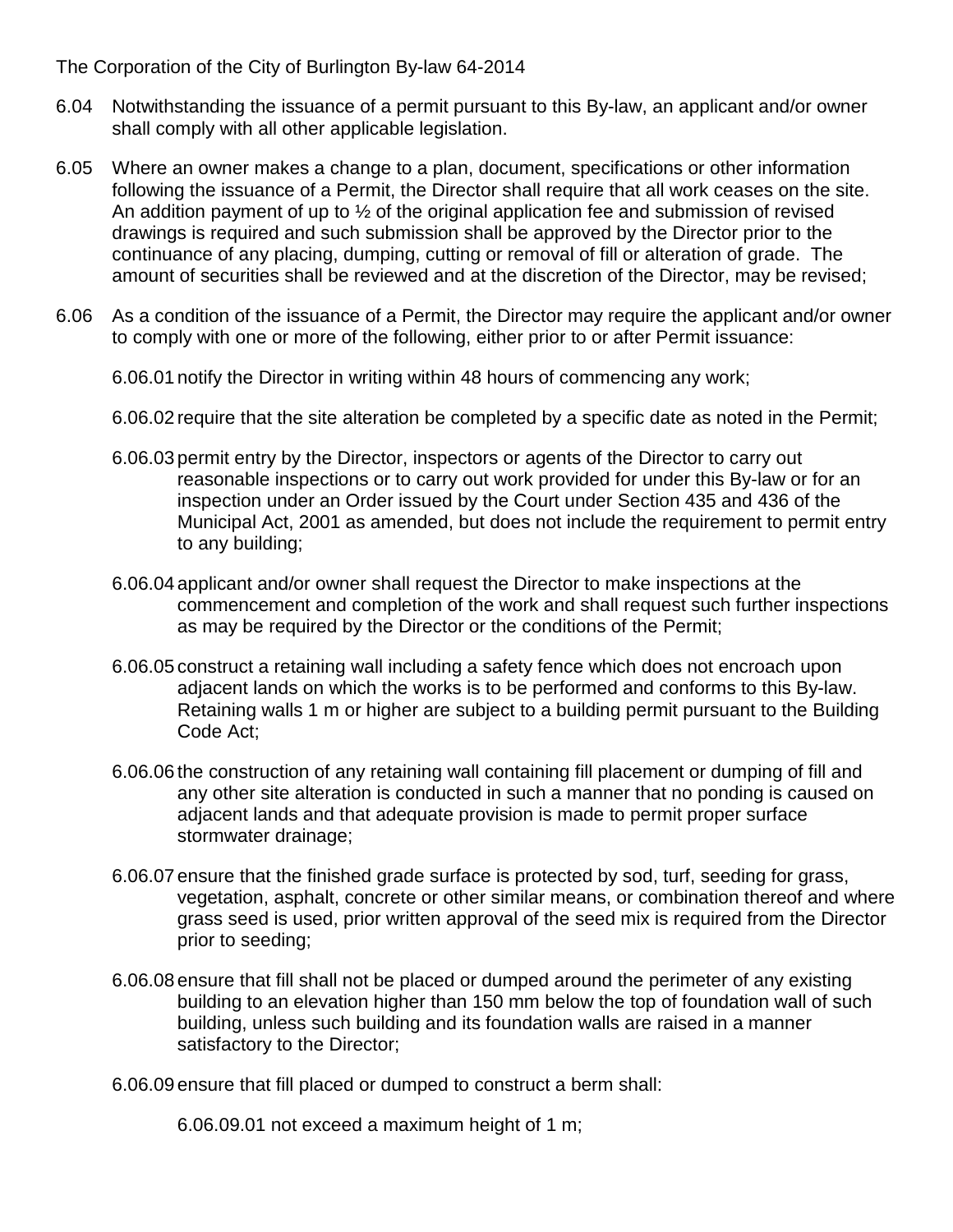6.04 Notwithstanding the issuance of a permit pursuant to this By-law, an applicant and/or owner shall comply with all other applicable legislation.

6.05 Where an owner makes a change to a plan, document, specifications or other information following the issuance of a Permit, the Director shall require that all work ceases on the site. An addition payment of up to ½ of the original application fee and submission of revised drawings is required and such submission shall be approved by the Director prior to the continuance of any placing, dumping, cutting or removal of fill or alteration of grade. The amount of securities shall be reviewed and at the discretion of the Director, may be revised;

6.06 As a condition of the issuance of a Permit, the Director may require the applicant and/or owner to comply with one or more of the following, either prior to or after Permit issuance:

6.06.01 notify the Director in writing within 48 hours of commencing any work;

6.06.02 require that the site alteration be completed by a specific date as noted in the Permit;

6.06.03 permit entry by the Director, inspectors or agents of the Director to carry out reasonable inspections or to carry out work provided for under this By-law or for an inspection under an Order issued by the Court under Section 435 and 436 of the Municipal Act, 2001 as amended, but does not include the requirement to permit entry to any building;

6.06.04 applicant and/or owner shall request the Director to make inspections at the commencement and completion of the work and shall request such further inspections as may be required by the Director or the conditions of the Permit;

6.06.05 construct a retaining wall including a safety fence which does not encroach upon adjacent lands on which the works is to be performed and conforms to this By-law. Retaining walls 1 m or higher are subject to a building permit pursuant to the Building Code Act;

6.06.06 the construction of any retaining wall containing fill placement or dumping of fill and any other site alteration is conducted in such a manner that no ponding is caused on adjacent lands and that adequate provision is made to permit proper surface stormwater drainage;

6.06.07 ensure that the finished grade surface is protected by sod, turf, seeding for grass, vegetation, asphalt, concrete or other similar means, or combination thereof and where grass seed is used, prior written approval of the seed mix is required from the Director prior to seeding;

6.06.08 ensure that fill shall not be placed or dumped around the perimeter of any existing building to an elevation higher than 150 mm below the top of foundation wall of such building, unless such building and its foundation walls are raised in a manner satisfactory to the Director;

6.06.09 ensure that fill placed or dumped to construct a berm shall:

6.06.09.01 not exceed a maximum height of 1 m;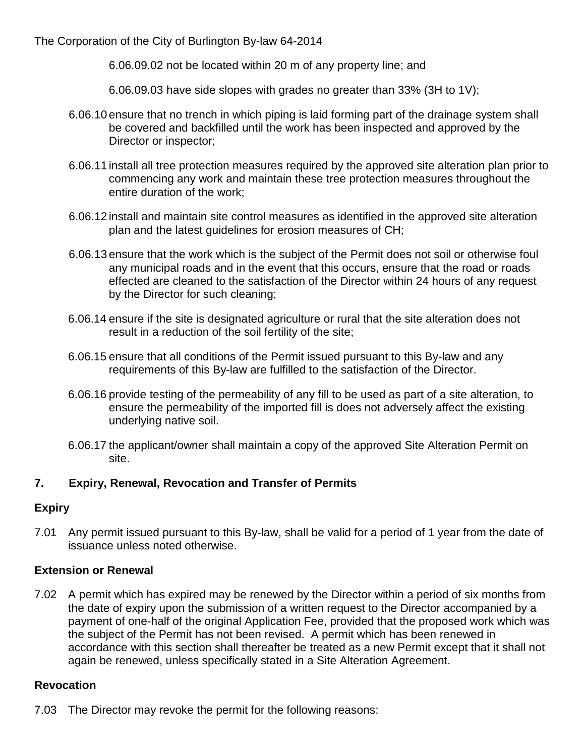6.06.09.02 not be located within 20 m of any property line; and

6.06.09.03 have side slopes with grades no greater than 33% (3H to 1V);

6.06.10 ensure that no trench in which piping is laid forming part of the drainage system shall be covered and backfilled until the work has been inspected and approved by the Director or inspector;

6.06.11 install all tree protection measures required by the approved site alteration plan prior to commencing any work and maintain these tree protection measures throughout the entire duration of the work;

6.06.12 install and maintain site control measures as identified in the approved site alteration plan and the latest guidelines for erosion measures of CH;

6.06.13 ensure that the work which is the subject of the Permit does not soil or otherwise foul any municipal roads and in the event that this occurs, ensure that the road or roads effected are cleaned to the satisfaction of the Director within 24 hours of any request by the Director for such cleaning;

6.06.14 ensure if the site is designated agriculture or rural that the site alteration does not result in a reduction of the soil fertility of the site;

6.06.15 ensure that all conditions of the Permit issued pursuant to this By-law and any requirements of this By-law are fulfilled to the satisfaction of the Director.

6.06.16 provide testing of the permeability of any fill to be used as part of a site alteration, to ensure the permeability of the imported fill is does not adversely affect the existing underlying native soil.

6.06.17 the applicant/owner shall maintain a copy of the approved Site Alteration Permit on site.

## 7. Expiry, Renewal, Revocation and Transfer of Permits

### Expiry

7.01 Any permit issued pursuant to this By-law, shall be valid for a period of 1 year from the date of issuance unless noted otherwise.

### Extension or Renewal

7.02 A permit which has expired may be renewed by the Director within a period of six months from the date of expiry upon the submission of a written request to the Director accompanied by a payment of one-half of the original Application Fee, provided that the proposed work which was the subject of the Permit has not been revised. A permit which has been renewed in accordance with this section shall thereafter be treated as a new Permit except that it shall not again be renewed, unless specifically stated in a Site Alteration Agreement.

### Revocation

7.03 The Director may revoke the permit for the following reasons: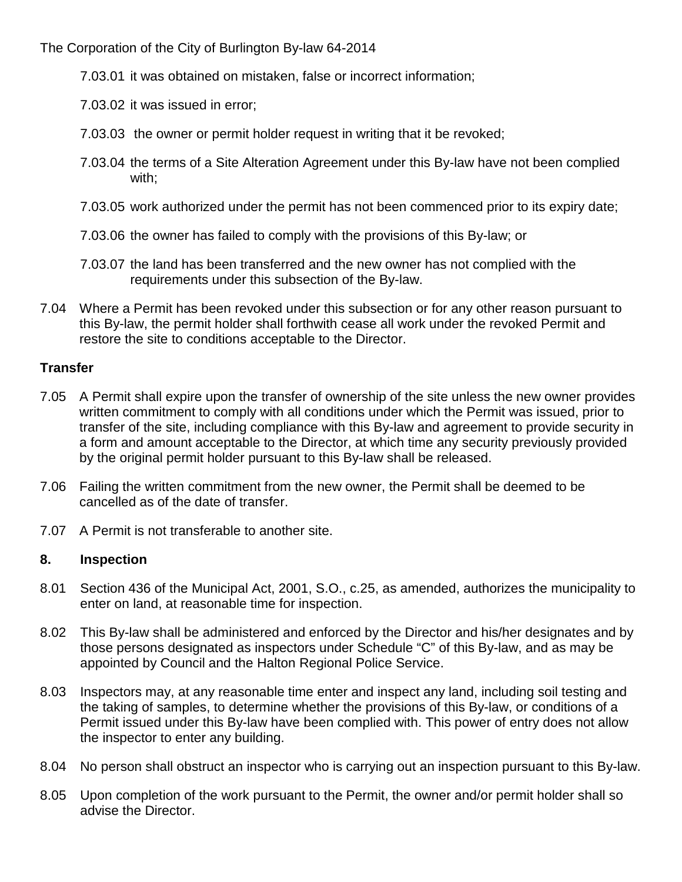7.03.01 it was obtained on mistaken, false or incorrect information;

7.03.02 it was issued in error;

7.03.03 the owner or permit holder request in writing that it be revoked;

7.03.04 the terms of a Site Alteration Agreement under this By-law have not been complied with;

7.03.05 work authorized under the permit has not been commenced prior to its expiry date;

7.03.06 the owner has failed to comply with the provisions of this By-law; or

7.03.07 the land has been transferred and the new owner has not complied with the requirements under this subsection of the By-law.

7.04 Where a Permit has been revoked under this subsection or for any other reason pursuant to this By-law, the permit holder shall forthwith cease all work under the revoked Permit and restore the site to conditions acceptable to the Director.

**Transfer**

7.05 A Permit shall expire upon the transfer of ownership of the site unless the new owner provides written commitment to comply with all conditions under which the Permit was issued, prior to transfer of the site, including compliance with this By-law and agreement to provide security in a form and amount acceptable to the Director, at which time any security previously provided by the original permit holder pursuant to this By-law shall be released.

7.06 Failing the written commitment from the new owner, the Permit shall be deemed to be cancelled as of the date of transfer.

7.07 A Permit is not transferable to another site.

## 8. Inspection

8.01 Section 436 of the Municipal Act, 2001, S.O., c.25, as amended, authorizes the municipality to enter on land, at reasonable time for inspection.

8.02 This By-law shall be administered and enforced by the Director and his/her designates and by those persons designated as inspectors under Schedule "C" of this By-law, and as may be appointed by Council and the Halton Regional Police Service.

8.03 Inspectors may, at any reasonable time enter and inspect any land, including soil testing and the taking of samples, to determine whether the provisions of this By-law, or conditions of a Permit issued under this By-law have been complied with. This power of entry does not allow the inspector to enter any building.

8.04 No person shall obstruct an inspector who is carrying out an inspection pursuant to this By-law.

8.05 Upon completion of the work pursuant to the Permit, the owner and/or permit holder shall so advise the Director.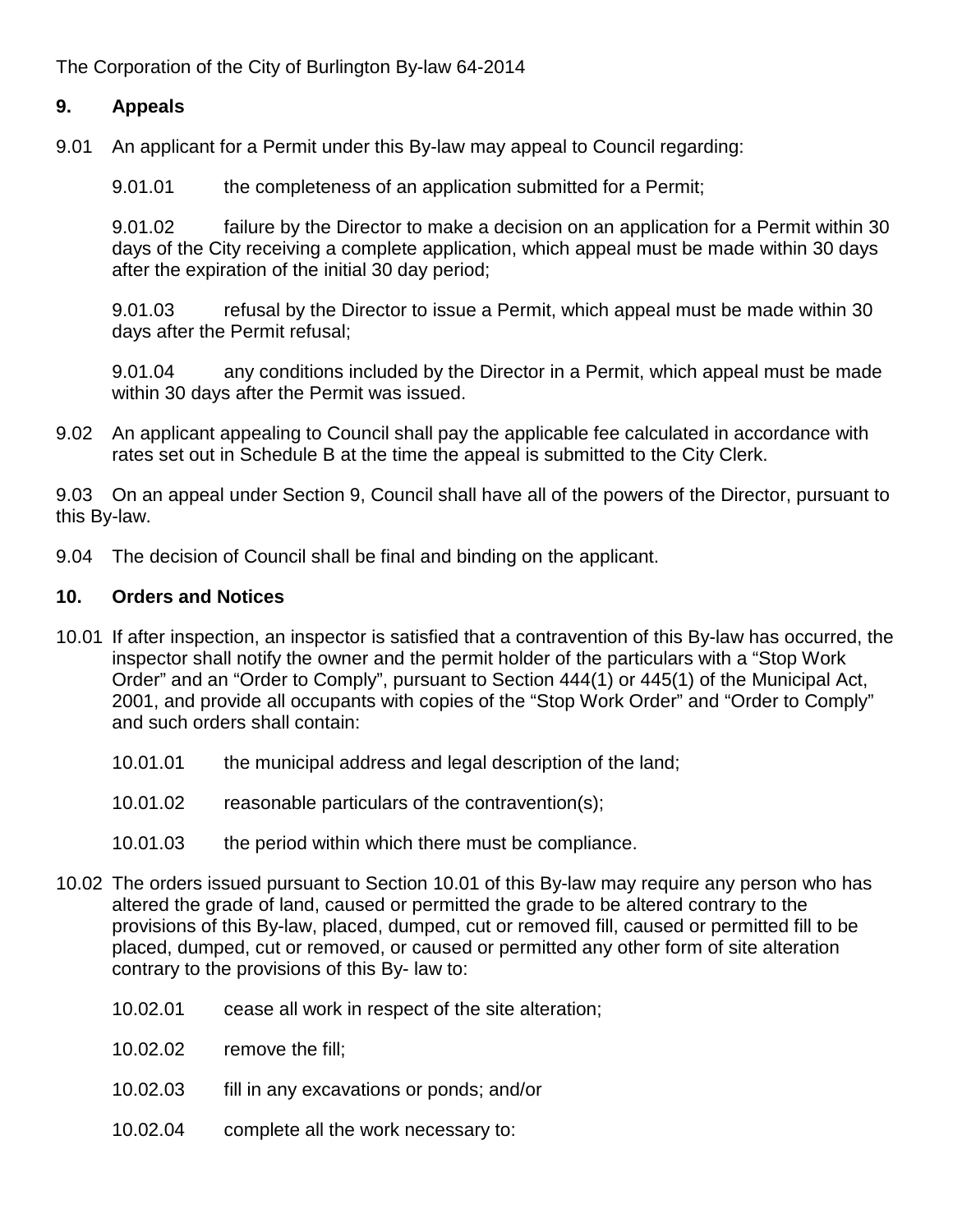## 9. Appeals

9.01 An applicant for a Permit under this By-law may appeal to Council regarding:

9.01.01 the completeness of an application submitted for a Permit;

9.01.02 failure by the Director to make a decision on an application for a Permit within 30 days of the City receiving a complete application, which appeal must be made within 30 days after the expiration of the initial 30 day period;

9.01.03 refusal by the Director to issue a Permit, which appeal must be made within 30 days after the Permit refusal;

9.01.04 any conditions included by the Director in a Permit, which appeal must be made within 30 days after the Permit was issued.

9.02 An applicant appealing to Council shall pay the applicable fee calculated in accordance with rates set out in Schedule B at the time the appeal is submitted to the City Clerk.

9.03 On an appeal under Section 9, Council shall have all of the powers of the Director, pursuant to this By-law.

9.04 The decision of Council shall be final and binding on the applicant.

## 10. Orders and Notices

10.01 If after inspection, an inspector is satisfied that a contravention of this By-law has occurred, the inspector shall notify the owner and the permit holder of the particulars with a "Stop Work Order" and an "Order to Comply", pursuant to Section 444(1) or 445(1) of the Municipal Act, 2001, and provide all occupants with copies of the "Stop Work Order" and "Order to Comply" and such orders shall contain:

10.01.01 the municipal address and legal description of the land;

10.01.02 reasonable particulars of the contravention(s);

10.01.03 the period within which there must be compliance.

10.02 The orders issued pursuant to Section 10.01 of this By-law may require any person who has altered the grade of land, caused or permitted the grade to be altered contrary to the provisions of this By-law, placed, dumped, cut or removed fill, caused or permitted fill to be placed, dumped, cut or removed, or caused or permitted any other form of site alteration contrary to the provisions of this By- law to:

10.02.01 cease all work in respect of the site alteration;

10.02.02 remove the fill;

10.02.03 fill in any excavations or ponds; and/or

10.02.04 complete all the work necessary to: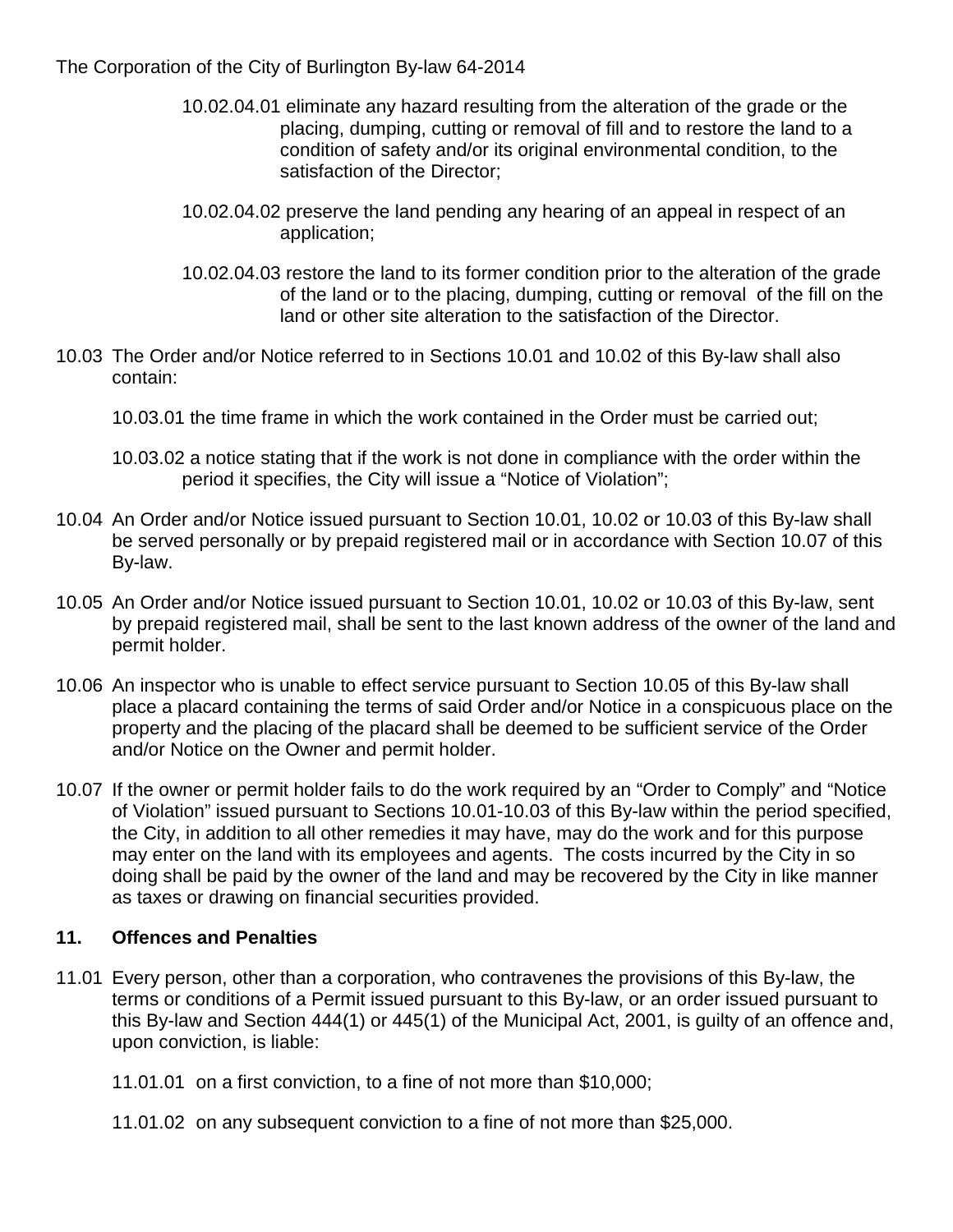10.02.04.01 eliminate any hazard resulting from the alteration of the grade or the placing, dumping, cutting or removal of fill and to restore the land to a condition of safety and/or its original environmental condition, to the satisfaction of the Director;

10.02.04.02 preserve the land pending any hearing of an appeal in respect of an application;

10.02.04.03 restore the land to its former condition prior to the alteration of the grade of the land or to the placing, dumping, cutting or removal of the fill on the land or other site alteration to the satisfaction of the Director.

10.03 The Order and/or Notice referred to in Sections 10.01 and 10.02 of this By-law shall also contain:

10.03.01 the time frame in which the work contained in the Order must be carried out;

10.03.02 a notice stating that if the work is not done in compliance with the order within the period it specifies, the City will issue a "Notice of Violation";

10.04 An Order and/or Notice issued pursuant to Section 10.01, 10.02 or 10.03 of this By-law shall be served personally or by prepaid registered mail or in accordance with Section 10.07 of this By-law.

10.05 An Order and/or Notice issued pursuant to Section 10.01, 10.02 or 10.03 of this By-law, sent by prepaid registered mail, shall be sent to the last known address of the owner of the land and permit holder.

10.06 An inspector who is unable to effect service pursuant to Section 10.05 of this By-law shall place a placard containing the terms of said Order and/or Notice in a conspicuous place on the property and the placing of the placard shall be deemed to be sufficient service of the Order and/or Notice on the Owner and permit holder.

10.07 If the owner or permit holder fails to do the work required by an "Order to Comply" and "Notice of Violation" issued pursuant to Sections 10.01-10.03 of this By-law within the period specified, the City, in addition to all other remedies it may have, may do the work and for this purpose may enter on the land with its employees and agents. The costs incurred by the City in so doing shall be paid by the owner of the land and may be recovered by the City in like manner as taxes or drawing on financial securities provided.

## 11. Offences and Penalties

11.01 Every person, other than a corporation, who contravenes the provisions of this By-law, the terms or conditions of a Permit issued pursuant to this By-law, or an order issued pursuant to this By-law and Section 444(1) or 445(1) of the Municipal Act, 2001, is guilty of an offence and, upon conviction, is liable:

11.01.01 on a first conviction, to a fine of not more than $10,000;

11.01.02 on any subsequent conviction to a fine of not more than $25,000.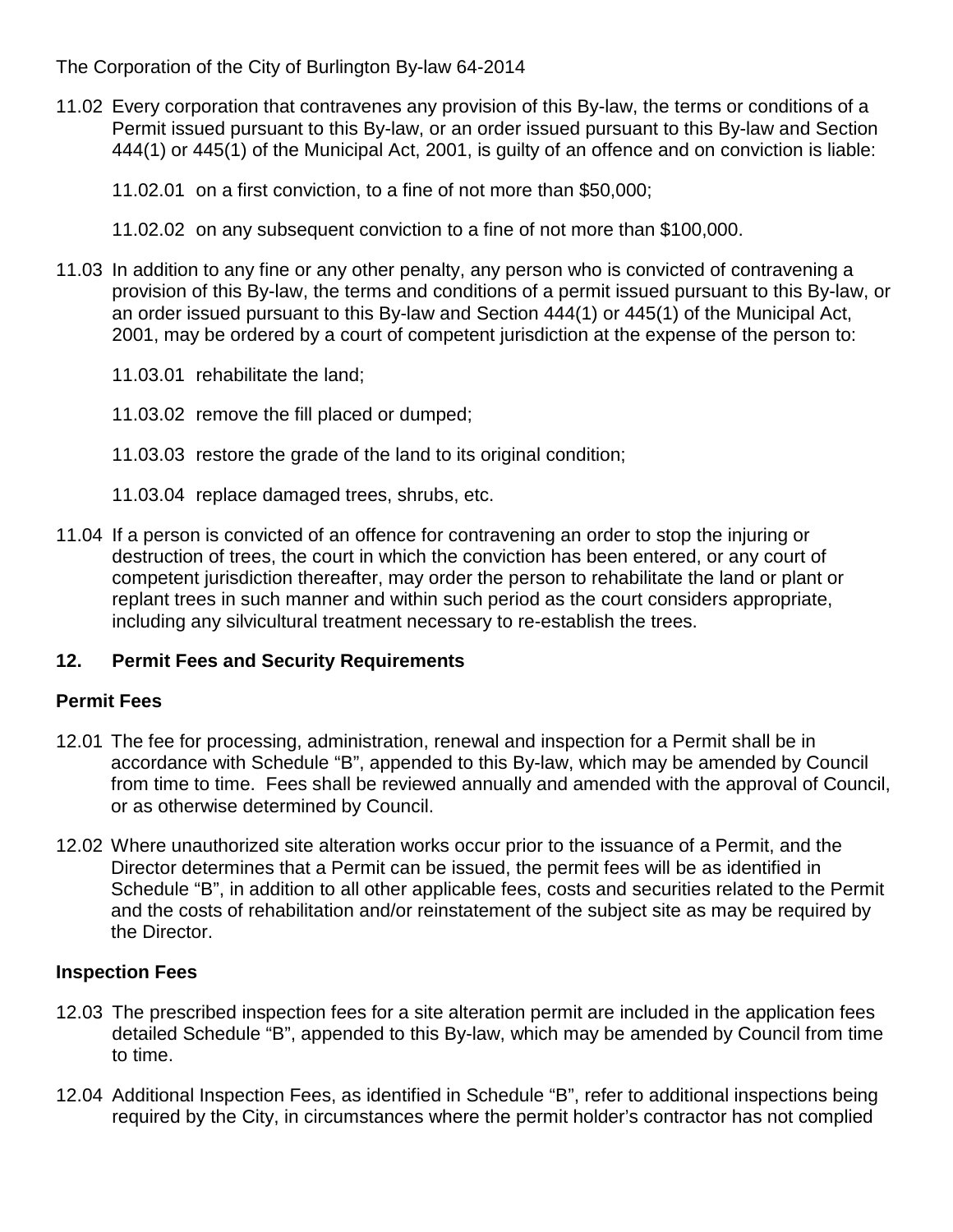11.02 Every corporation that contravenes any provision of this By-law, the terms or conditions of a Permit issued pursuant to this By-law, or an order issued pursuant to this By-law and Section 444(1) or 445(1) of the Municipal Act, 2001, is guilty of an offence and on conviction is liable:

11.02.01 on a first conviction, to a fine of not more than $50,000;

11.02.02 on any subsequent conviction to a fine of not more than $100,000.

11.03 In addition to any fine or any other penalty, any person who is convicted of contravening a provision of this By-law, the terms and conditions of a permit issued pursuant to this By-law, or an order issued pursuant to this By-law and Section 444(1) or 445(1) of the Municipal Act, 2001, may be ordered by a court of competent jurisdiction at the expense of the person to:

11.03.01 rehabilitate the land;

11.03.02 remove the fill placed or dumped;

11.03.03 restore the grade of the land to its original condition;

11.03.04 replace damaged trees, shrubs, etc.

11.04 If a person is convicted of an offence for contravening an order to stop the injuring or destruction of trees, the court in which the conviction has been entered, or any court of competent jurisdiction thereafter, may order the person to rehabilitate the land or plant or replant trees in such manner and within such period as the court considers appropriate, including any silvicultural treatment necessary to re-establish the trees.

## 12. Permit Fees and Security Requirements

### Permit Fees

12.01 The fee for processing, administration, renewal and inspection for a Permit shall be in accordance with Schedule "B", appended to this By-law, which may be amended by Council from time to time. Fees shall be reviewed annually and amended with the approval of Council, or as otherwise determined by Council.

12.02 Where unauthorized site alteration works occur prior to the issuance of a Permit, and the Director determines that a Permit can be issued, the permit fees will be as identified in Schedule "B", in addition to all other applicable fees, costs and securities related to the Permit and the costs of rehabilitation and/or reinstatement of the subject site as may be required by the Director.

### Inspection Fees

12.03 The prescribed inspection fees for a site alteration permit are included in the application fees detailed Schedule "B", appended to this By-law, which may be amended by Council from time to time.

12.04 Additional Inspection Fees, as identified in Schedule "B", refer to additional inspections being required by the City, in circumstances where the permit holder's contractor has not complied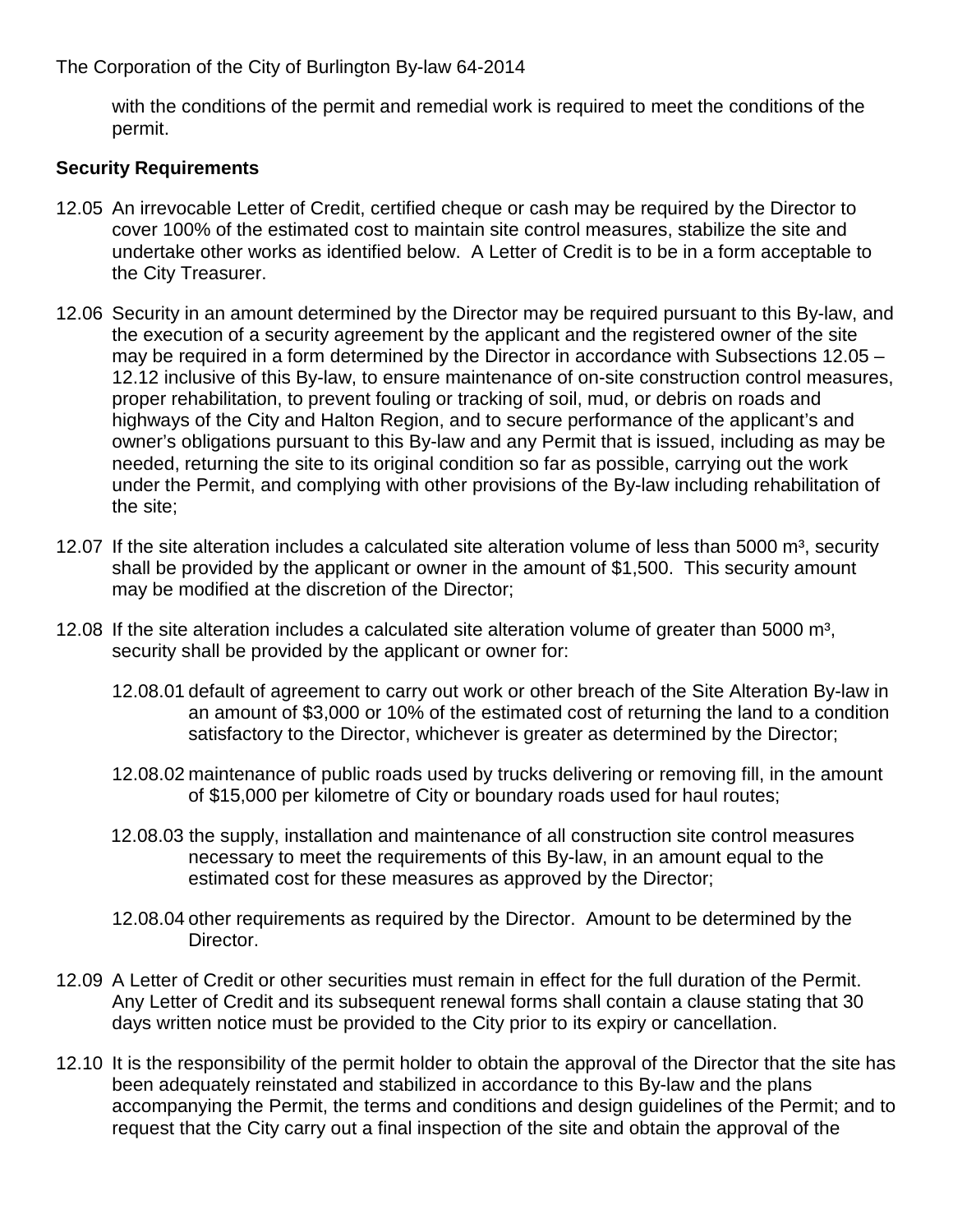with the conditions of the permit and remedial work is required to meet the conditions of the permit.

**Security Requirements**

12.05 An irrevocable Letter of Credit, certified cheque or cash may be required by the Director to cover 100% of the estimated cost to maintain site control measures, stabilize the site and undertake other works as identified below. A Letter of Credit is to be in a form acceptable to the City Treasurer.

12.06 Security in an amount determined by the Director may be required pursuant to this By-law, and the execution of a security agreement by the applicant and the registered owner of the site may be required in a form determined by the Director in accordance with Subsections 12.05 – 12.12 inclusive of this By-law, to ensure maintenance of on-site construction control measures, proper rehabilitation, to prevent fouling or tracking of soil, mud, or debris on roads and highways of the City and Halton Region, and to secure performance of the applicant's and owner's obligations pursuant to this By-law and any Permit that is issued, including as may be needed, returning the site to its original condition so far as possible, carrying out the work under the Permit, and complying with other provisions of the By-law including rehabilitation of the site;

12.07 If the site alteration includes a calculated site alteration volume of less than 5000 m³, security shall be provided by the applicant or owner in the amount of $1,500. This security amount may be modified at the discretion of the Director;

12.08 If the site alteration includes a calculated site alteration volume of greater than 5000 m³, security shall be provided by the applicant or owner for:

12.08.01 default of agreement to carry out work or other breach of the Site Alteration By-law in an amount of $3,000 or 10% of the estimated cost of returning the land to a condition satisfactory to the Director, whichever is greater as determined by the Director;

12.08.02 maintenance of public roads used by trucks delivering or removing fill, in the amount of $15,000 per kilometre of City or boundary roads used for haul routes;

12.08.03 the supply, installation and maintenance of all construction site control measures necessary to meet the requirements of this By-law, in an amount equal to the estimated cost for these measures as approved by the Director;

12.08.04 other requirements as required by the Director. Amount to be determined by the Director.

12.09 A Letter of Credit or other securities must remain in effect for the full duration of the Permit. Any Letter of Credit and its subsequent renewal forms shall contain a clause stating that 30 days written notice must be provided to the City prior to its expiry or cancellation.

12.10 It is the responsibility of the permit holder to obtain the approval of the Director that the site has been adequately reinstated and stabilized in accordance to this By-law and the plans accompanying the Permit, the terms and conditions and design guidelines of the Permit; and to request that the City carry out a final inspection of the site and obtain the approval of the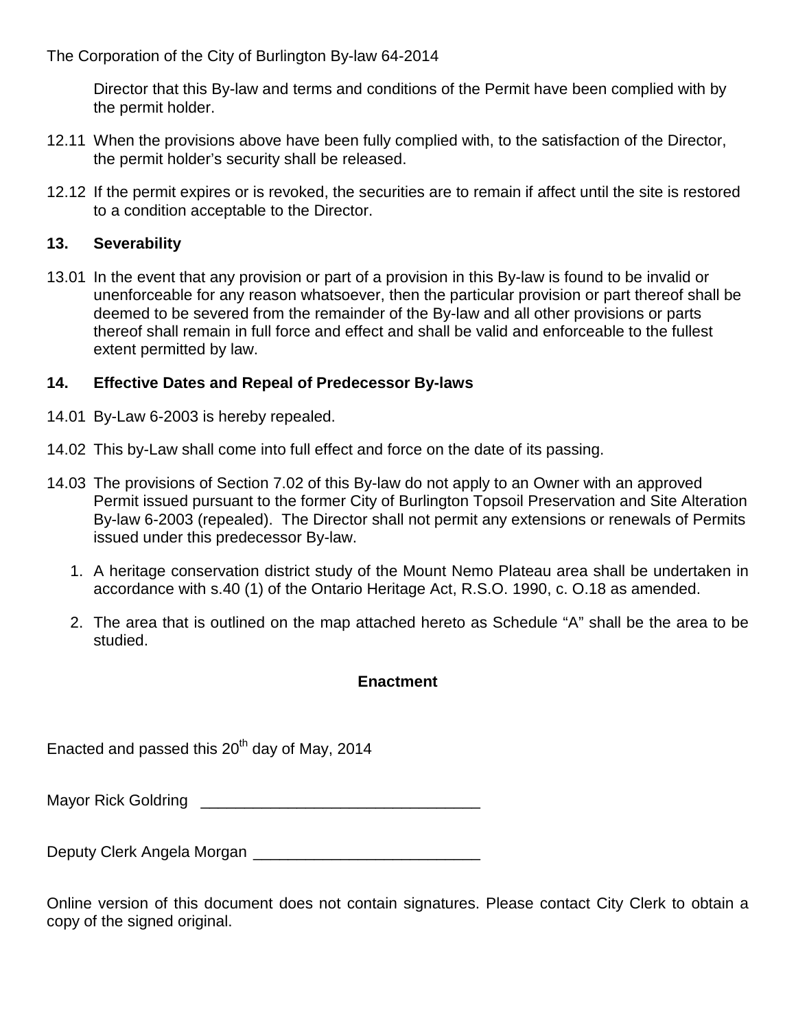Director that this By-law and terms and conditions of the Permit have been complied with by the permit holder.

12.11 When the provisions above have been fully complied with, to the satisfaction of the Director, the permit holder's security shall be released.

12.12 If the permit expires or is revoked, the securities are to remain if affect until the site is restored to a condition acceptable to the Director.

## 13. Severability

13.01 In the event that any provision or part of a provision in this By-law is found to be invalid or unenforceable for any reason whatsoever, then the particular provision or part thereof shall be deemed to be severed from the remainder of the By-law and all other provisions or parts thereof shall remain in full force and effect and shall be valid and enforceable to the fullest extent permitted by law.

## 14. Effective Dates and Repeal of Predecessor By-laws

14.01 By-Law 6-2003 is hereby repealed.

14.02 This by-Law shall come into full effect and force on the date of its passing.

14.03 The provisions of Section 7.02 of this By-law do not apply to an Owner with an approved Permit issued pursuant to the former City of Burlington Topsoil Preservation and Site Alteration By-law 6-2003 (repealed). The Director shall not permit any extensions or renewals of Permits issued under this predecessor By-law.

1. A heritage conservation district study of the Mount Nemo Plateau area shall be undertaken in accordance with s.40 (1) of the Ontario Heritage Act, R.S.O. 1990, c. O.18 as amended.
2. The area that is outlined on the map attached hereto as Schedule "A" shall be the area to be studied.

**Enactment**

Enacted and passed this 20th day of May, 2014

Mayor Rick Goldring ________________________________

Deputy Clerk Angela Morgan __________________________

Online version of this document does not contain signatures. Please contact City Clerk to obtain a copy of the signed original.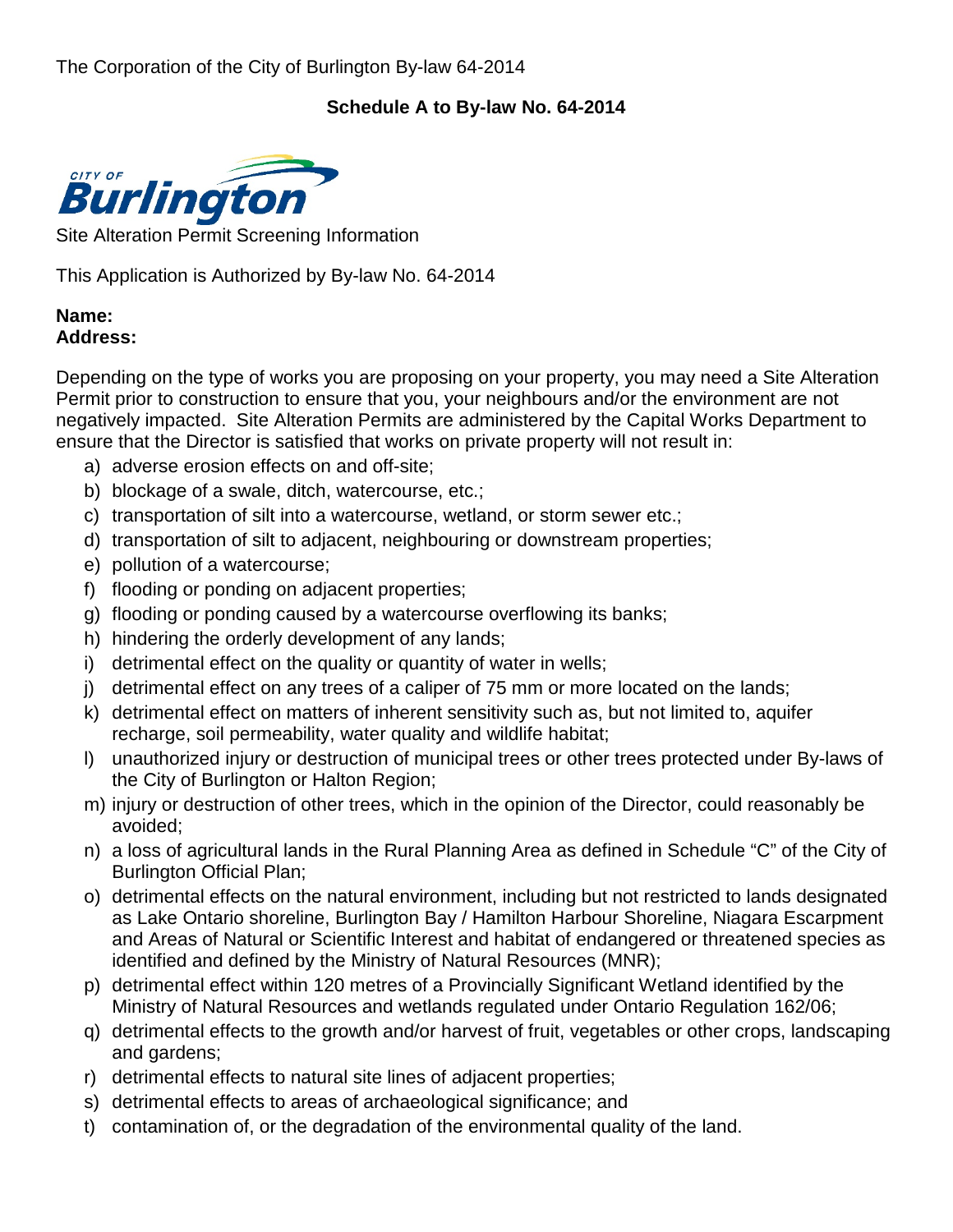The Corporation of the City of Burlington By-law 64-2014

## Schedule A to By-law No. 64-2014

CITY OF Burlington

Site Alteration Permit Screening Information

This Application is Authorized by By-law No. 64-2014

**Name:**
**Address:**

Depending on the type of works you are proposing on your property, you may need a Site Alteration Permit prior to construction to ensure that you, your neighbours and/or the environment are not negatively impacted. Site Alteration Permits are administered by the Capital Works Department to ensure that the Director is satisfied that works on private property will not result in:

a) adverse erosion effects on and off-site;
b) blockage of a swale, ditch, watercourse, etc.;
c) transportation of silt into a watercourse, wetland, or storm sewer etc.;
d) transportation of silt to adjacent, neighbouring or downstream properties;
e) pollution of a watercourse;
f) flooding or ponding on adjacent properties;
g) flooding or ponding caused by a watercourse overflowing its banks;
h) hindering the orderly development of any lands;
i) detrimental effect on the quality or quantity of water in wells;
j) detrimental effect on any trees of a caliper of 75 mm or more located on the lands;
k) detrimental effect on matters of inherent sensitivity such as, but not limited to, aquifer recharge, soil permeability, water quality and wildlife habitat;
l) unauthorized injury or destruction of municipal trees or other trees protected under By-laws of the City of Burlington or Halton Region;
m) injury or destruction of other trees, which in the opinion of the Director, could reasonably be avoided;
n) a loss of agricultural lands in the Rural Planning Area as defined in Schedule "C" of the City of Burlington Official Plan;
o) detrimental effects on the natural environment, including but not restricted to lands designated as Lake Ontario shoreline, Burlington Bay / Hamilton Harbour Shoreline, Niagara Escarpment and Areas of Natural or Scientific Interest and habitat of endangered or threatened species as identified and defined by the Ministry of Natural Resources (MNR);
p) detrimental effect within 120 metres of a Provincially Significant Wetland identified by the Ministry of Natural Resources and wetlands regulated under Ontario Regulation 162/06;
q) detrimental effects to the growth and/or harvest of fruit, vegetables or other crops, landscaping and gardens;
r) detrimental effects to natural site lines of adjacent properties;
s) detrimental effects to areas of archaeological significance; and
t) contamination of, or the degradation of the environmental quality of the land.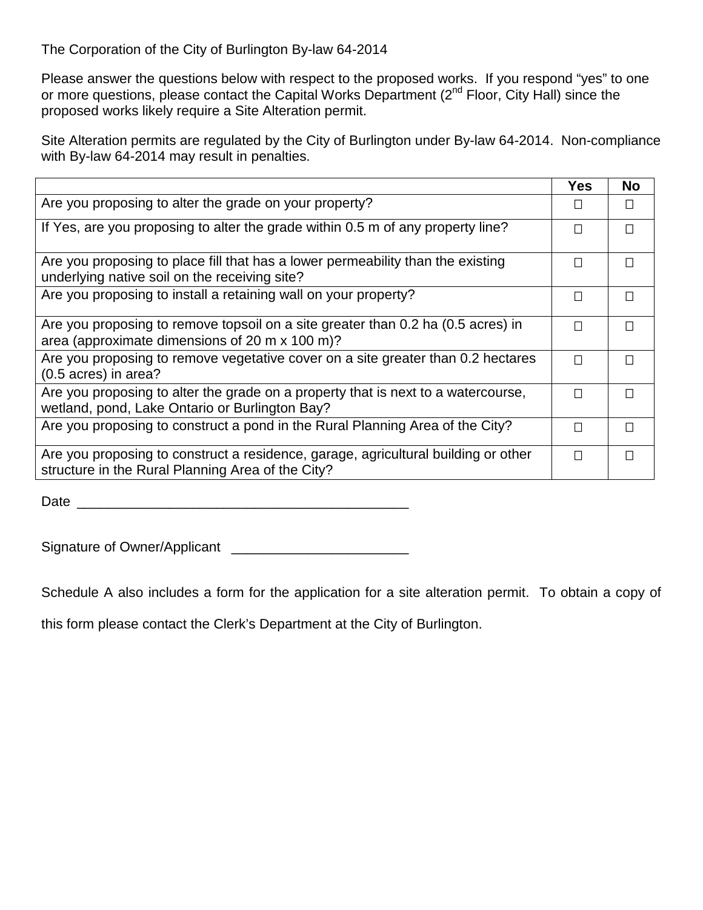The Corporation of the City of Burlington By-law 64-2014

Please answer the questions below with respect to the proposed works. If you respond "yes" to one or more questions, please contact the Capital Works Department (2nd Floor, City Hall) since the proposed works likely require a Site Alteration permit.

Site Alteration permits are regulated by the City of Burlington under By-law 64-2014. Non-compliance with By-law 64-2014 may result in penalties.

| | Yes | No |
|---|---|---|
| Are you proposing to alter the grade on your property? | ☐ | ☐ |
| If Yes, are you proposing to alter the grade within 0.5 m of any property line? | ☐ | ☐ |
| Are you proposing to place fill that has a lower permeability than the existing underlying native soil on the receiving site? | ☐ | ☐ |
| Are you proposing to install a retaining wall on your property? | ☐ | ☐ |
| Are you proposing to remove topsoil on a site greater than 0.2 ha (0.5 acres) in area (approximate dimensions of 20 m x 100 m)? | ☐ | ☐ |
| Are you proposing to remove vegetative cover on a site greater than 0.2 hectares (0.5 acres) in area? | ☐ | ☐ |
| Are you proposing to alter the grade on a property that is next to a watercourse, wetland, pond, Lake Ontario or Burlington Bay? | ☐ | ☐ |
| Are you proposing to construct a pond in the Rural Planning Area of the City? | ☐ | ☐ |
| Are you proposing to construct a residence, garage, agricultural building or other structure in the Rural Planning Area of the City? | ☐ | ☐ |

Date \_\_\_\_\_\_\_\_\_\_\_\_\_\_\_\_\_\_\_\_\_\_\_\_\_\_\_\_\_\_\_\_\_\_\_\_\_\_\_\_\_\_\_\_

Signature of Owner/Applicant \_\_\_\_\_\_\_\_\_\_\_\_\_\_\_\_\_\_\_\_\_\_\_\_

Schedule A also includes a form for the application for a site alteration permit. To obtain a copy of this form please contact the Clerk's Department at the City of Burlington.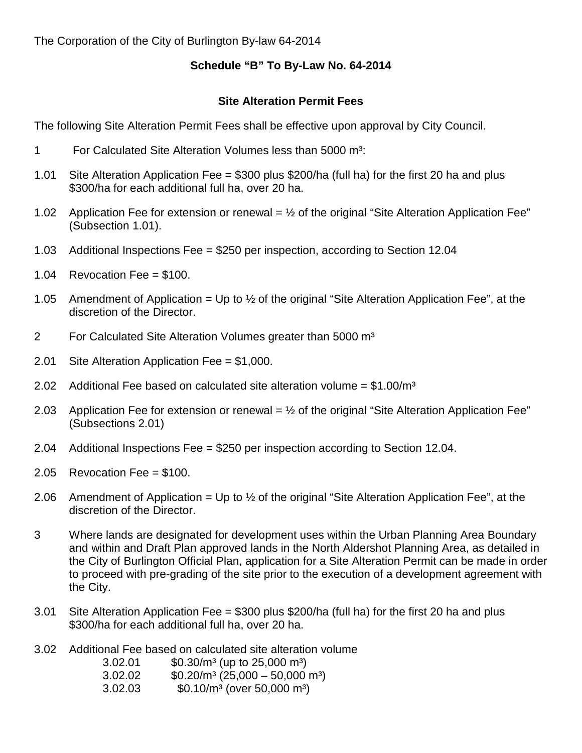The Corporation of the City of Burlington By-law 64-2014

## Schedule "B" To By-Law No. 64-2014

### Site Alteration Permit Fees

The following Site Alteration Permit Fees shall be effective upon approval by City Council.

1 For Calculated Site Alteration Volumes less than 5000 $m^3$:

1.01 Site Alteration Application Fee = \$300 plus \$200/ha (full ha) for the first 20 ha and plus \$300/ha for each additional full ha, over 20 ha.

1.02 Application Fee for extension or renewal = ½ of the original "Site Alteration Application Fee" (Subsection 1.01).

1.03 Additional Inspections Fee = \$250 per inspection, according to Section 12.04

1.04 Revocation Fee = \$100.

1.05 Amendment of Application = Up to ½ of the original "Site Alteration Application Fee", at the discretion of the Director.

2 For Calculated Site Alteration Volumes greater than 5000 $m^3$

2.01 Site Alteration Application Fee = \$1,000.

2.02 Additional Fee based on calculated site alteration volume = \$1.00/$m^3$

2.03 Application Fee for extension or renewal = ½ of the original "Site Alteration Application Fee" (Subsections 2.01)

2.04 Additional Inspections Fee = \$250 per inspection according to Section 12.04.

2.05 Revocation Fee = \$100.

2.06 Amendment of Application = Up to ½ of the original "Site Alteration Application Fee", at the discretion of the Director.

3 Where lands are designated for development uses within the Urban Planning Area Boundary and within and Draft Plan approved lands in the North Aldershot Planning Area, as detailed in the City of Burlington Official Plan, application for a Site Alteration Permit can be made in order to proceed with pre-grading of the site prior to the execution of a development agreement with the City.

3.01 Site Alteration Application Fee = \$300 plus \$200/ha (full ha) for the first 20 ha and plus \$300/ha for each additional full ha, over 20 ha.

3.02 Additional Fee based on calculated site alteration volume

- 3.02.01 \$0.30/$m^3$ (up to 25,000 $m^3$)
- 3.02.02 \$0.20/$m^3$ (25,000 – 50,000 $m^3$)
- 3.02.03 \$0.10/$m^3$ (over 50,000 $m^3$)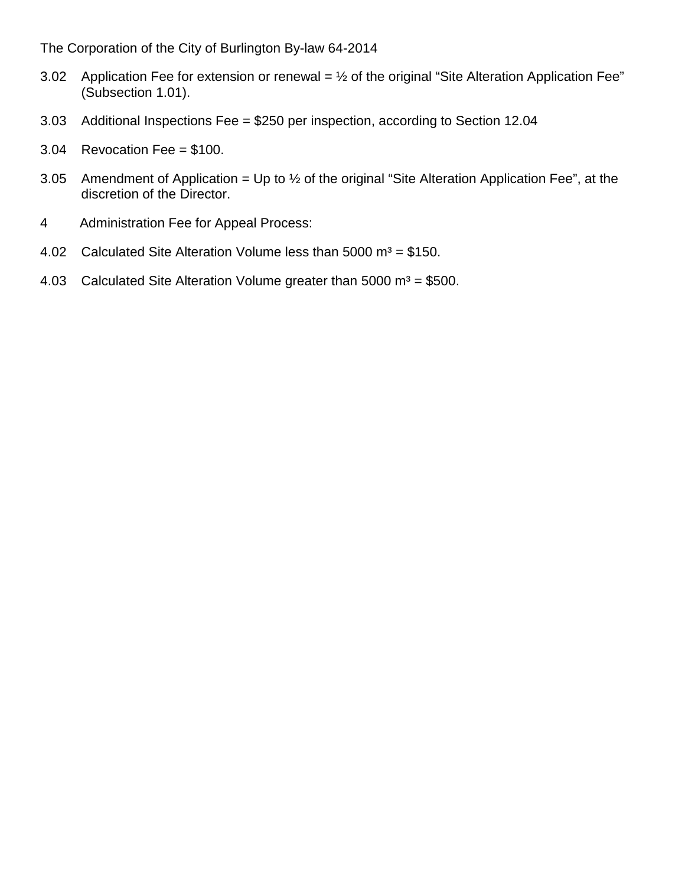3.02 Application Fee for extension or renewal = ½ of the original "Site Alteration Application Fee" (Subsection 1.01).

3.03 Additional Inspections Fee = $250 per inspection, according to Section 12.04

3.04 Revocation Fee = $100.

3.05 Amendment of Application = Up to ½ of the original "Site Alteration Application Fee", at the discretion of the Director.

4 Administration Fee for Appeal Process:

4.02 Calculated Site Alteration Volume less than 5000 $m^3$ = $150.

4.03 Calculated Site Alteration Volume greater than 5000 $m^3$ = $500.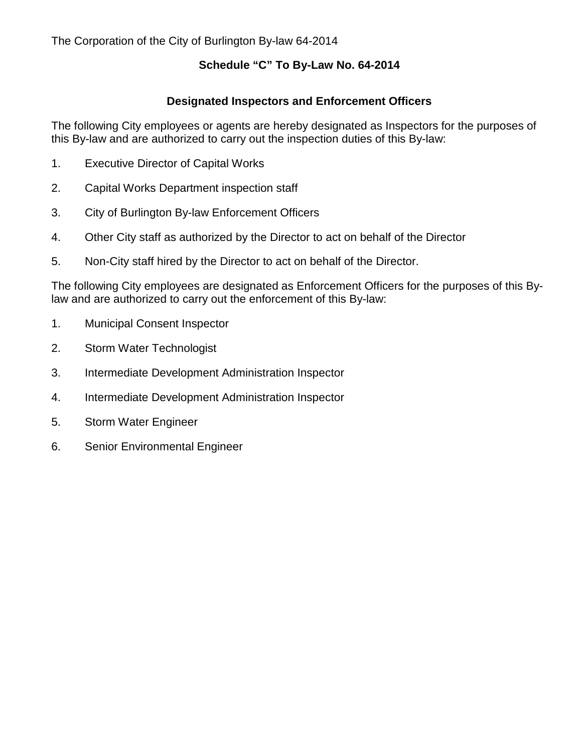## Schedule "C" To By-Law No. 64-2014

### Designated Inspectors and Enforcement Officers

The following City employees or agents are hereby designated as Inspectors for the purposes of this By-law and are authorized to carry out the inspection duties of this By-law:

1. Executive Director of Capital Works
2. Capital Works Department inspection staff
3. City of Burlington By-law Enforcement Officers
4. Other City staff as authorized by the Director to act on behalf of the Director
5. Non-City staff hired by the Director to act on behalf of the Director.

The following City employees are designated as Enforcement Officers for the purposes of this By-law and are authorized to carry out the enforcement of this By-law:

1. Municipal Consent Inspector
2. Storm Water Technologist
3. Intermediate Development Administration Inspector
4. Intermediate Development Administration Inspector
5. Storm Water Engineer
6. Senior Environmental Engineer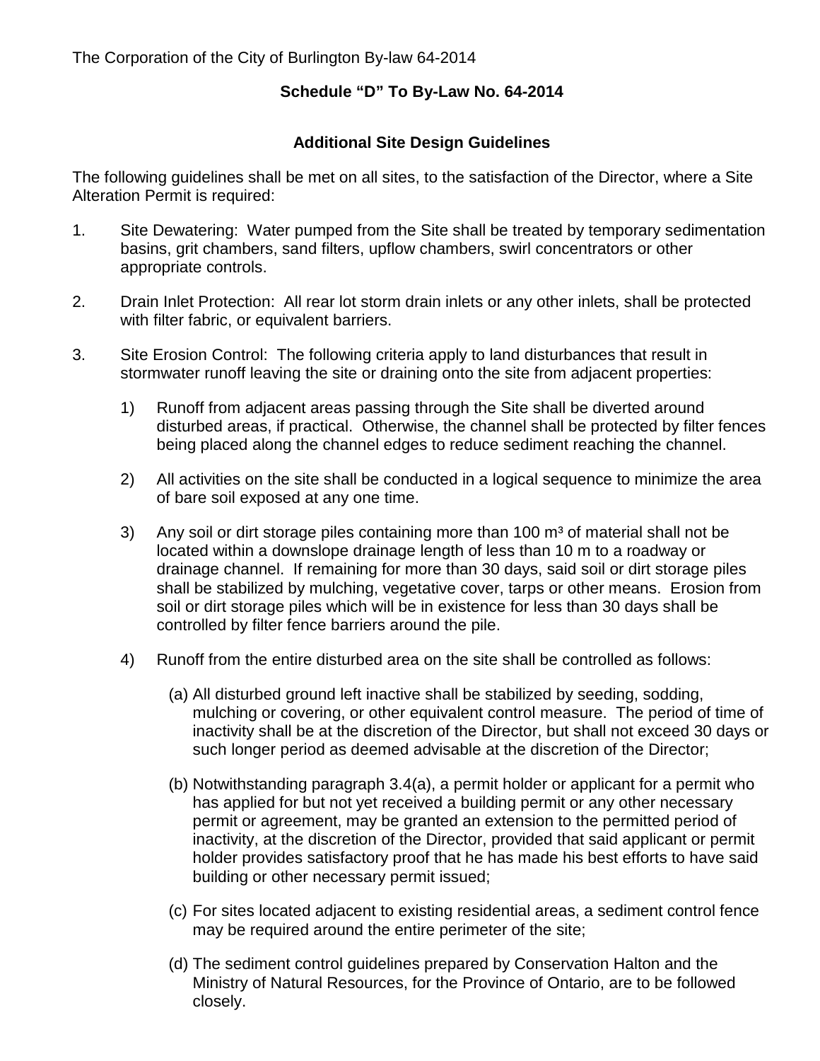The Corporation of the City of Burlington By-law 64-2014

## Schedule "D" To By-Law No. 64-2014

### Additional Site Design Guidelines

The following guidelines shall be met on all sites, to the satisfaction of the Director, where a Site Alteration Permit is required:

1. Site Dewatering: Water pumped from the Site shall be treated by temporary sedimentation basins, grit chambers, sand filters, upflow chambers, swirl concentrators or other appropriate controls.

2. Drain Inlet Protection: All rear lot storm drain inlets or any other inlets, shall be protected with filter fabric, or equivalent barriers.

3. Site Erosion Control: The following criteria apply to land disturbances that result in stormwater runoff leaving the site or draining onto the site from adjacent properties:

   1) Runoff from adjacent areas passing through the Site shall be diverted around disturbed areas, if practical. Otherwise, the channel shall be protected by filter fences being placed along the channel edges to reduce sediment reaching the channel.

   2) All activities on the site shall be conducted in a logical sequence to minimize the area of bare soil exposed at any one time.

   3) Any soil or dirt storage piles containing more than 100 m³ of material shall not be located within a downslope drainage length of less than 10 m to a roadway or drainage channel. If remaining for more than 30 days, said soil or dirt storage piles shall be stabilized by mulching, vegetative cover, tarps or other means. Erosion from soil or dirt storage piles which will be in existence for less than 30 days shall be controlled by filter fence barriers around the pile.

   4) Runoff from the entire disturbed area on the site shall be controlled as follows:

      (a) All disturbed ground left inactive shall be stabilized by seeding, sodding, mulching or covering, or other equivalent control measure. The period of time of inactivity shall be at the discretion of the Director, but shall not exceed 30 days or such longer period as deemed advisable at the discretion of the Director;

      (b) Notwithstanding paragraph 3.4(a), a permit holder or applicant for a permit who has applied for but not yet received a building permit or any other necessary permit or agreement, may be granted an extension to the permitted period of inactivity, at the discretion of the Director, provided that said applicant or permit holder provides satisfactory proof that he has made his best efforts to have said building or other necessary permit issued;

      (c) For sites located adjacent to existing residential areas, a sediment control fence may be required around the entire perimeter of the site;

      (d) The sediment control guidelines prepared by Conservation Halton and the Ministry of Natural Resources, for the Province of Ontario, are to be followed closely.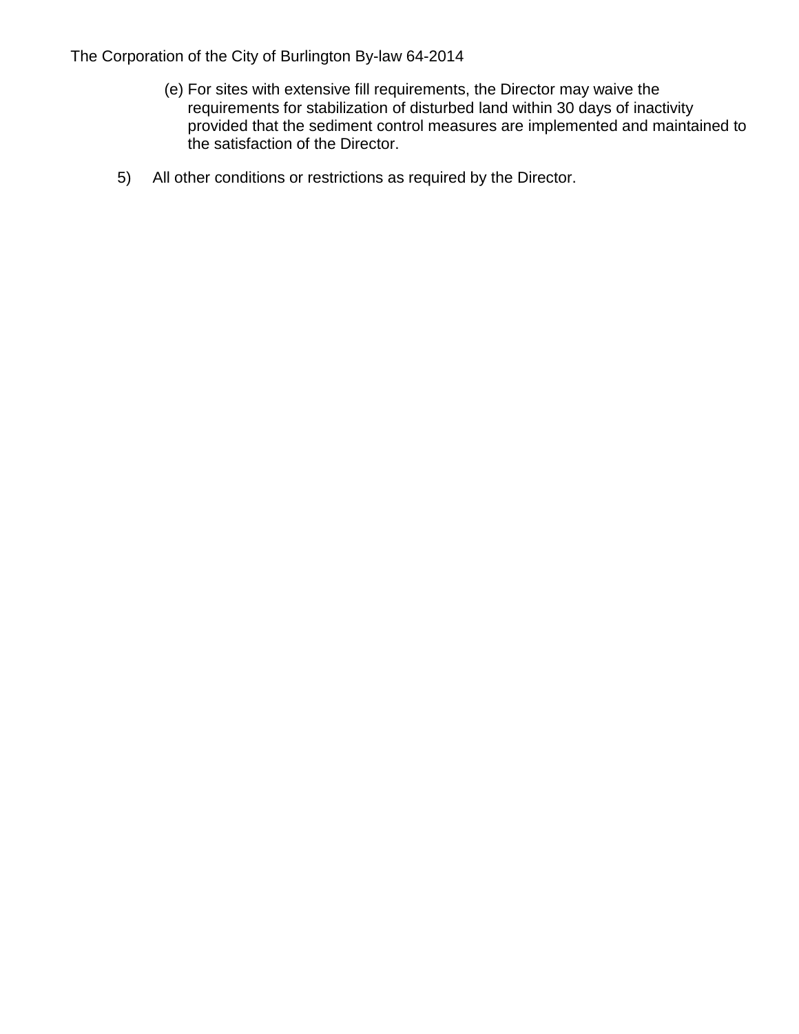(e) For sites with extensive fill requirements, the Director may waive the requirements for stabilization of disturbed land within 30 days of inactivity provided that the sediment control measures are implemented and maintained to the satisfaction of the Director.

5) All other conditions or restrictions as required by the Director.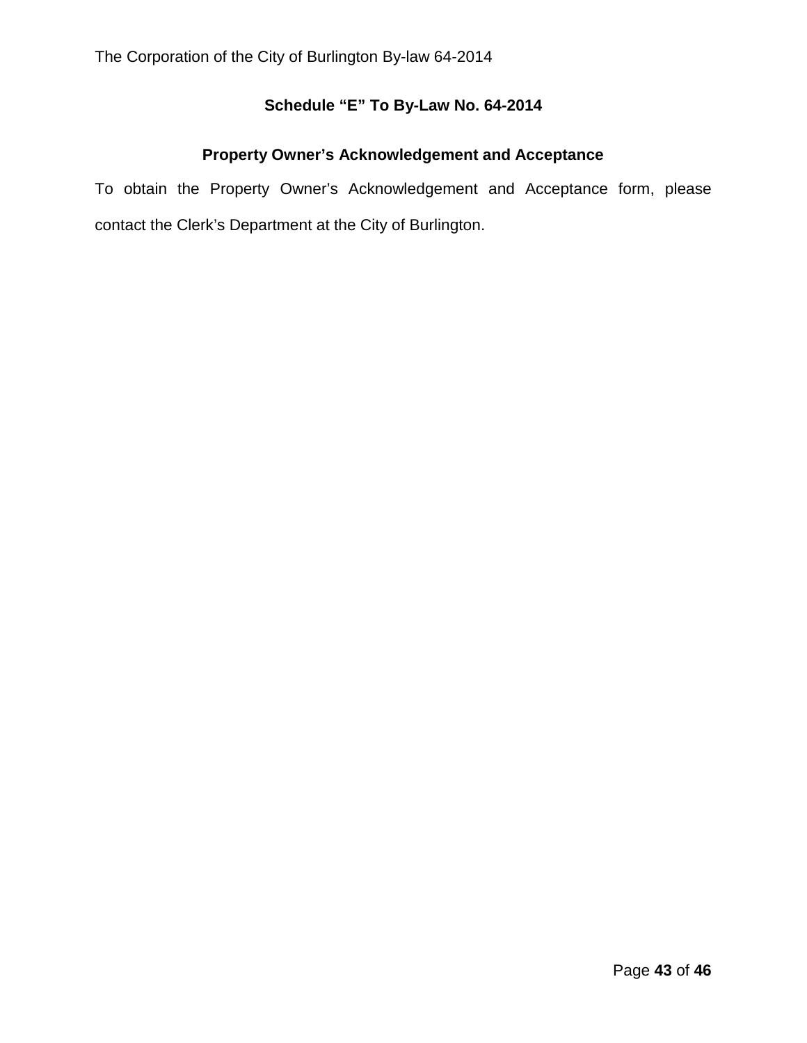## Schedule "E" To By-Law No. 64-2014

### Property Owner's Acknowledgement and Acceptance

To obtain the Property Owner's Acknowledgement and Acceptance form, please contact the Clerk's Department at the City of Burlington.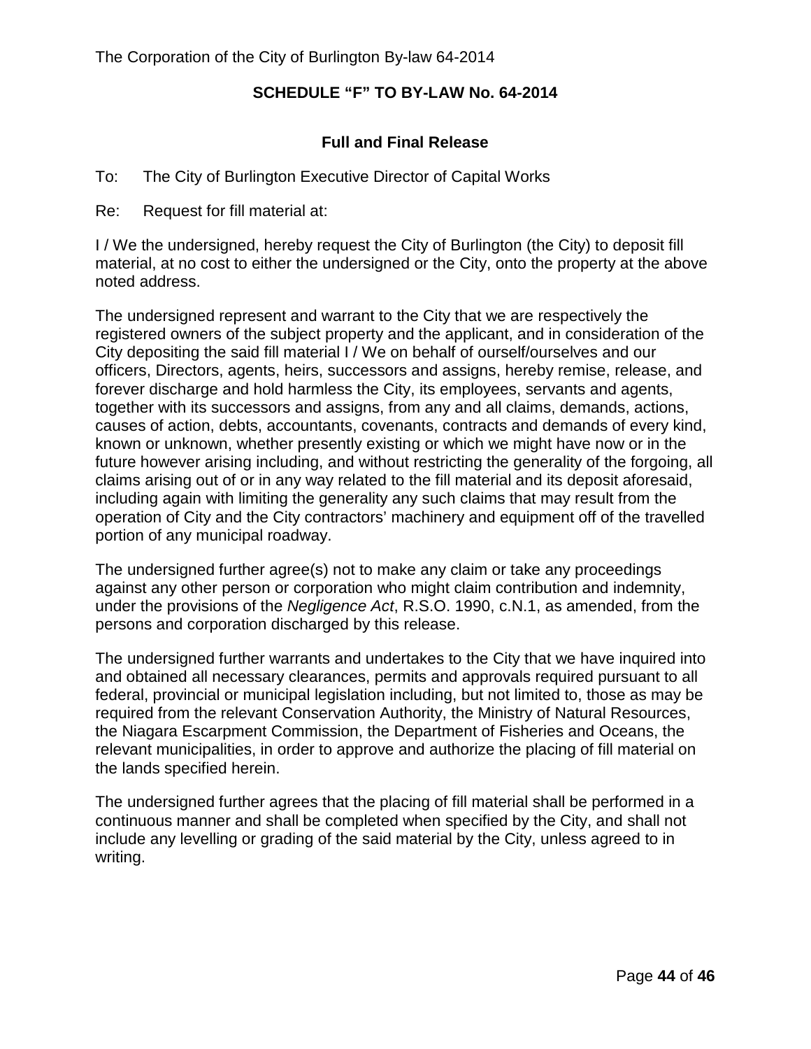## SCHEDULE "F" TO BY-LAW No. 64-2014

### Full and Final Release

To: The City of Burlington Executive Director of Capital Works

Re: Request for fill material at:

I / We the undersigned, hereby request the City of Burlington (the City) to deposit fill material, at no cost to either the undersigned or the City, onto the property at the above noted address.

The undersigned represent and warrant to the City that we are respectively the registered owners of the subject property and the applicant, and in consideration of the City depositing the said fill material I / We on behalf of ourself/ourselves and our officers, Directors, agents, heirs, successors and assigns, hereby remise, release, and forever discharge and hold harmless the City, its employees, servants and agents, together with its successors and assigns, from any and all claims, demands, actions, causes of action, debts, accountants, covenants, contracts and demands of every kind, known or unknown, whether presently existing or which we might have now or in the future however arising including, and without restricting the generality of the forgoing, all claims arising out of or in any way related to the fill material and its deposit aforesaid, including again with limiting the generality any such claims that may result from the operation of City and the City contractors' machinery and equipment off of the travelled portion of any municipal roadway.

The undersigned further agree(s) not to make any claim or take any proceedings against any other person or corporation who might claim contribution and indemnity, under the provisions of the *Negligence Act*, R.S.O. 1990, c.N.1, as amended, from the persons and corporation discharged by this release.

The undersigned further warrants and undertakes to the City that we have inquired into and obtained all necessary clearances, permits and approvals required pursuant to all federal, provincial or municipal legislation including, but not limited to, those as may be required from the relevant Conservation Authority, the Ministry of Natural Resources, the Niagara Escarpment Commission, the Department of Fisheries and Oceans, the relevant municipalities, in order to approve and authorize the placing of fill material on the lands specified herein.

The undersigned further agrees that the placing of fill material shall be performed in a continuous manner and shall be completed when specified by the City, and shall not include any levelling or grading of the said material by the City, unless agreed to in writing.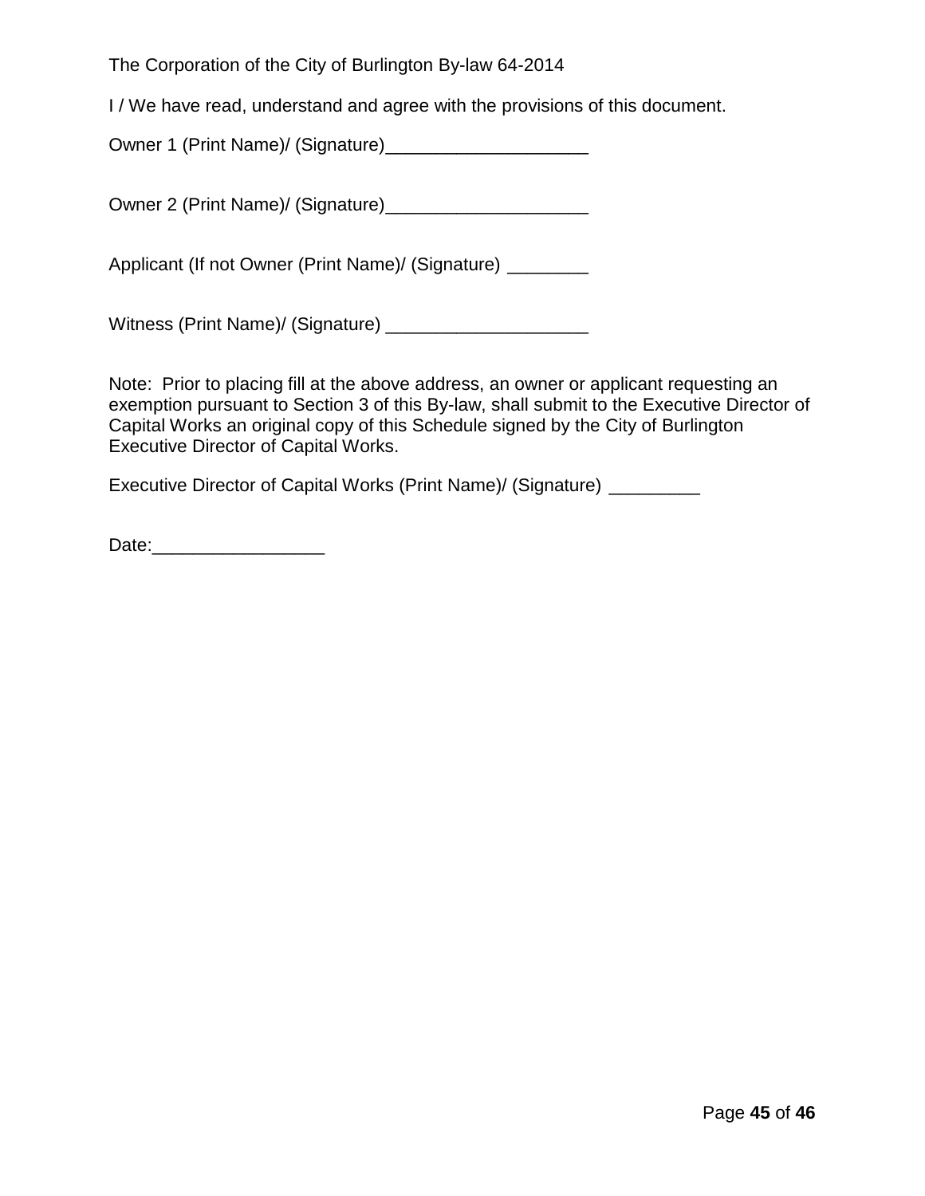The Corporation of the City of Burlington By-law 64-2014

I / We have read, understand and agree with the provisions of this document.

Owner 1 (Print Name)/ (Signature)____________________

Owner 2 (Print Name)/ (Signature)____________________

Applicant (If not Owner (Print Name)/ (Signature) ________

Witness (Print Name)/ (Signature) ____________________

Note: Prior to placing fill at the above address, an owner or applicant requesting an exemption pursuant to Section 3 of this By-law, shall submit to the Executive Director of Capital Works an original copy of this Schedule signed by the City of Burlington Executive Director of Capital Works.

Executive Director of Capital Works (Print Name)/ (Signature) _________

Date:_________________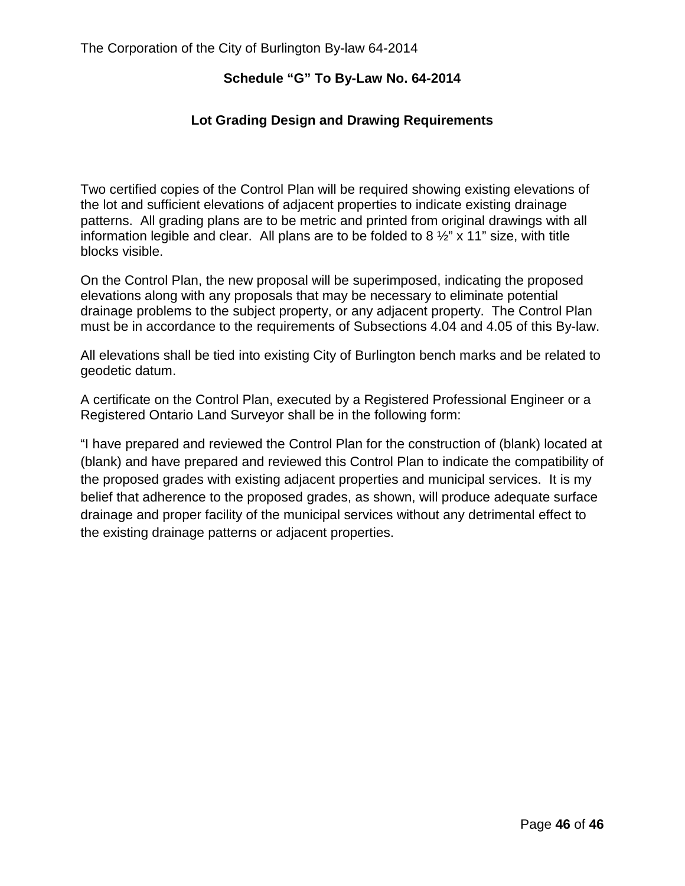## Schedule "G" To By-Law No. 64-2014

### Lot Grading Design and Drawing Requirements

Two certified copies of the Control Plan will be required showing existing elevations of the lot and sufficient elevations of adjacent properties to indicate existing drainage patterns. All grading plans are to be metric and printed from original drawings with all information legible and clear. All plans are to be folded to 8 ½" x 11" size, with title blocks visible.

On the Control Plan, the new proposal will be superimposed, indicating the proposed elevations along with any proposals that may be necessary to eliminate potential drainage problems to the subject property, or any adjacent property. The Control Plan must be in accordance to the requirements of Subsections 4.04 and 4.05 of this By-law.

All elevations shall be tied into existing City of Burlington bench marks and be related to geodetic datum.

A certificate on the Control Plan, executed by a Registered Professional Engineer or a Registered Ontario Land Surveyor shall be in the following form:

"I have prepared and reviewed the Control Plan for the construction of (blank) located at (blank) and have prepared and reviewed this Control Plan to indicate the compatibility of the proposed grades with existing adjacent properties and municipal services. It is my belief that adherence to the proposed grades, as shown, will produce adequate surface drainage and proper facility of the municipal services without any detrimental effect to the existing drainage patterns or adjacent properties.